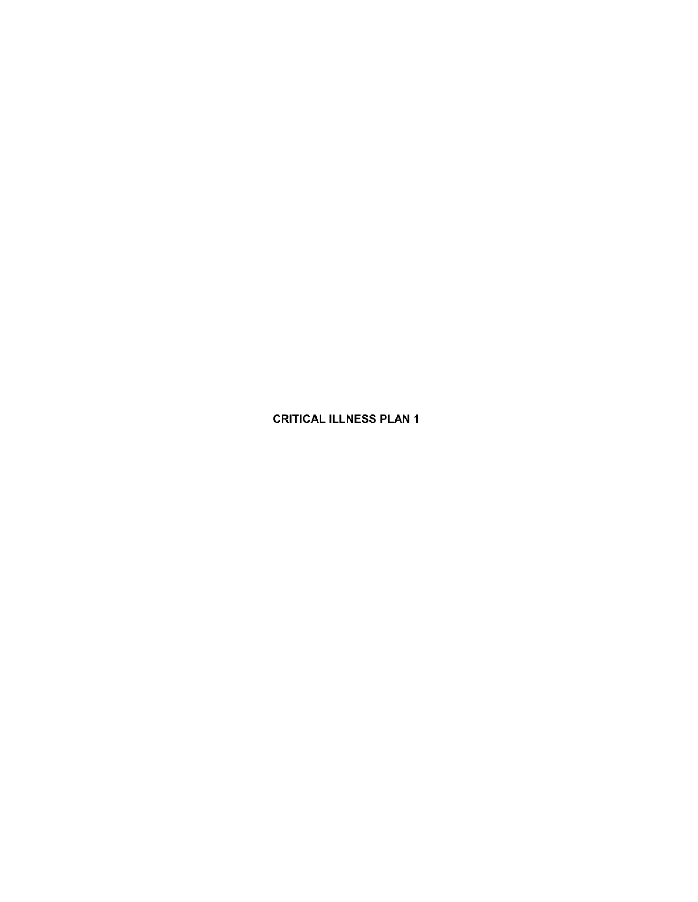# CRITICAL ILLNESS PLAN 1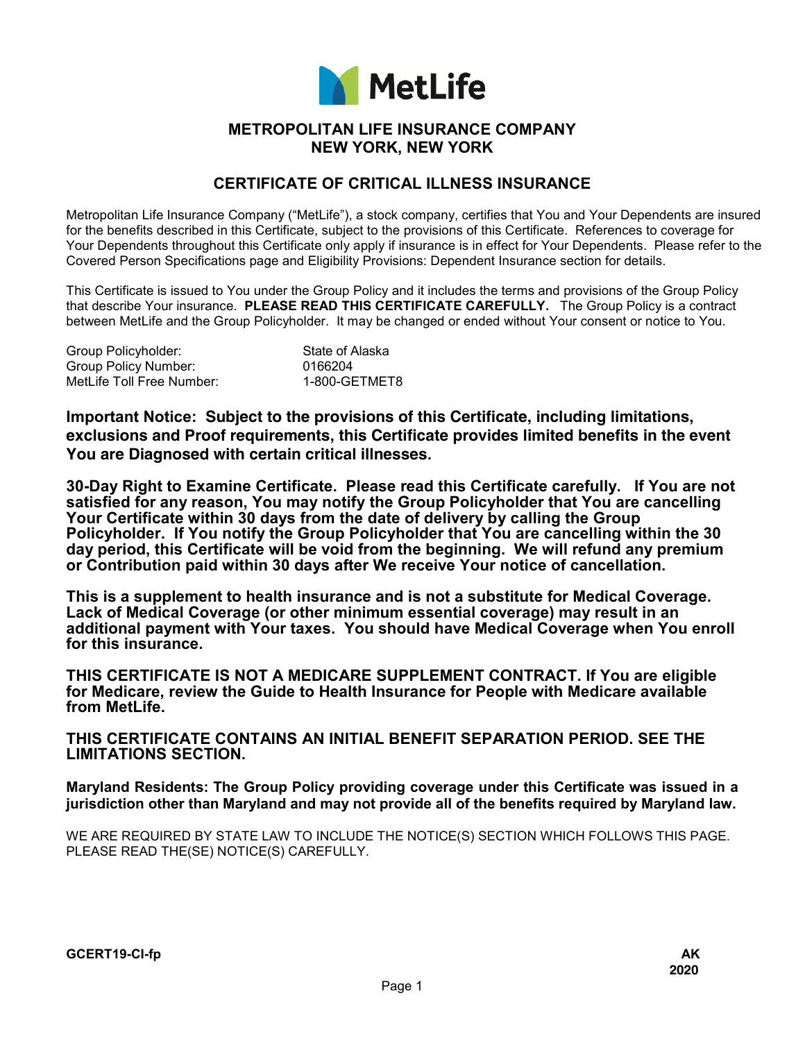# METROPOLITAN LIFE INSURANCE COMPANY
## NEW YORK, NEW YORK

## CERTIFICATE OF CRITICAL ILLNESS INSURANCE

Metropolitan Life Insurance Company ("MetLife"), a stock company, certifies that You and Your Dependents are insured for the benefits described in this Certificate, subject to the provisions of this Certificate. References to coverage for Your Dependents throughout this Certificate only apply if insurance is in effect for Your Dependents. Please refer to the Covered Person Specifications page and Eligibility Provisions: Dependent Insurance section for details.

This Certificate is issued to You under the Group Policy and it includes the terms and provisions of the Group Policy that describe Your insurance. **PLEASE READ THIS CERTIFICATE CAREFULLY.** The Group Policy is a contract between MetLife and the Group Policyholder. It may be changed or ended without Your consent or notice to You.

| | |
|---|---|
| Group Policyholder: | State of Alaska |
| Group Policy Number: | 0166204 |
| MetLife Toll Free Number: | 1-800-GETMET8 |

**Important Notice: Subject to the provisions of this Certificate, including limitations, exclusions and Proof requirements, this Certificate provides limited benefits in the event You are Diagnosed with certain critical illnesses.**

**30-Day Right to Examine Certificate. Please read this Certificate carefully. If You are not satisfied for any reason, You may notify the Group Policyholder that You are cancelling Your Certificate within 30 days from the date of delivery by calling the Group Policyholder. If You notify the Group Policyholder that You are cancelling within the 30 day period, this Certificate will be void from the beginning. We will refund any premium or Contribution paid within 30 days after We receive Your notice of cancellation.**

**This is a supplement to health insurance and is not a substitute for Medical Coverage. Lack of Medical Coverage (or other minimum essential coverage) may result in an additional payment with Your taxes. You should have Medical Coverage when You enroll for this insurance.**

**THIS CERTIFICATE IS NOT A MEDICARE SUPPLEMENT CONTRACT. If You are eligible for Medicare, review the Guide to Health Insurance for People with Medicare available from MetLife.**

**THIS CERTIFICATE CONTAINS AN INITIAL BENEFIT SEPARATION PERIOD. SEE THE LIMITATIONS SECTION.**

**Maryland Residents: The Group Policy providing coverage under this Certificate was issued in a jurisdiction other than Maryland and may not provide all of the benefits required by Maryland law.**

WE ARE REQUIRED BY STATE LAW TO INCLUDE THE NOTICE(S) SECTION WHICH FOLLOWS THIS PAGE. PLEASE READ THE(SE) NOTICE(S) CAREFULLY.

GCERT19-CI-fp AK 2020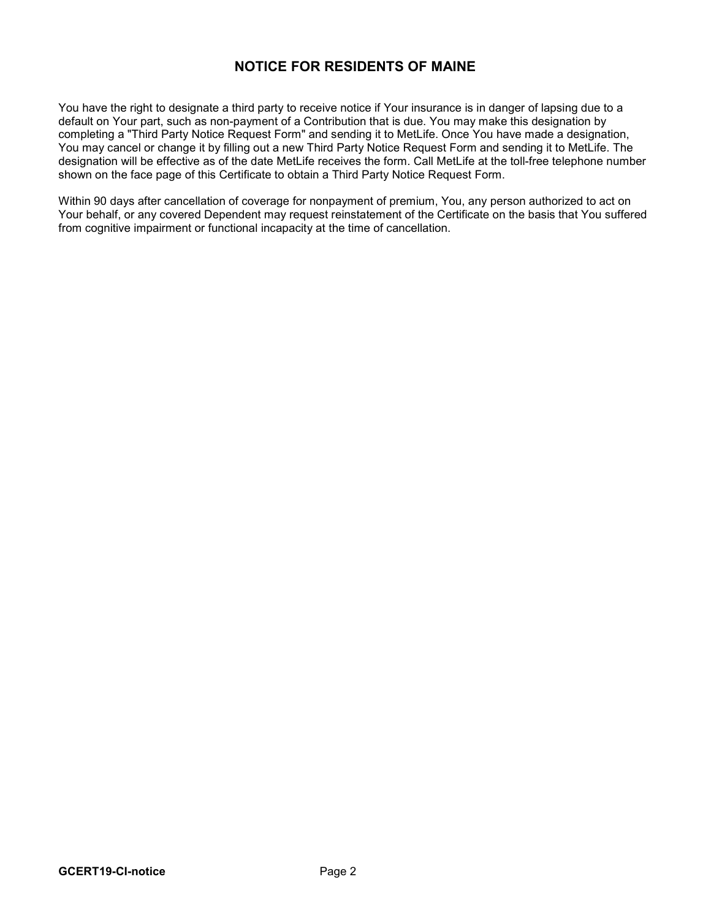## NOTICE FOR RESIDENTS OF MAINE

You have the right to designate a third party to receive notice if Your insurance is in danger of lapsing due to a default on Your part, such as non-payment of a Contribution that is due. You may make this designation by completing a "Third Party Notice Request Form" and sending it to MetLife. Once You have made a designation, You may cancel or change it by filling out a new Third Party Notice Request Form and sending it to MetLife. The designation will be effective as of the date MetLife receives the form. Call MetLife at the toll-free telephone number shown on the face page of this Certificate to obtain a Third Party Notice Request Form.

Within 90 days after cancellation of coverage for nonpayment of premium, You, any person authorized to act on Your behalf, or any covered Dependent may request reinstatement of the Certificate on the basis that You suffered from cognitive impairment or functional incapacity at the time of cancellation.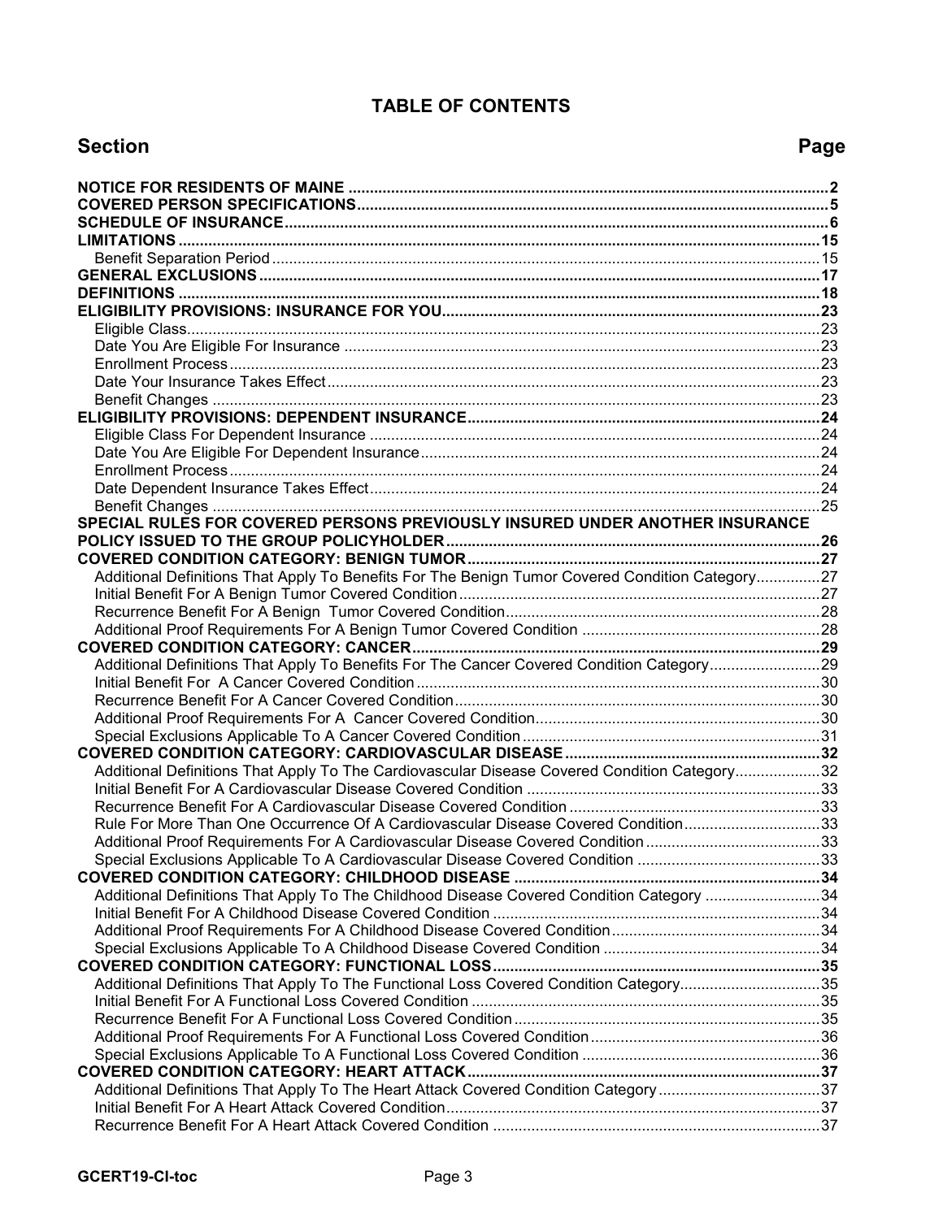# TABLE OF CONTENTS

| Section | Page |
|---|---|
| **NOTICE FOR RESIDENTS OF MAINE** | **2** |
| **COVERED PERSON SPECIFICATIONS** | **5** |
| **SCHEDULE OF INSURANCE** | **6** |
| **LIMITATIONS** | **15** |
| Benefit Separation Period | 15 |
| **GENERAL EXCLUSIONS** | **17** |
| **DEFINITIONS** | **18** |
| **ELIGIBILITY PROVISIONS: INSURANCE FOR YOU** | **23** |
| Eligible Class | 23 |
| Date You Are Eligible For Insurance | 23 |
| Enrollment Process | 23 |
| Date Your Insurance Takes Effect | 23 |
| Benefit Changes | 23 |
| **ELIGIBILITY PROVISIONS: DEPENDENT INSURANCE** | **24** |
| Eligible Class For Dependent Insurance | 24 |
| Date You Are Eligible For Dependent Insurance | 24 |
| Enrollment Process | 24 |
| Date Dependent Insurance Takes Effect | 24 |
| Benefit Changes | 25 |
| **SPECIAL RULES FOR COVERED PERSONS PREVIOUSLY INSURED UNDER ANOTHER INSURANCE POLICY ISSUED TO THE GROUP POLICYHOLDER** | **26** |
| **COVERED CONDITION CATEGORY: BENIGN TUMOR** | **27** |
| Additional Definitions That Apply To Benefits For The Benign Tumor Covered Condition Category | 27 |
| Initial Benefit For A Benign Tumor Covered Condition | 27 |
| Recurrence Benefit For A Benign Tumor Covered Condition | 28 |
| Additional Proof Requirements For A Benign Tumor Covered Condition | 28 |
| **COVERED CONDITION CATEGORY: CANCER** | **29** |
| Additional Definitions That Apply To Benefits For The Cancer Covered Condition Category | 29 |
| Initial Benefit For A Cancer Covered Condition | 30 |
| Recurrence Benefit For A Cancer Covered Condition | 30 |
| Additional Proof Requirements For A Cancer Covered Condition | 30 |
| Special Exclusions Applicable To A Cancer Covered Condition | 31 |
| **COVERED CONDITION CATEGORY: CARDIOVASCULAR DISEASE** | **32** |
| Additional Definitions That Apply To The Cardiovascular Disease Covered Condition Category | 32 |
| Initial Benefit For A Cardiovascular Disease Covered Condition | 33 |
| Recurrence Benefit For A Cardiovascular Disease Covered Condition | 33 |
| Rule For More Than One Occurrence Of A Cardiovascular Disease Covered Condition | 33 |
| Additional Proof Requirements For A Cardiovascular Disease Covered Condition | 33 |
| Special Exclusions Applicable To A Cardiovascular Disease Covered Condition | 33 |
| **COVERED CONDITION CATEGORY: CHILDHOOD DISEASE** | **34** |
| Additional Definitions That Apply To The Childhood Disease Covered Condition Category | 34 |
| Initial Benefit For A Childhood Disease Covered Condition | 34 |
| Additional Proof Requirements For A Childhood Disease Covered Condition | 34 |
| Special Exclusions Applicable To A Childhood Disease Covered Condition | 34 |
| **COVERED CONDITION CATEGORY: FUNCTIONAL LOSS** | **35** |
| Additional Definitions That Apply To The Functional Loss Covered Condition Category | 35 |
| Initial Benefit For A Functional Loss Covered Condition | 35 |
| Recurrence Benefit For A Functional Loss Covered Condition | 35 |
| Additional Proof Requirements For A Functional Loss Covered Condition | 36 |
| Special Exclusions Applicable To A Functional Loss Covered Condition | 36 |
| **COVERED CONDITION CATEGORY: HEART ATTACK** | **37** |
| Additional Definitions That Apply To The Heart Attack Covered Condition Category | 37 |
| Initial Benefit For A Heart Attack Covered Condition | 37 |
| Recurrence Benefit For A Heart Attack Covered Condition | 37 |

GCERT19-CI-toc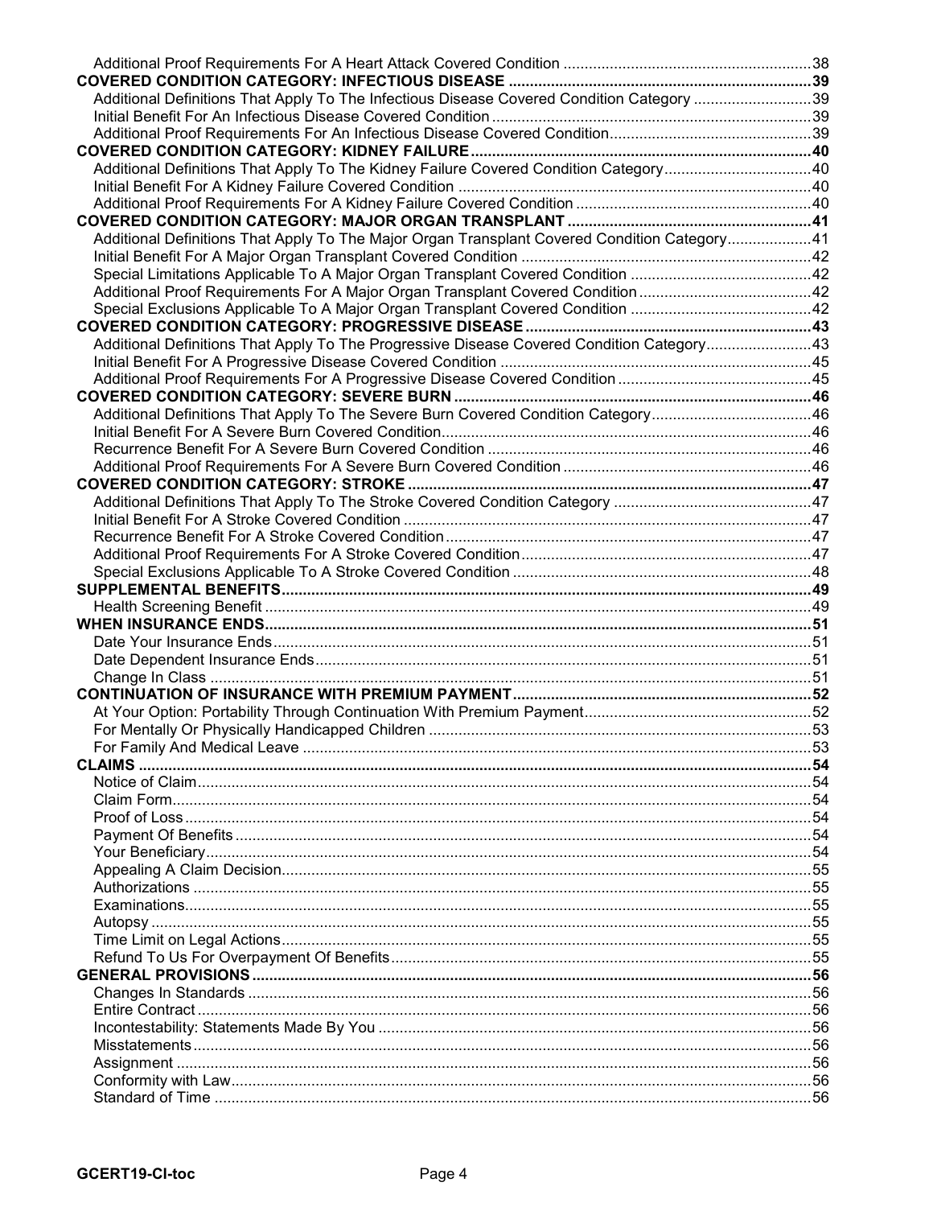Additional Proof Requirements For A Heart Attack Covered Condition ....38

**COVERED CONDITION CATEGORY: INFECTIOUS DISEASE ....39**

Additional Definitions That Apply To The Infectious Disease Covered Condition Category ....39

Initial Benefit For An Infectious Disease Covered Condition ....39

Additional Proof Requirements For An Infectious Disease Covered Condition....39

**COVERED CONDITION CATEGORY: KIDNEY FAILURE....40**

Additional Definitions That Apply To The Kidney Failure Covered Condition Category....40

Initial Benefit For A Kidney Failure Covered Condition ....40

Additional Proof Requirements For A Kidney Failure Covered Condition ....40

**COVERED CONDITION CATEGORY: MAJOR ORGAN TRANSPLANT ....41**

Additional Definitions That Apply To The Major Organ Transplant Covered Condition Category....41

Initial Benefit For A Major Organ Transplant Covered Condition ....42

Special Limitations Applicable To A Major Organ Transplant Covered Condition ....42

Additional Proof Requirements For A Major Organ Transplant Covered Condition ....42

Special Exclusions Applicable To A Major Organ Transplant Covered Condition ....42

**COVERED CONDITION CATEGORY: PROGRESSIVE DISEASE ....43**

Additional Definitions That Apply To The Progressive Disease Covered Condition Category....43

Initial Benefit For A Progressive Disease Covered Condition ....45

Additional Proof Requirements For A Progressive Disease Covered Condition ....45

**COVERED CONDITION CATEGORY: SEVERE BURN ....46**

Additional Definitions That Apply To The Severe Burn Covered Condition Category....46

Initial Benefit For A Severe Burn Covered Condition....46

Recurrence Benefit For A Severe Burn Covered Condition ....46

Additional Proof Requirements For A Severe Burn Covered Condition ....46

**COVERED CONDITION CATEGORY: STROKE ....47**

Additional Definitions That Apply To The Stroke Covered Condition Category ....47

Initial Benefit For A Stroke Covered Condition ....47

Recurrence Benefit For A Stroke Covered Condition....47

Additional Proof Requirements For A Stroke Covered Condition....47

Special Exclusions Applicable To A Stroke Covered Condition ....48

**SUPPLEMENTAL BENEFITS....49**

Health Screening Benefit ....49

**WHEN INSURANCE ENDS....51**

Date Your Insurance Ends....51

Date Dependent Insurance Ends....51

Change In Class ....51

**CONTINUATION OF INSURANCE WITH PREMIUM PAYMENT....52**

At Your Option: Portability Through Continuation With Premium Payment....52

For Mentally Or Physically Handicapped Children ....53

For Family And Medical Leave ....53

**CLAIMS ....54**

Notice of Claim....54

Claim Form....54

Proof of Loss....54

Payment Of Benefits ....54

Your Beneficiary....54

Appealing A Claim Decision....55

Authorizations ....55

Examinations....55

Autopsy ....55

Time Limit on Legal Actions....55

Refund To Us For Overpayment Of Benefits....55

**GENERAL PROVISIONS....56**

Changes In Standards ....56

Entire Contract ....56

Incontestability: Statements Made By You ....56

Misstatements....56

Assignment ....56

Conformity with Law....56

Standard of Time ....56

GCERT19-CI-toc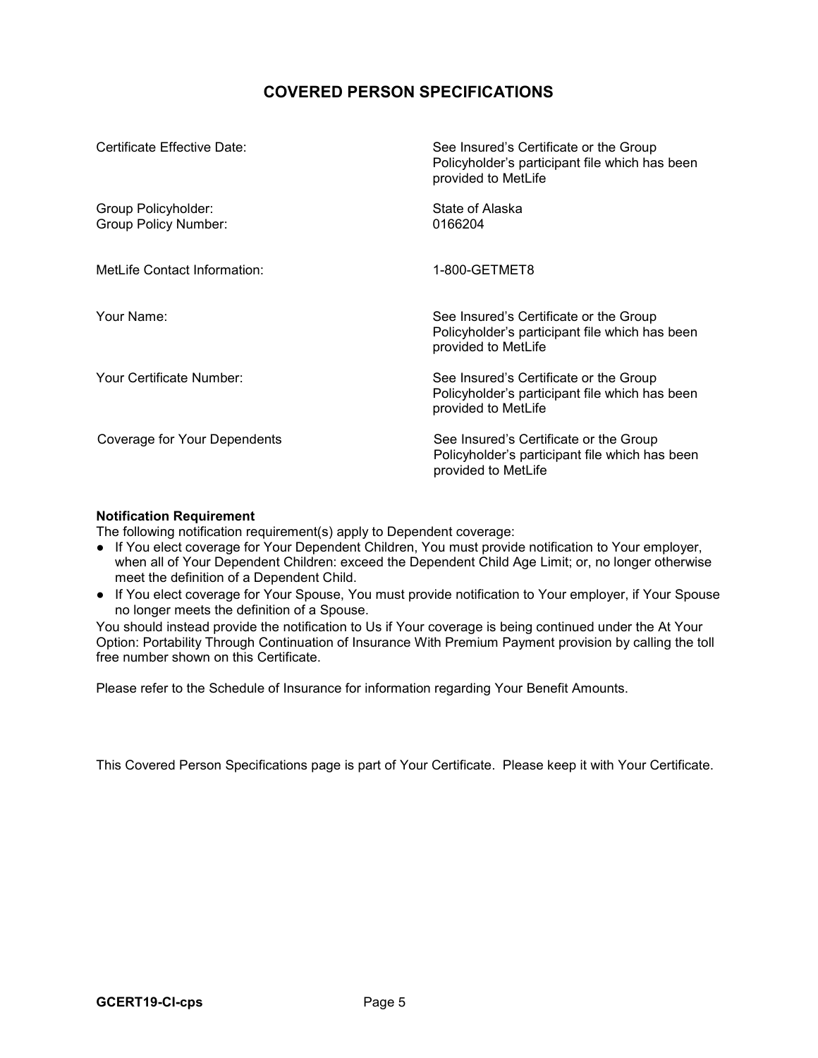# COVERED PERSON SPECIFICATIONS

| | |
|---|---|
| Certificate Effective Date: | See Insured's Certificate or the Group Policyholder's participant file which has been provided to MetLife |
| Group Policyholder:<br>Group Policy Number: | State of Alaska<br>0166204 |
| MetLife Contact Information: | 1-800-GETMET8 |
| Your Name: | See Insured's Certificate or the Group Policyholder's participant file which has been provided to MetLife |
| Your Certificate Number: | See Insured's Certificate or the Group Policyholder's participant file which has been provided to MetLife |
| Coverage for Your Dependents | See Insured's Certificate or the Group Policyholder's participant file which has been provided to MetLife |

**Notification Requirement**

The following notification requirement(s) apply to Dependent coverage:

- If You elect coverage for Your Dependent Children, You must provide notification to Your employer, when all of Your Dependent Children: exceed the Dependent Child Age Limit; or, no longer otherwise meet the definition of a Dependent Child.
- If You elect coverage for Your Spouse, You must provide notification to Your employer, if Your Spouse no longer meets the definition of a Spouse.

You should instead provide the notification to Us if Your coverage is being continued under the At Your Option: Portability Through Continuation of Insurance With Premium Payment provision by calling the toll free number shown on this Certificate.

Please refer to the Schedule of Insurance for information regarding Your Benefit Amounts.

This Covered Person Specifications page is part of Your Certificate. Please keep it with Your Certificate.

**GCERT19-CI-cps**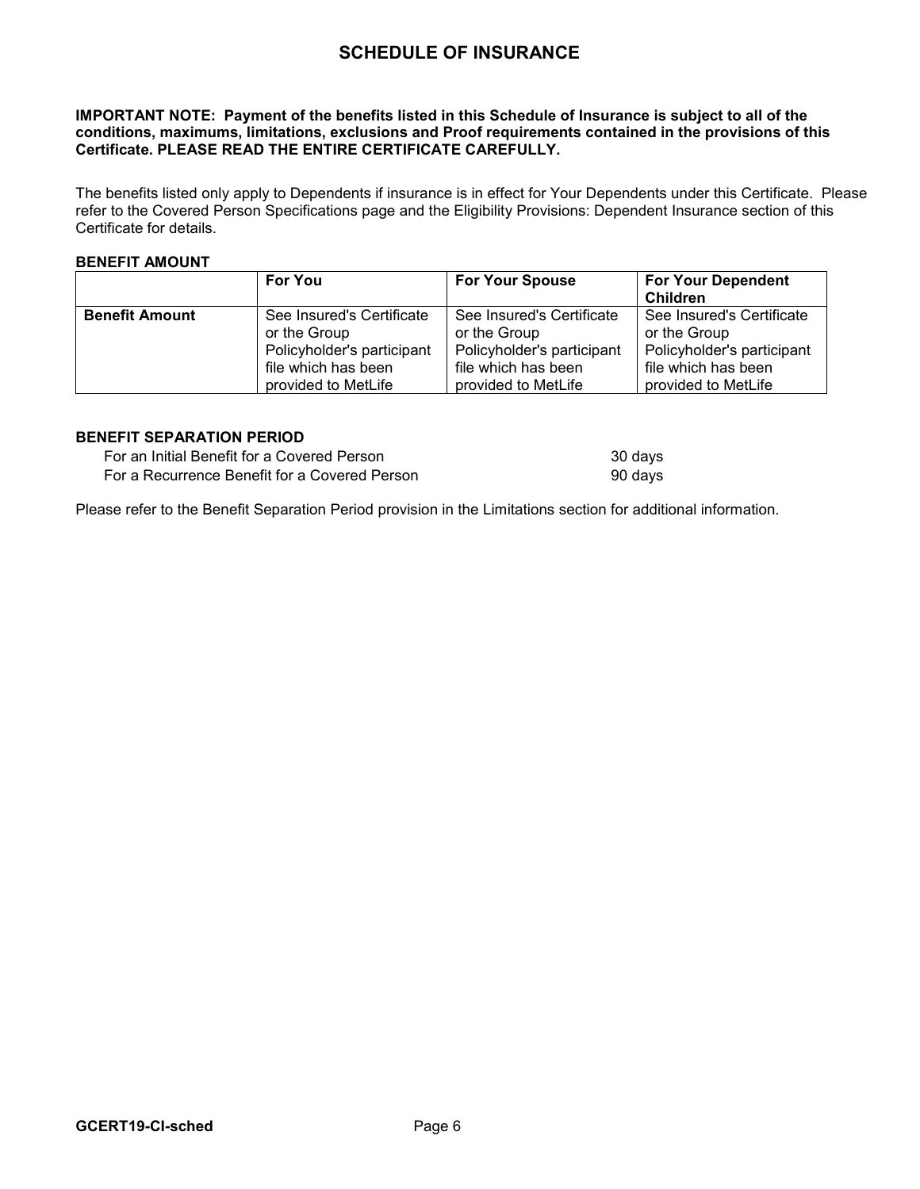# SCHEDULE OF INSURANCE

**IMPORTANT NOTE: Payment of the benefits listed in this Schedule of Insurance is subject to all of the conditions, maximums, limitations, exclusions and Proof requirements contained in the provisions of this Certificate. PLEASE READ THE ENTIRE CERTIFICATE CAREFULLY.**

The benefits listed only apply to Dependents if insurance is in effect for Your Dependents under this Certificate. Please refer to the Covered Person Specifications page and the Eligibility Provisions: Dependent Insurance section of this Certificate for details.

**BENEFIT AMOUNT**

| | **For You** | **For Your Spouse** | **For Your Dependent Children** |
|---|---|---|---|
| **Benefit Amount** | See Insured's Certificate or the Group Policyholder's participant file which has been provided to MetLife | See Insured's Certificate or the Group Policyholder's participant file which has been provided to MetLife | See Insured's Certificate or the Group Policyholder's participant file which has been provided to MetLife |

**BENEFIT SEPARATION PERIOD**

| | |
|---|---|
| For an Initial Benefit for a Covered Person | 30 days |
| For a Recurrence Benefit for a Covered Person | 90 days |

Please refer to the Benefit Separation Period provision in the Limitations section for additional information.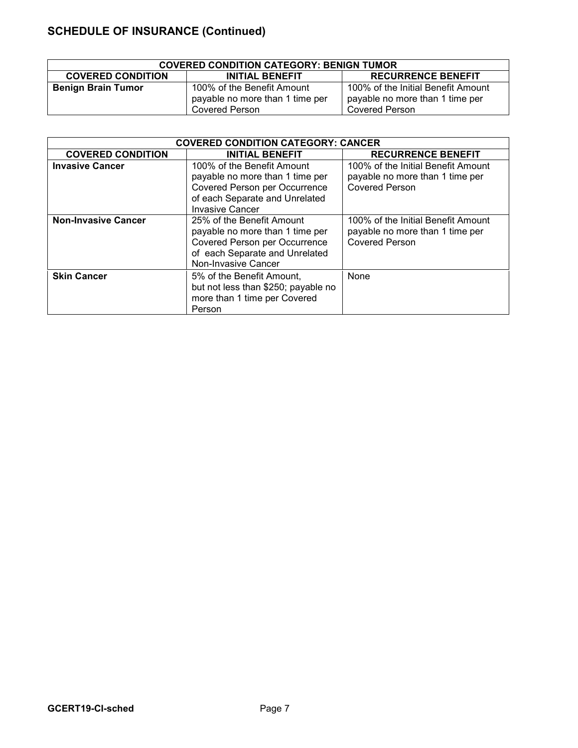## SCHEDULE OF INSURANCE (Continued)

| COVERED CONDITION CATEGORY: BENIGN TUMOR | | |
|---|---|---|
| **COVERED CONDITION** | **INITIAL BENEFIT** | **RECURRENCE BENEFIT** |
| **Benign Brain Tumor** | 100% of the Benefit Amount payable no more than 1 time per Covered Person | 100% of the Initial Benefit Amount payable no more than 1 time per Covered Person |

| COVERED CONDITION CATEGORY: CANCER | | |
|---|---|---|
| **COVERED CONDITION** | **INITIAL BENEFIT** | **RECURRENCE BENEFIT** |
| **Invasive Cancer** | 100% of the Benefit Amount payable no more than 1 time per Covered Person per Occurrence of each Separate and Unrelated Invasive Cancer | 100% of the Initial Benefit Amount payable no more than 1 time per Covered Person |
| **Non-Invasive Cancer** | 25% of the Benefit Amount payable no more than 1 time per Covered Person per Occurrence of each Separate and Unrelated Non-Invasive Cancer | 100% of the Initial Benefit Amount payable no more than 1 time per Covered Person |
| **Skin Cancer** | 5% of the Benefit Amount, but not less than $250; payable no more than 1 time per Covered Person | None |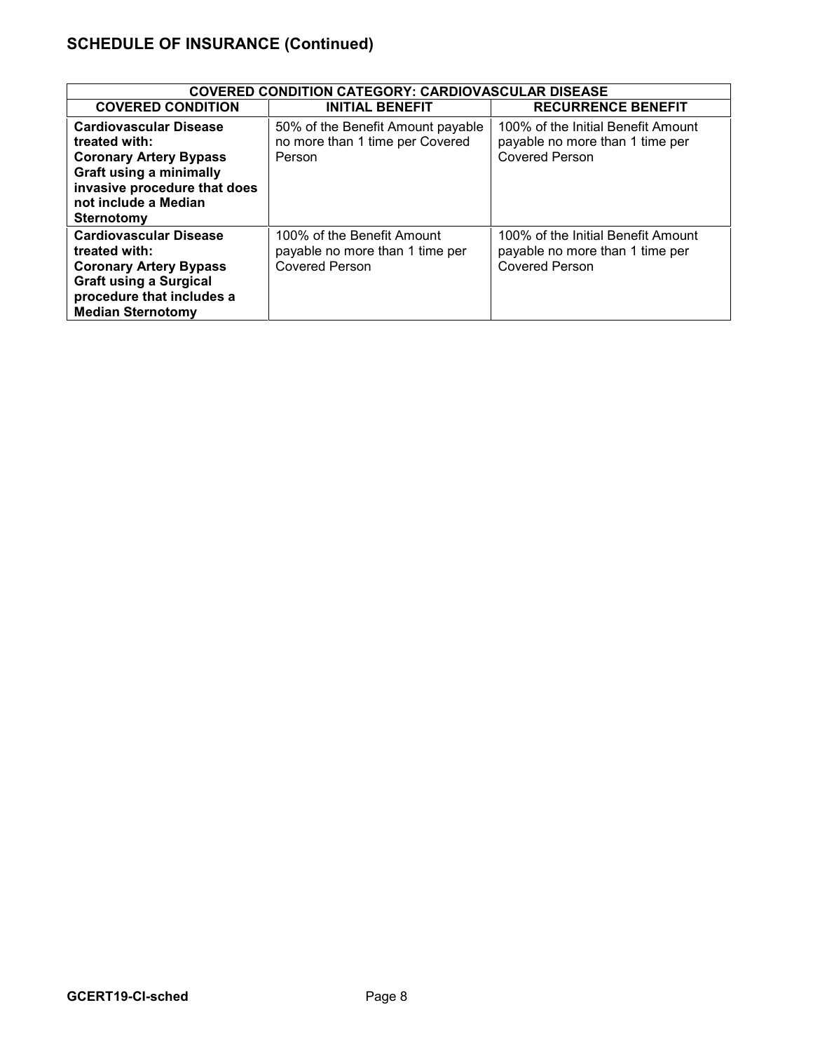## SCHEDULE OF INSURANCE (Continued)

| COVERED CONDITION CATEGORY: CARDIOVASCULAR DISEASE | | |
|---|---|---|
| **COVERED CONDITION** | **INITIAL BENEFIT** | **RECURRENCE BENEFIT** |
| **Cardiovascular Disease treated with: Coronary Artery Bypass Graft using a minimally invasive procedure that does not include a Median Sternotomy** | 50% of the Benefit Amount payable no more than 1 time per Covered Person | 100% of the Initial Benefit Amount payable no more than 1 time per Covered Person |
| **Cardiovascular Disease treated with: Coronary Artery Bypass Graft using a Surgical procedure that includes a Median Sternotomy** | 100% of the Benefit Amount payable no more than 1 time per Covered Person | 100% of the Initial Benefit Amount payable no more than 1 time per Covered Person |

GCERT19-CI-sched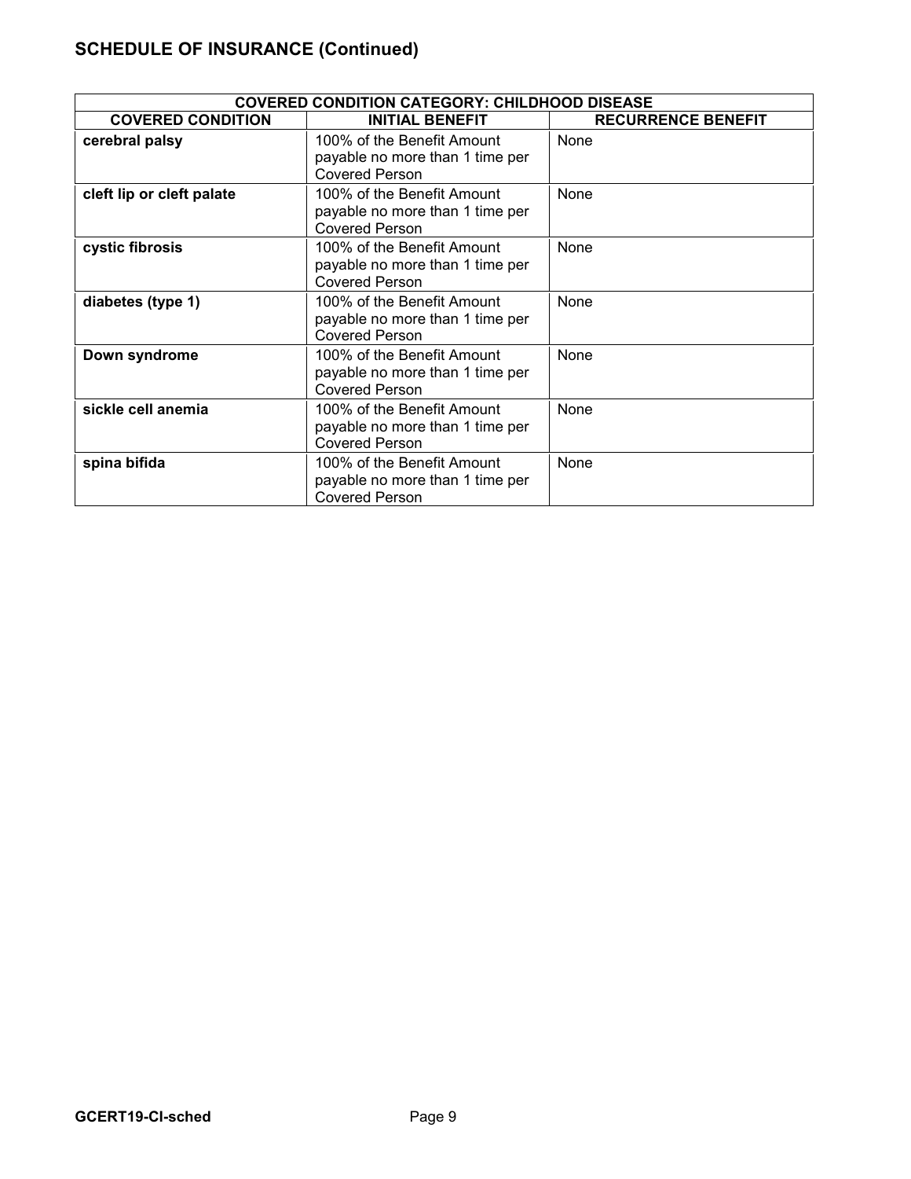## SCHEDULE OF INSURANCE (Continued)

| COVERED CONDITION CATEGORY: CHILDHOOD DISEASE | | |
|---|---|---|
| **COVERED CONDITION** | **INITIAL BENEFIT** | **RECURRENCE BENEFIT** |
| **cerebral palsy** | 100% of the Benefit Amount payable no more than 1 time per Covered Person | None |
| **cleft lip or cleft palate** | 100% of the Benefit Amount payable no more than 1 time per Covered Person | None |
| **cystic fibrosis** | 100% of the Benefit Amount payable no more than 1 time per Covered Person | None |
| **diabetes (type 1)** | 100% of the Benefit Amount payable no more than 1 time per Covered Person | None |
| **Down syndrome** | 100% of the Benefit Amount payable no more than 1 time per Covered Person | None |
| **sickle cell anemia** | 100% of the Benefit Amount payable no more than 1 time per Covered Person | None |
| **spina bifida** | 100% of the Benefit Amount payable no more than 1 time per Covered Person | None |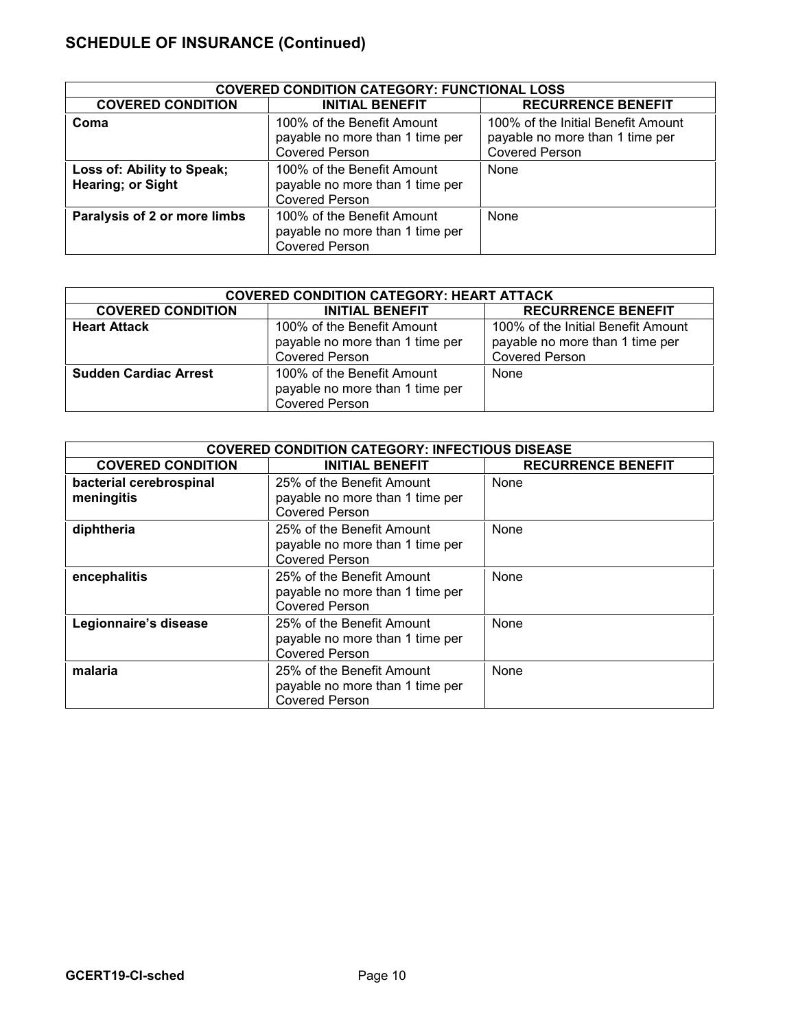## SCHEDULE OF INSURANCE (Continued)

| COVERED CONDITION CATEGORY: FUNCTIONAL LOSS | | |
|---|---|---|
| **COVERED CONDITION** | **INITIAL BENEFIT** | **RECURRENCE BENEFIT** |
| **Coma** | 100% of the Benefit Amount payable no more than 1 time per Covered Person | 100% of the Initial Benefit Amount payable no more than 1 time per Covered Person |
| **Loss of: Ability to Speak; Hearing; or Sight** | 100% of the Benefit Amount payable no more than 1 time per Covered Person | None |
| **Paralysis of 2 or more limbs** | 100% of the Benefit Amount payable no more than 1 time per Covered Person | None |

| COVERED CONDITION CATEGORY: HEART ATTACK | | |
|---|---|---|
| **COVERED CONDITION** | **INITIAL BENEFIT** | **RECURRENCE BENEFIT** |
| **Heart Attack** | 100% of the Benefit Amount payable no more than 1 time per Covered Person | 100% of the Initial Benefit Amount payable no more than 1 time per Covered Person |
| **Sudden Cardiac Arrest** | 100% of the Benefit Amount payable no more than 1 time per Covered Person | None |

| COVERED CONDITION CATEGORY: INFECTIOUS DISEASE | | |
|---|---|---|
| **COVERED CONDITION** | **INITIAL BENEFIT** | **RECURRENCE BENEFIT** |
| **bacterial cerebrospinal meningitis** | 25% of the Benefit Amount payable no more than 1 time per Covered Person | None |
| **diphtheria** | 25% of the Benefit Amount payable no more than 1 time per Covered Person | None |
| **encephalitis** | 25% of the Benefit Amount payable no more than 1 time per Covered Person | None |
| **Legionnaire's disease** | 25% of the Benefit Amount payable no more than 1 time per Covered Person | None |
| **malaria** | 25% of the Benefit Amount payable no more than 1 time per Covered Person | None |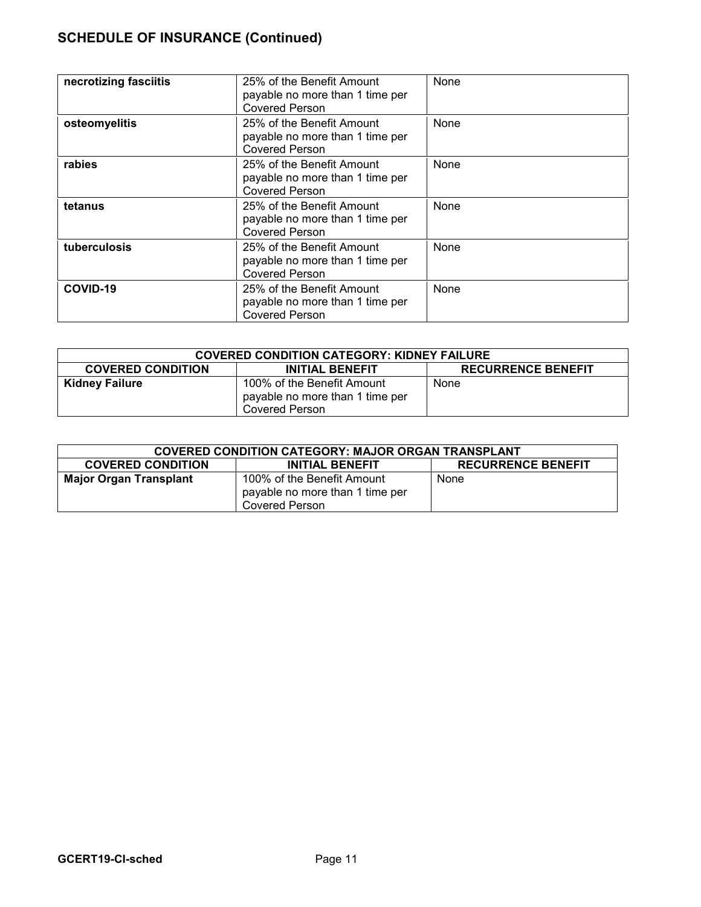## SCHEDULE OF INSURANCE (Continued)

| | | |
|---|---|---|
| **necrotizing fasciitis** | 25% of the Benefit Amount payable no more than 1 time per Covered Person | None |
| **osteomyelitis** | 25% of the Benefit Amount payable no more than 1 time per Covered Person | None |
| **rabies** | 25% of the Benefit Amount payable no more than 1 time per Covered Person | None |
| **tetanus** | 25% of the Benefit Amount payable no more than 1 time per Covered Person | None |
| **tuberculosis** | 25% of the Benefit Amount payable no more than 1 time per Covered Person | None |
| **COVID-19** | 25% of the Benefit Amount payable no more than 1 time per Covered Person | None |

| **COVERED CONDITION CATEGORY: KIDNEY FAILURE** | | |
|---|---|---|
| **COVERED CONDITION** | **INITIAL BENEFIT** | **RECURRENCE BENEFIT** |
| **Kidney Failure** | 100% of the Benefit Amount payable no more than 1 time per Covered Person | None |

| **COVERED CONDITION CATEGORY: MAJOR ORGAN TRANSPLANT** | | |
|---|---|---|
| **COVERED CONDITION** | **INITIAL BENEFIT** | **RECURRENCE BENEFIT** |
| **Major Organ Transplant** | 100% of the Benefit Amount payable no more than 1 time per Covered Person | None |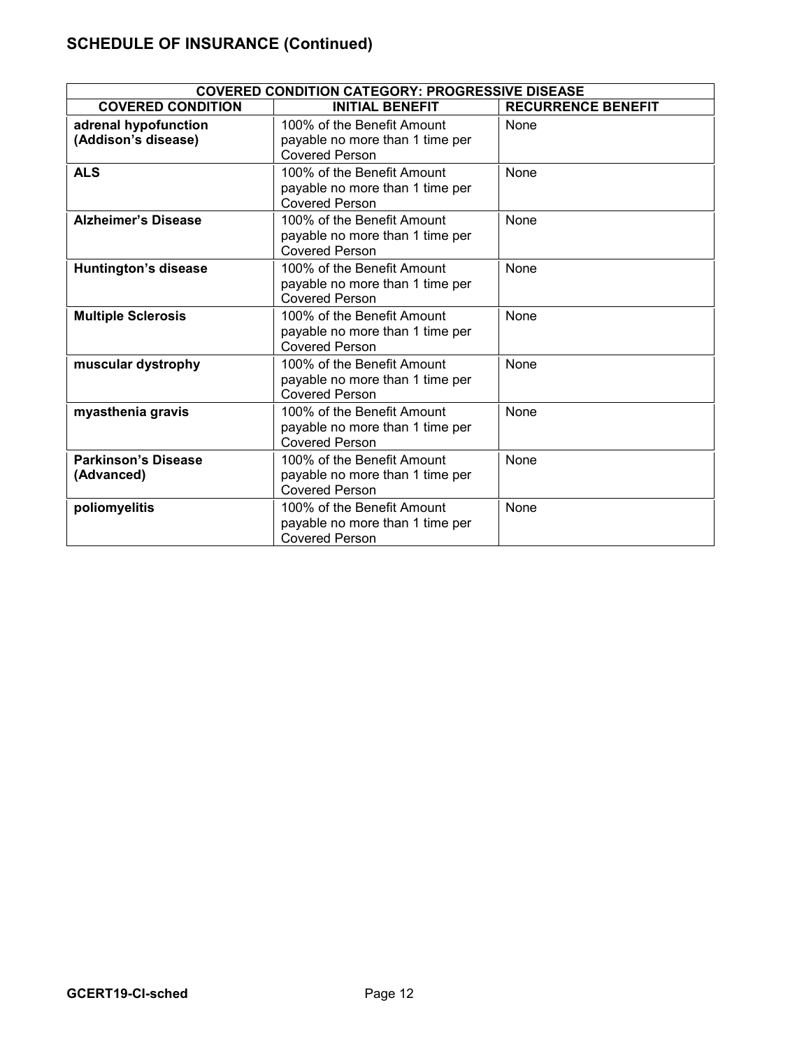## SCHEDULE OF INSURANCE (Continued)

| COVERED CONDITION CATEGORY: PROGRESSIVE DISEASE | | |
|---|---|---|
| **COVERED CONDITION** | **INITIAL BENEFIT** | **RECURRENCE BENEFIT** |
| **adrenal hypofunction (Addison's disease)** | 100% of the Benefit Amount payable no more than 1 time per Covered Person | None |
| **ALS** | 100% of the Benefit Amount payable no more than 1 time per Covered Person | None |
| **Alzheimer's Disease** | 100% of the Benefit Amount payable no more than 1 time per Covered Person | None |
| **Huntington's disease** | 100% of the Benefit Amount payable no more than 1 time per Covered Person | None |
| **Multiple Sclerosis** | 100% of the Benefit Amount payable no more than 1 time per Covered Person | None |
| **muscular dystrophy** | 100% of the Benefit Amount payable no more than 1 time per Covered Person | None |
| **myasthenia gravis** | 100% of the Benefit Amount payable no more than 1 time per Covered Person | None |
| **Parkinson's Disease (Advanced)** | 100% of the Benefit Amount payable no more than 1 time per Covered Person | None |
| **poliomyelitis** | 100% of the Benefit Amount payable no more than 1 time per Covered Person | None |

GCERT19-CI-sched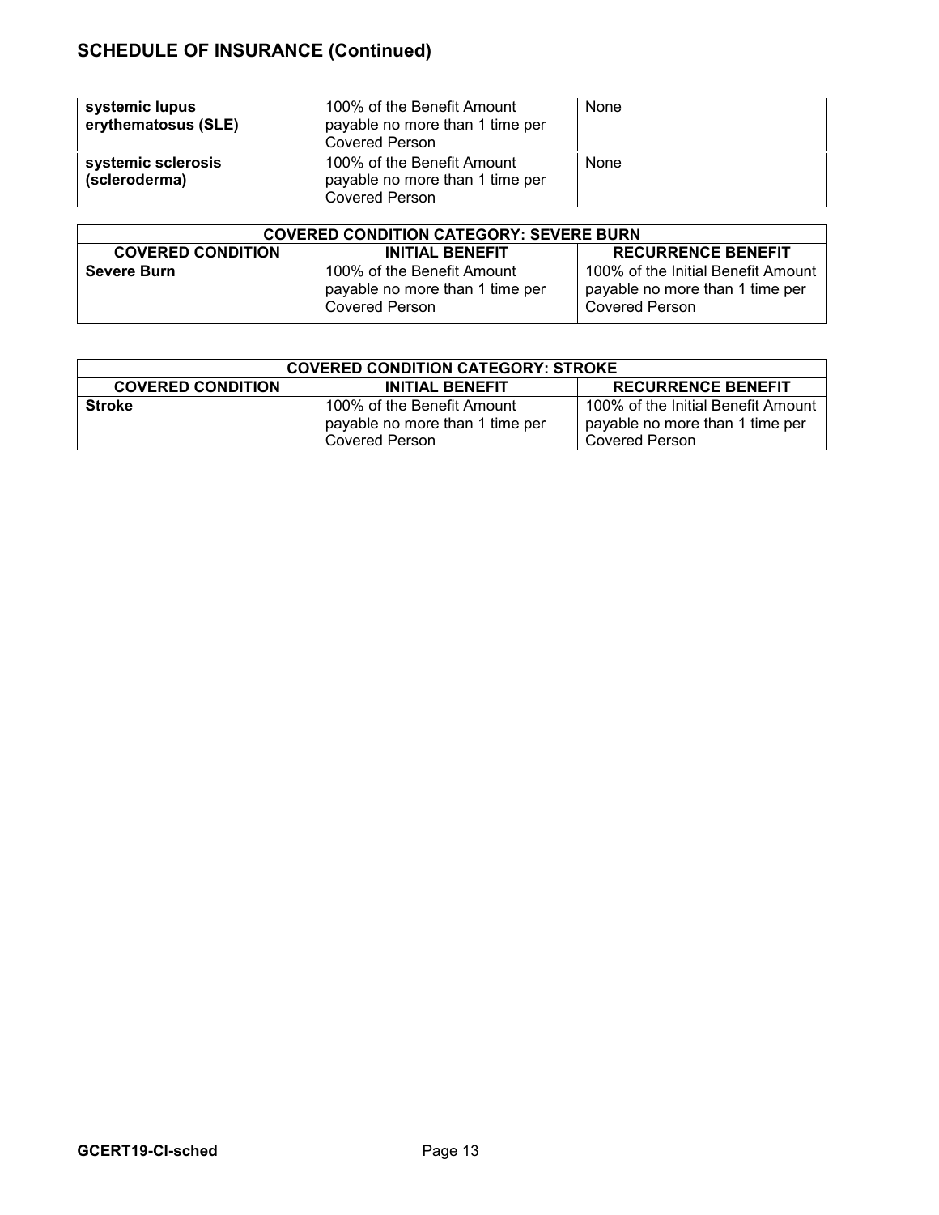## SCHEDULE OF INSURANCE (Continued)

| | | |
|---|---|---|
| **systemic lupus erythematosus (SLE)** | 100% of the Benefit Amount payable no more than 1 time per Covered Person | None |
| **systemic sclerosis (scleroderma)** | 100% of the Benefit Amount payable no more than 1 time per Covered Person | None |

| COVERED CONDITION CATEGORY: SEVERE BURN | | |
|---|---|---|
| **COVERED CONDITION** | **INITIAL BENEFIT** | **RECURRENCE BENEFIT** |
| **Severe Burn** | 100% of the Benefit Amount payable no more than 1 time per Covered Person | 100% of the Initial Benefit Amount payable no more than 1 time per Covered Person |

| COVERED CONDITION CATEGORY: STROKE | | |
|---|---|---|
| **COVERED CONDITION** | **INITIAL BENEFIT** | **RECURRENCE BENEFIT** |
| **Stroke** | 100% of the Benefit Amount payable no more than 1 time per Covered Person | 100% of the Initial Benefit Amount payable no more than 1 time per Covered Person |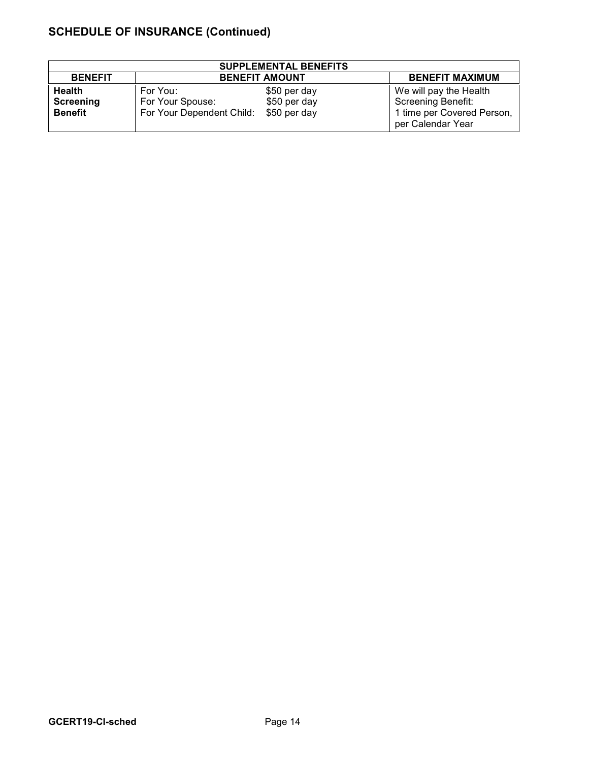## SCHEDULE OF INSURANCE (Continued)

| SUPPLEMENTAL BENEFITS | | | |
|---|---|---|---|
| **BENEFIT** | **BENEFIT AMOUNT** | | **BENEFIT MAXIMUM** |
| **Health Screening Benefit** | For You:<br>For Your Spouse:<br>For Your Dependent Child: | $50 per day<br>$50 per day<br>$50 per day | We will pay the Health Screening Benefit:<br>1 time per Covered Person, per Calendar Year |

GCERT19-CI-sched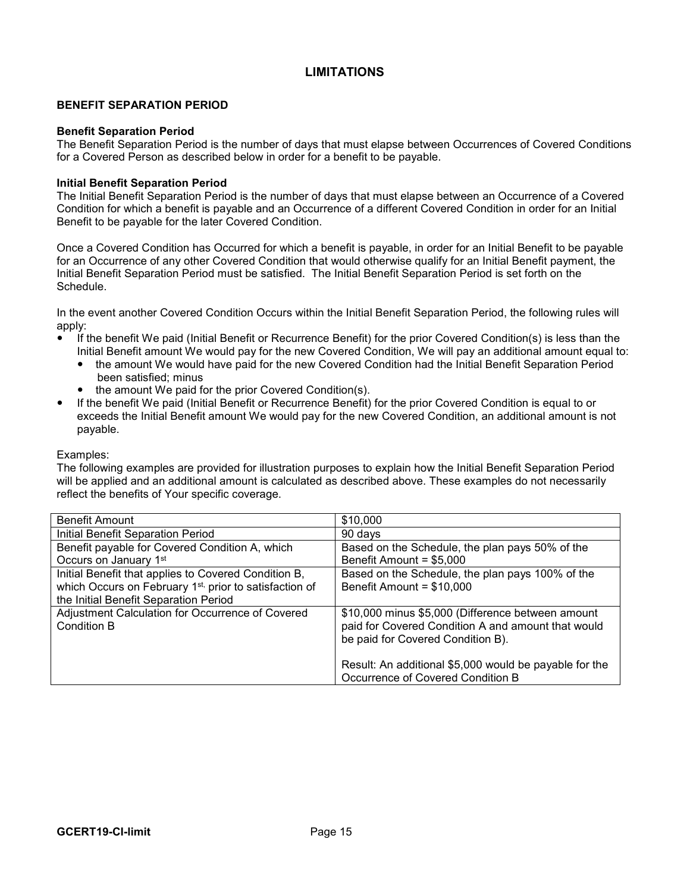# LIMITATIONS

## BENEFIT SEPARATION PERIOD

**Benefit Separation Period**

The Benefit Separation Period is the number of days that must elapse between Occurrences of Covered Conditions for a Covered Person as described below in order for a benefit to be payable.

**Initial Benefit Separation Period**

The Initial Benefit Separation Period is the number of days that must elapse between an Occurrence of a Covered Condition for which a benefit is payable and an Occurrence of a different Covered Condition in order for an Initial Benefit to be payable for the later Covered Condition.

Once a Covered Condition has Occurred for which a benefit is payable, in order for an Initial Benefit to be payable for an Occurrence of any other Covered Condition that would otherwise qualify for an Initial Benefit payment, the Initial Benefit Separation Period must be satisfied. The Initial Benefit Separation Period is set forth on the Schedule.

In the event another Covered Condition Occurs within the Initial Benefit Separation Period, the following rules will apply:

- If the benefit We paid (Initial Benefit or Recurrence Benefit) for the prior Covered Condition(s) is less than the Initial Benefit amount We would pay for the new Covered Condition, We will pay an additional amount equal to:
  - the amount We would have paid for the new Covered Condition had the Initial Benefit Separation Period been satisfied; minus
  - the amount We paid for the prior Covered Condition(s).
- If the benefit We paid (Initial Benefit or Recurrence Benefit) for the prior Covered Condition is equal to or exceeds the Initial Benefit amount We would pay for the new Covered Condition, an additional amount is not payable.

Examples:

The following examples are provided for illustration purposes to explain how the Initial Benefit Separation Period will be applied and an additional amount is calculated as described above. These examples do not necessarily reflect the benefits of Your specific coverage.

| | |
|---|---|
| Benefit Amount | $10,000 |
| Initial Benefit Separation Period | 90 days |
| Benefit payable for Covered Condition A, which Occurs on January 1st | Based on the Schedule, the plan pays 50% of the Benefit Amount = $5,000 |
| Initial Benefit that applies to Covered Condition B, which Occurs on February 1st, prior to satisfaction of the Initial Benefit Separation Period | Based on the Schedule, the plan pays 100% of the Benefit Amount = $10,000 |
| Adjustment Calculation for Occurrence of Covered Condition B | $10,000 minus $5,000 (Difference between amount paid for Covered Condition A and amount that would be paid for Covered Condition B).<br><br>Result: An additional $5,000 would be payable for the Occurrence of Covered Condition B |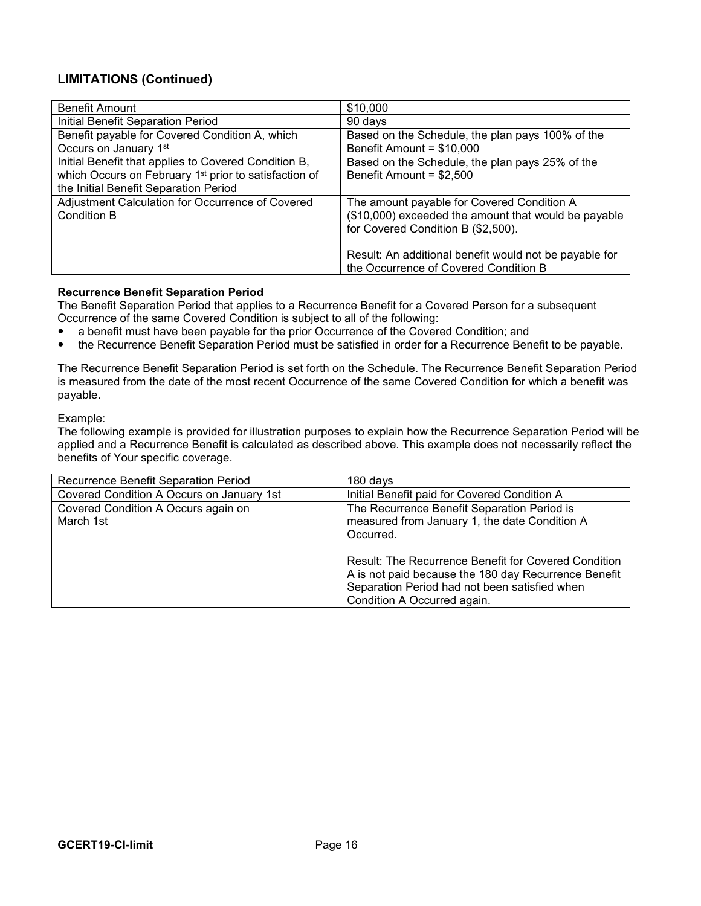## LIMITATIONS (Continued)

| | |
|---|---|
| Benefit Amount | $10,000 |
| Initial Benefit Separation Period | 90 days |
| Benefit payable for Covered Condition A, which Occurs on January 1st | Based on the Schedule, the plan pays 100% of the Benefit Amount = $10,000 |
| Initial Benefit that applies to Covered Condition B, which Occurs on February 1st prior to satisfaction of the Initial Benefit Separation Period | Based on the Schedule, the plan pays 25% of the Benefit Amount = $2,500 |
| Adjustment Calculation for Occurrence of Covered Condition B | The amount payable for Covered Condition A ($10,000) exceeded the amount that would be payable for Covered Condition B ($2,500).<br><br>Result: An additional benefit would not be payable for the Occurrence of Covered Condition B |

**Recurrence Benefit Separation Period**
The Benefit Separation Period that applies to a Recurrence Benefit for a Covered Person for a subsequent Occurrence of the same Covered Condition is subject to all of the following:

- a benefit must have been payable for the prior Occurrence of the Covered Condition; and
- the Recurrence Benefit Separation Period must be satisfied in order for a Recurrence Benefit to be payable.

The Recurrence Benefit Separation Period is set forth on the Schedule. The Recurrence Benefit Separation Period is measured from the date of the most recent Occurrence of the same Covered Condition for which a benefit was payable.

Example:
The following example is provided for illustration purposes to explain how the Recurrence Separation Period will be applied and a Recurrence Benefit is calculated as described above. This example does not necessarily reflect the benefits of Your specific coverage.

| | |
|---|---|
| Recurrence Benefit Separation Period | 180 days |
| Covered Condition A Occurs on January 1st | Initial Benefit paid for Covered Condition A |
| Covered Condition A Occurs again on March 1st | The Recurrence Benefit Separation Period is measured from January 1, the date Condition A Occurred.<br><br>Result: The Recurrence Benefit for Covered Condition A is not paid because the 180 day Recurrence Benefit Separation Period had not been satisfied when Condition A Occurred again. |

GCERT19-CI-limit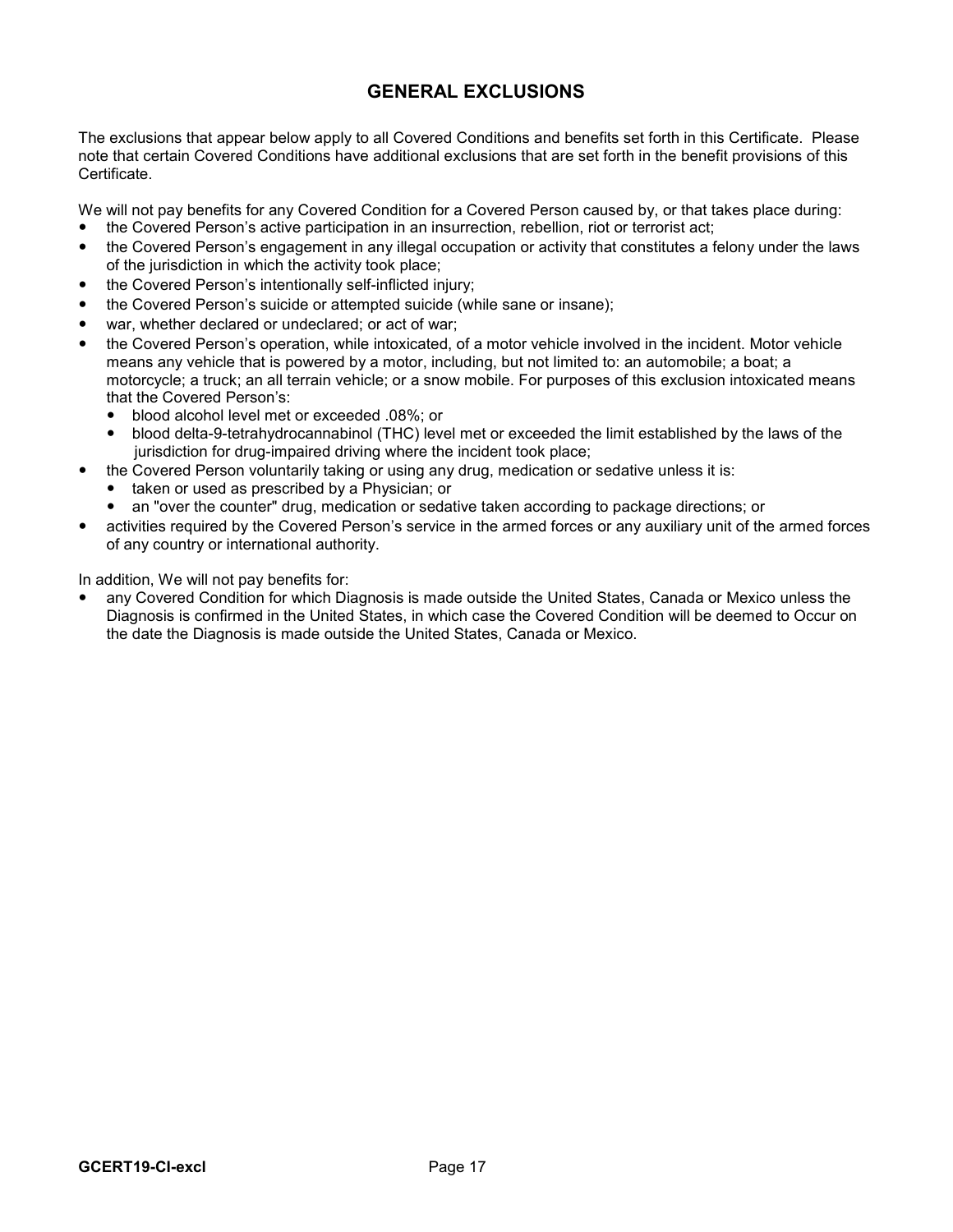# GENERAL EXCLUSIONS

The exclusions that appear below apply to all Covered Conditions and benefits set forth in this Certificate. Please note that certain Covered Conditions have additional exclusions that are set forth in the benefit provisions of this Certificate.

We will not pay benefits for any Covered Condition for a Covered Person caused by, or that takes place during:

- the Covered Person's active participation in an insurrection, rebellion, riot or terrorist act;
- the Covered Person's engagement in any illegal occupation or activity that constitutes a felony under the laws of the jurisdiction in which the activity took place;
- the Covered Person's intentionally self-inflicted injury;
- the Covered Person's suicide or attempted suicide (while sane or insane);
- war, whether declared or undeclared; or act of war;
- the Covered Person's operation, while intoxicated, of a motor vehicle involved in the incident. Motor vehicle means any vehicle that is powered by a motor, including, but not limited to: an automobile; a boat; a motorcycle; a truck; an all terrain vehicle; or a snow mobile. For purposes of this exclusion intoxicated means that the Covered Person's:
  - blood alcohol level met or exceeded .08%; or
  - blood delta-9-tetrahydrocannabinol (THC) level met or exceeded the limit established by the laws of the jurisdiction for drug-impaired driving where the incident took place;
- the Covered Person voluntarily taking or using any drug, medication or sedative unless it is:
  - taken or used as prescribed by a Physician; or
  - an "over the counter" drug, medication or sedative taken according to package directions; or
- activities required by the Covered Person's service in the armed forces or any auxiliary unit of the armed forces of any country or international authority.

In addition, We will not pay benefits for:

- any Covered Condition for which Diagnosis is made outside the United States, Canada or Mexico unless the Diagnosis is confirmed in the United States, in which case the Covered Condition will be deemed to Occur on the date the Diagnosis is made outside the United States, Canada or Mexico.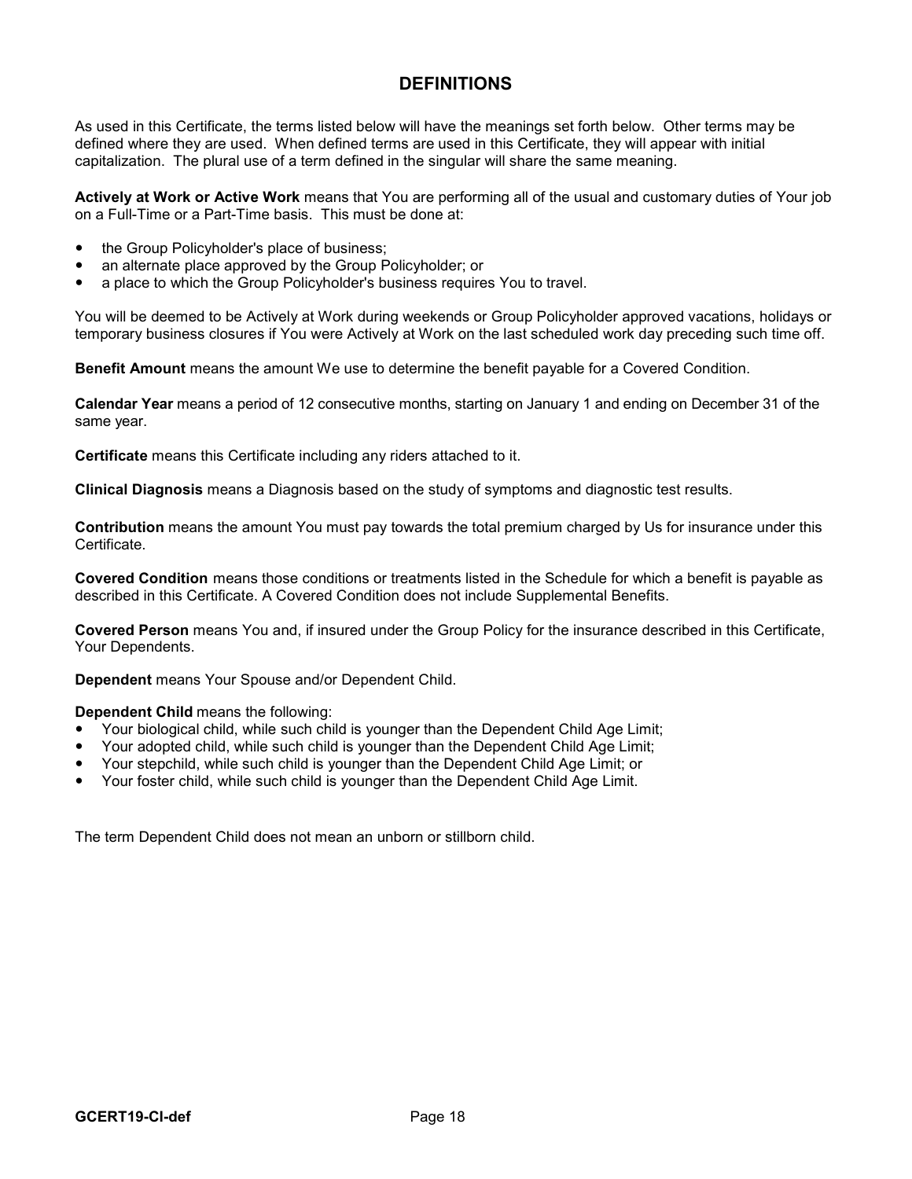# DEFINITIONS

As used in this Certificate, the terms listed below will have the meanings set forth below. Other terms may be defined where they are used. When defined terms are used in this Certificate, they will appear with initial capitalization. The plural use of a term defined in the singular will share the same meaning.

**Actively at Work or Active Work** means that You are performing all of the usual and customary duties of Your job on a Full-Time or a Part-Time basis. This must be done at:

- the Group Policyholder's place of business;
- an alternate place approved by the Group Policyholder; or
- a place to which the Group Policyholder's business requires You to travel.

You will be deemed to be Actively at Work during weekends or Group Policyholder approved vacations, holidays or temporary business closures if You were Actively at Work on the last scheduled work day preceding such time off.

**Benefit Amount** means the amount We use to determine the benefit payable for a Covered Condition.

**Calendar Year** means a period of 12 consecutive months, starting on January 1 and ending on December 31 of the same year.

**Certificate** means this Certificate including any riders attached to it.

**Clinical Diagnosis** means a Diagnosis based on the study of symptoms and diagnostic test results.

**Contribution** means the amount You must pay towards the total premium charged by Us for insurance under this Certificate.

**Covered Condition** means those conditions or treatments listed in the Schedule for which a benefit is payable as described in this Certificate. A Covered Condition does not include Supplemental Benefits.

**Covered Person** means You and, if insured under the Group Policy for the insurance described in this Certificate, Your Dependents.

**Dependent** means Your Spouse and/or Dependent Child.

**Dependent Child** means the following:

- Your biological child, while such child is younger than the Dependent Child Age Limit;
- Your adopted child, while such child is younger than the Dependent Child Age Limit;
- Your stepchild, while such child is younger than the Dependent Child Age Limit; or
- Your foster child, while such child is younger than the Dependent Child Age Limit.

The term Dependent Child does not mean an unborn or stillborn child.

GCERT19-CI-def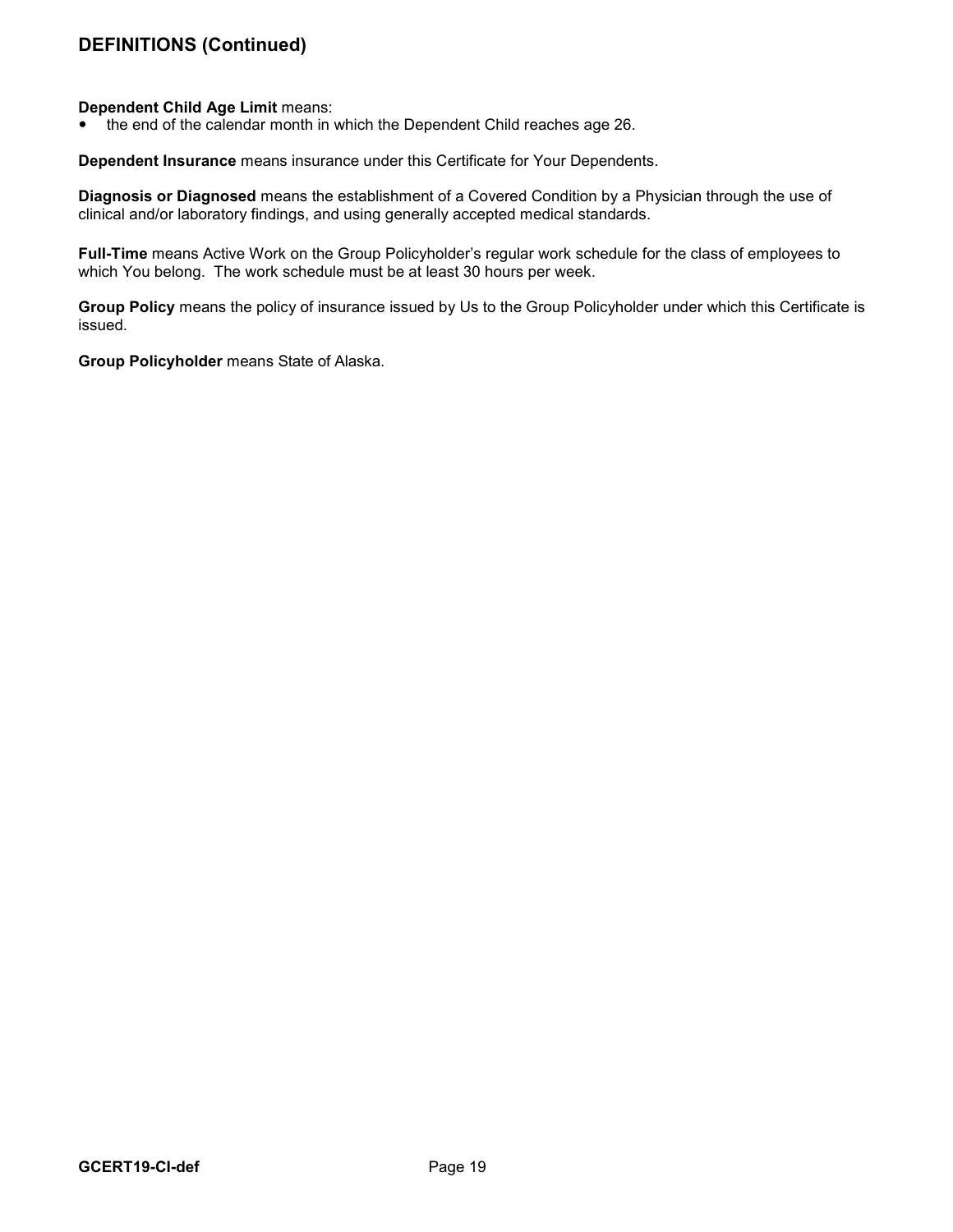## DEFINITIONS (Continued)

**Dependent Child Age Limit** means:

- the end of the calendar month in which the Dependent Child reaches age 26.

**Dependent Insurance** means insurance under this Certificate for Your Dependents.

**Diagnosis or Diagnosed** means the establishment of a Covered Condition by a Physician through the use of clinical and/or laboratory findings, and using generally accepted medical standards.

**Full-Time** means Active Work on the Group Policyholder's regular work schedule for the class of employees to which You belong. The work schedule must be at least 30 hours per week.

**Group Policy** means the policy of insurance issued by Us to the Group Policyholder under which this Certificate is issued.

**Group Policyholder** means State of Alaska.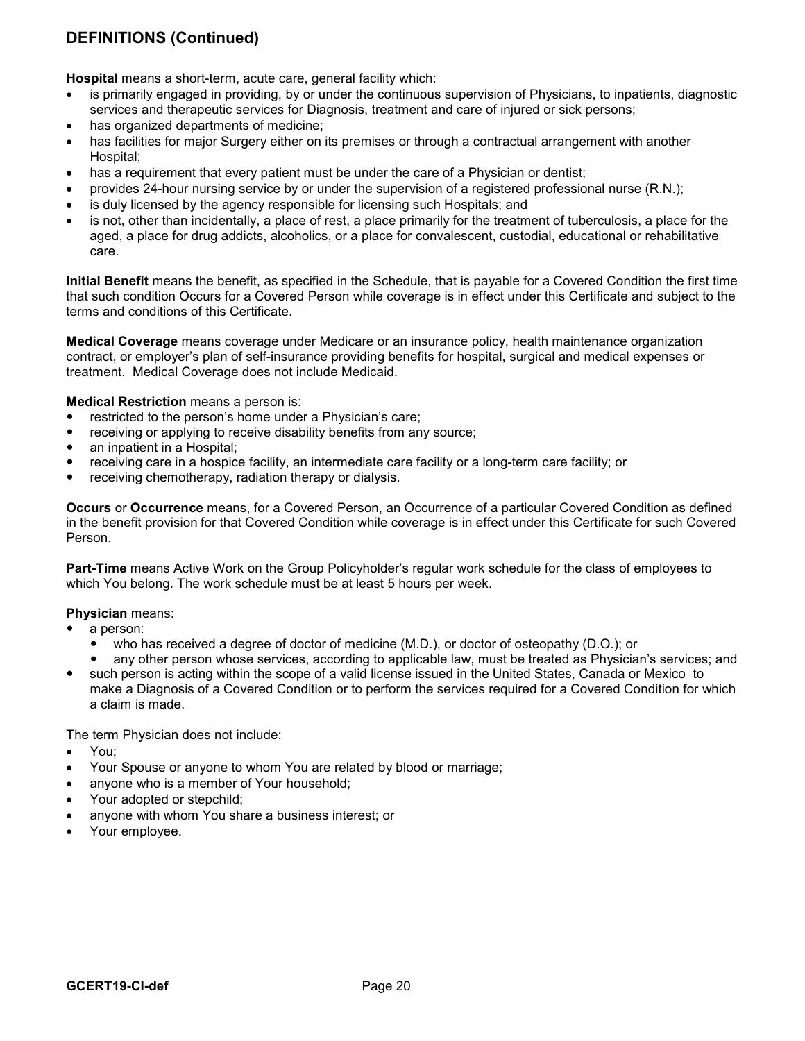## DEFINITIONS (Continued)

**Hospital** means a short-term, acute care, general facility which:

- is primarily engaged in providing, by or under the continuous supervision of Physicians, to inpatients, diagnostic services and therapeutic services for Diagnosis, treatment and care of injured or sick persons;
- has organized departments of medicine;
- has facilities for major Surgery either on its premises or through a contractual arrangement with another Hospital;
- has a requirement that every patient must be under the care of a Physician or dentist;
- provides 24-hour nursing service by or under the supervision of a registered professional nurse (R.N.);
- is duly licensed by the agency responsible for licensing such Hospitals; and
- is not, other than incidentally, a place of rest, a place primarily for the treatment of tuberculosis, a place for the aged, a place for drug addicts, alcoholics, or a place for convalescent, custodial, educational or rehabilitative care.

**Initial Benefit** means the benefit, as specified in the Schedule, that is payable for a Covered Condition the first time that such condition Occurs for a Covered Person while coverage is in effect under this Certificate and subject to the terms and conditions of this Certificate.

**Medical Coverage** means coverage under Medicare or an insurance policy, health maintenance organization contract, or employer's plan of self-insurance providing benefits for hospital, surgical and medical expenses or treatment. Medical Coverage does not include Medicaid.

**Medical Restriction** means a person is:

- restricted to the person's home under a Physician's care;
- receiving or applying to receive disability benefits from any source;
- an inpatient in a Hospital;
- receiving care in a hospice facility, an intermediate care facility or a long-term care facility; or
- receiving chemotherapy, radiation therapy or dialysis.

**Occurs** or **Occurrence** means, for a Covered Person, an Occurrence of a particular Covered Condition as defined in the benefit provision for that Covered Condition while coverage is in effect under this Certificate for such Covered Person.

**Part-Time** means Active Work on the Group Policyholder's regular work schedule for the class of employees to which You belong. The work schedule must be at least 5 hours per week.

**Physician** means:

- a person:
  - who has received a degree of doctor of medicine (M.D.), or doctor of osteopathy (D.O.); or
  - any other person whose services, according to applicable law, must be treated as Physician's services; and
- such person is acting within the scope of a valid license issued in the United States, Canada or Mexico to make a Diagnosis of a Covered Condition or to perform the services required for a Covered Condition for which a claim is made.

The term Physician does not include:

- You;
- Your Spouse or anyone to whom You are related by blood or marriage;
- anyone who is a member of Your household;
- Your adopted or stepchild;
- anyone with whom You share a business interest; or
- Your employee.

GCERT19-CI-def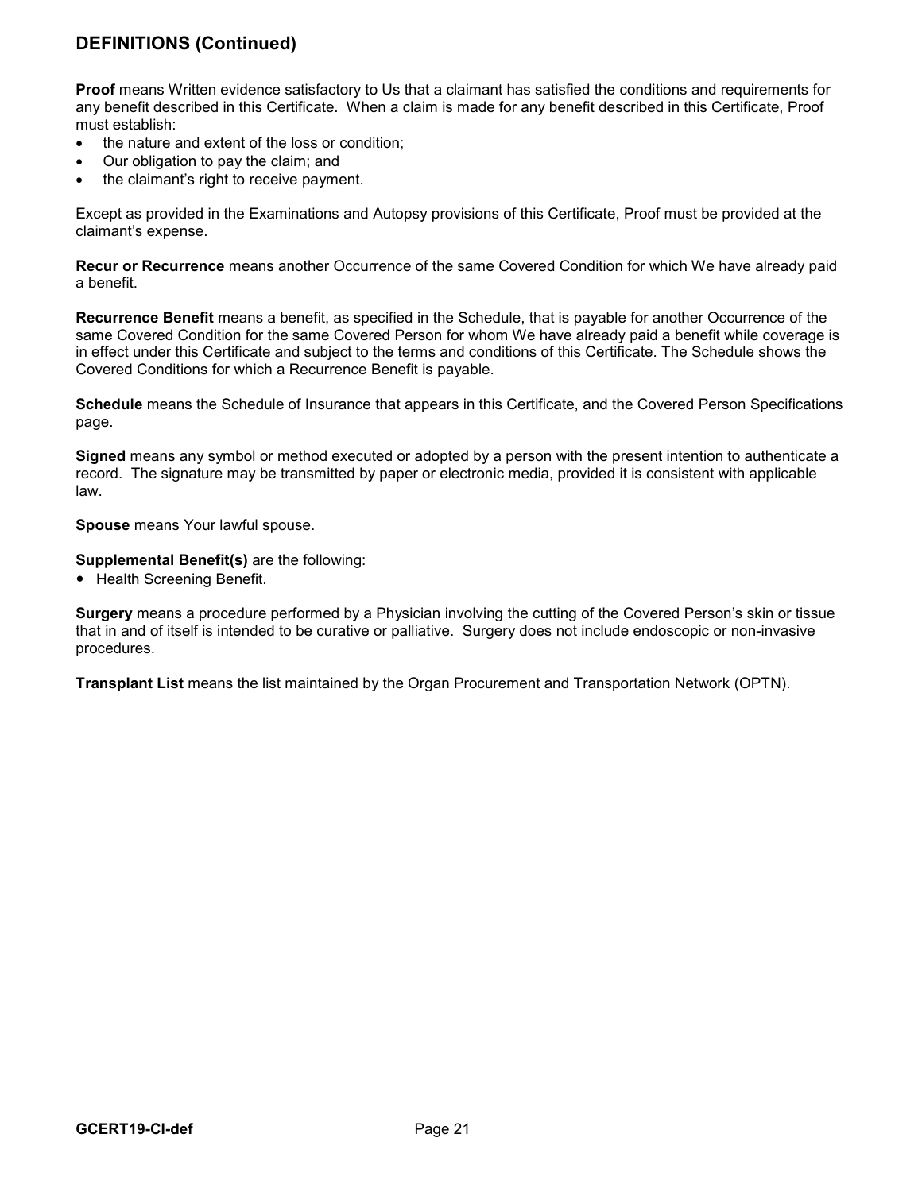## DEFINITIONS (Continued)

**Proof** means Written evidence satisfactory to Us that a claimant has satisfied the conditions and requirements for any benefit described in this Certificate. When a claim is made for any benefit described in this Certificate, Proof must establish:

- the nature and extent of the loss or condition;
- Our obligation to pay the claim; and
- the claimant's right to receive payment.

Except as provided in the Examinations and Autopsy provisions of this Certificate, Proof must be provided at the claimant's expense.

**Recur or Recurrence** means another Occurrence of the same Covered Condition for which We have already paid a benefit.

**Recurrence Benefit** means a benefit, as specified in the Schedule, that is payable for another Occurrence of the same Covered Condition for the same Covered Person for whom We have already paid a benefit while coverage is in effect under this Certificate and subject to the terms and conditions of this Certificate. The Schedule shows the Covered Conditions for which a Recurrence Benefit is payable.

**Schedule** means the Schedule of Insurance that appears in this Certificate, and the Covered Person Specifications page.

**Signed** means any symbol or method executed or adopted by a person with the present intention to authenticate a record. The signature may be transmitted by paper or electronic media, provided it is consistent with applicable law.

**Spouse** means Your lawful spouse.

**Supplemental Benefit(s)** are the following:

- Health Screening Benefit.

**Surgery** means a procedure performed by a Physician involving the cutting of the Covered Person's skin or tissue that in and of itself is intended to be curative or palliative. Surgery does not include endoscopic or non-invasive procedures.

**Transplant List** means the list maintained by the Organ Procurement and Transportation Network (OPTN).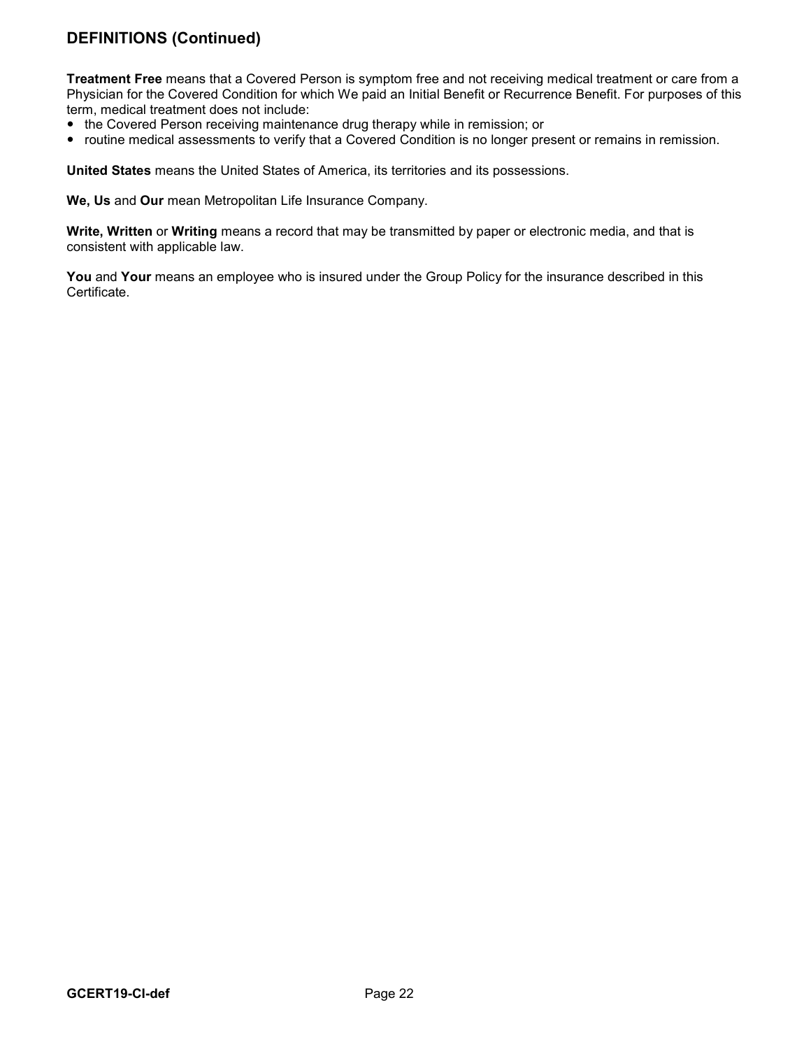## DEFINITIONS (Continued)

**Treatment Free** means that a Covered Person is symptom free and not receiving medical treatment or care from a Physician for the Covered Condition for which We paid an Initial Benefit or Recurrence Benefit. For purposes of this term, medical treatment does not include:

- the Covered Person receiving maintenance drug therapy while in remission; or
- routine medical assessments to verify that a Covered Condition is no longer present or remains in remission.

**United States** means the United States of America, its territories and its possessions.

**We, Us** and **Our** mean Metropolitan Life Insurance Company.

**Write, Written** or **Writing** means a record that may be transmitted by paper or electronic media, and that is consistent with applicable law.

**You** and **Your** means an employee who is insured under the Group Policy for the insurance described in this Certificate.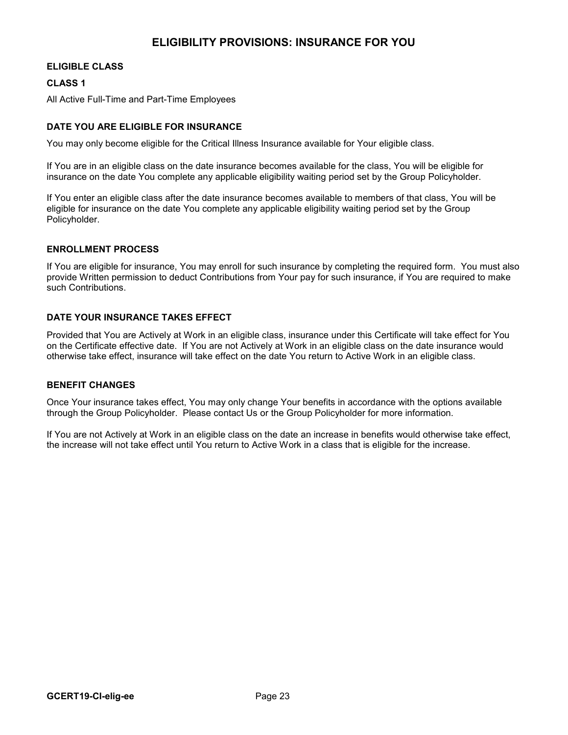# ELIGIBILITY PROVISIONS: INSURANCE FOR YOU

## ELIGIBLE CLASS

### CLASS 1

All Active Full-Time and Part-Time Employees

## DATE YOU ARE ELIGIBLE FOR INSURANCE

You may only become eligible for the Critical Illness Insurance available for Your eligible class.

If You are in an eligible class on the date insurance becomes available for the class, You will be eligible for insurance on the date You complete any applicable eligibility waiting period set by the Group Policyholder.

If You enter an eligible class after the date insurance becomes available to members of that class, You will be eligible for insurance on the date You complete any applicable eligibility waiting period set by the Group Policyholder.

## ENROLLMENT PROCESS

If You are eligible for insurance, You may enroll for such insurance by completing the required form. You must also provide Written permission to deduct Contributions from Your pay for such insurance, if You are required to make such Contributions.

## DATE YOUR INSURANCE TAKES EFFECT

Provided that You are Actively at Work in an eligible class, insurance under this Certificate will take effect for You on the Certificate effective date. If You are not Actively at Work in an eligible class on the date insurance would otherwise take effect, insurance will take effect on the date You return to Active Work in an eligible class.

## BENEFIT CHANGES

Once Your insurance takes effect, You may only change Your benefits in accordance with the options available through the Group Policyholder. Please contact Us or the Group Policyholder for more information.

If You are not Actively at Work in an eligible class on the date an increase in benefits would otherwise take effect, the increase will not take effect until You return to Active Work in a class that is eligible for the increase.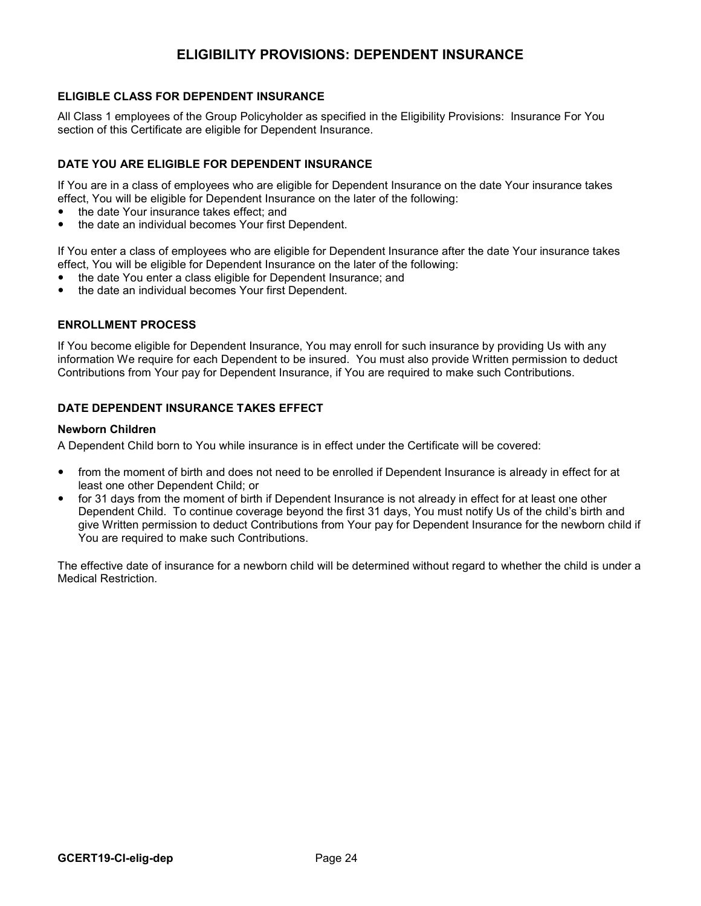# ELIGIBILITY PROVISIONS: DEPENDENT INSURANCE

### ELIGIBLE CLASS FOR DEPENDENT INSURANCE

All Class 1 employees of the Group Policyholder as specified in the Eligibility Provisions: Insurance For You section of this Certificate are eligible for Dependent Insurance.

### DATE YOU ARE ELIGIBLE FOR DEPENDENT INSURANCE

If You are in a class of employees who are eligible for Dependent Insurance on the date Your insurance takes effect, You will be eligible for Dependent Insurance on the later of the following:

- the date Your insurance takes effect; and
- the date an individual becomes Your first Dependent.

If You enter a class of employees who are eligible for Dependent Insurance after the date Your insurance takes effect, You will be eligible for Dependent Insurance on the later of the following:

- the date You enter a class eligible for Dependent Insurance; and
- the date an individual becomes Your first Dependent.

### ENROLLMENT PROCESS

If You become eligible for Dependent Insurance, You may enroll for such insurance by providing Us with any information We require for each Dependent to be insured. You must also provide Written permission to deduct Contributions from Your pay for Dependent Insurance, if You are required to make such Contributions.

### DATE DEPENDENT INSURANCE TAKES EFFECT

#### Newborn Children

A Dependent Child born to You while insurance is in effect under the Certificate will be covered:

- from the moment of birth and does not need to be enrolled if Dependent Insurance is already in effect for at least one other Dependent Child; or
- for 31 days from the moment of birth if Dependent Insurance is not already in effect for at least one other Dependent Child. To continue coverage beyond the first 31 days, You must notify Us of the child's birth and give Written permission to deduct Contributions from Your pay for Dependent Insurance for the newborn child if You are required to make such Contributions.

The effective date of insurance for a newborn child will be determined without regard to whether the child is under a Medical Restriction.

GCERT19-CI-elig-dep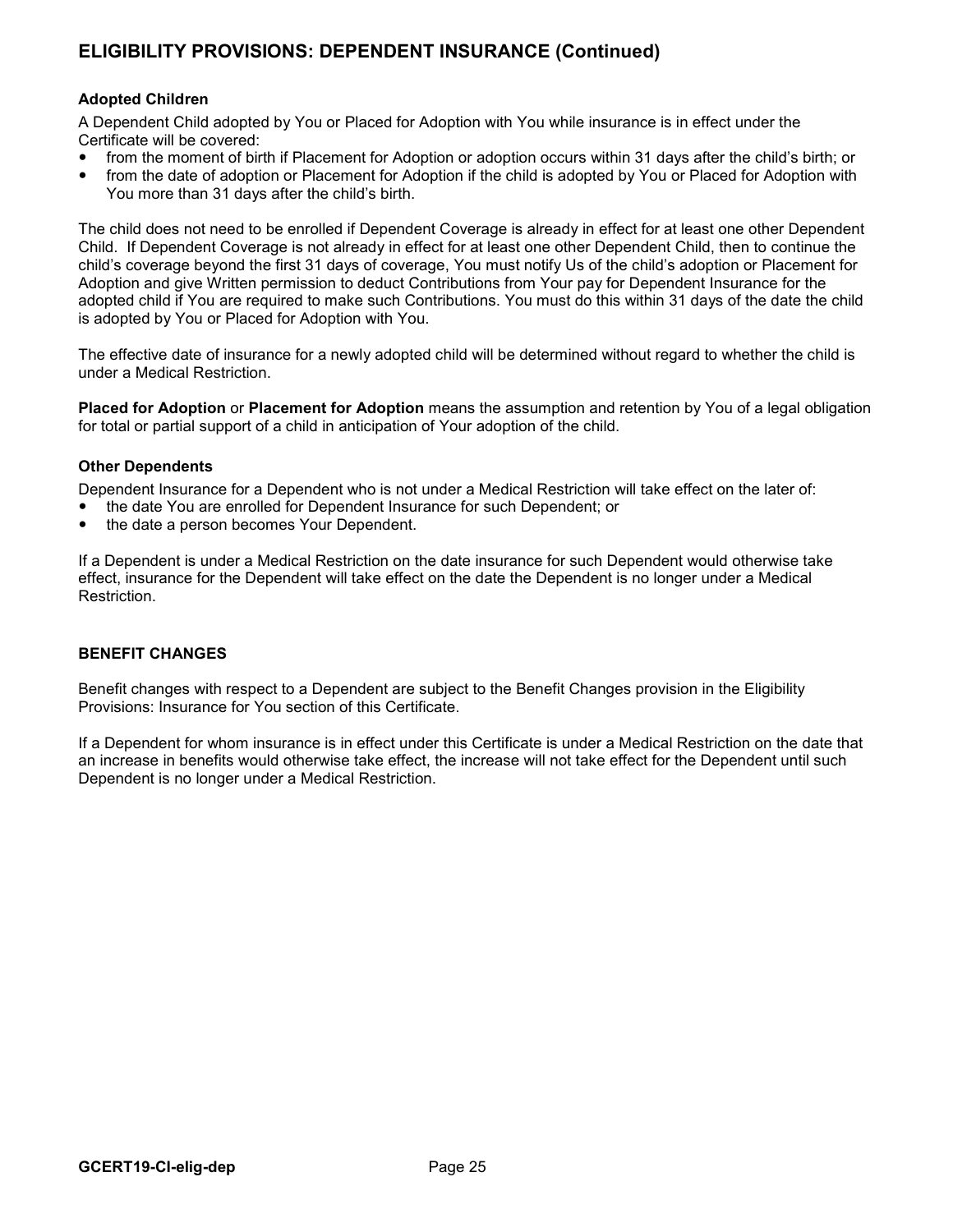## ELIGIBILITY PROVISIONS: DEPENDENT INSURANCE (Continued)

### Adopted Children

A Dependent Child adopted by You or Placed for Adoption with You while insurance is in effect under the Certificate will be covered:

- from the moment of birth if Placement for Adoption or adoption occurs within 31 days after the child's birth; or
- from the date of adoption or Placement for Adoption if the child is adopted by You or Placed for Adoption with You more than 31 days after the child's birth.

The child does not need to be enrolled if Dependent Coverage is already in effect for at least one other Dependent Child. If Dependent Coverage is not already in effect for at least one other Dependent Child, then to continue the child's coverage beyond the first 31 days of coverage, You must notify Us of the child's adoption or Placement for Adoption and give Written permission to deduct Contributions from Your pay for Dependent Insurance for the adopted child if You are required to make such Contributions. You must do this within 31 days of the date the child is adopted by You or Placed for Adoption with You.

The effective date of insurance for a newly adopted child will be determined without regard to whether the child is under a Medical Restriction.

**Placed for Adoption** or **Placement for Adoption** means the assumption and retention by You of a legal obligation for total or partial support of a child in anticipation of Your adoption of the child.

### Other Dependents

Dependent Insurance for a Dependent who is not under a Medical Restriction will take effect on the later of:

- the date You are enrolled for Dependent Insurance for such Dependent; or
- the date a person becomes Your Dependent.

If a Dependent is under a Medical Restriction on the date insurance for such Dependent would otherwise take effect, insurance for the Dependent will take effect on the date the Dependent is no longer under a Medical Restriction.

### BENEFIT CHANGES

Benefit changes with respect to a Dependent are subject to the Benefit Changes provision in the Eligibility Provisions: Insurance for You section of this Certificate.

If a Dependent for whom insurance is in effect under this Certificate is under a Medical Restriction on the date that an increase in benefits would otherwise take effect, the increase will not take effect for the Dependent until such Dependent is no longer under a Medical Restriction.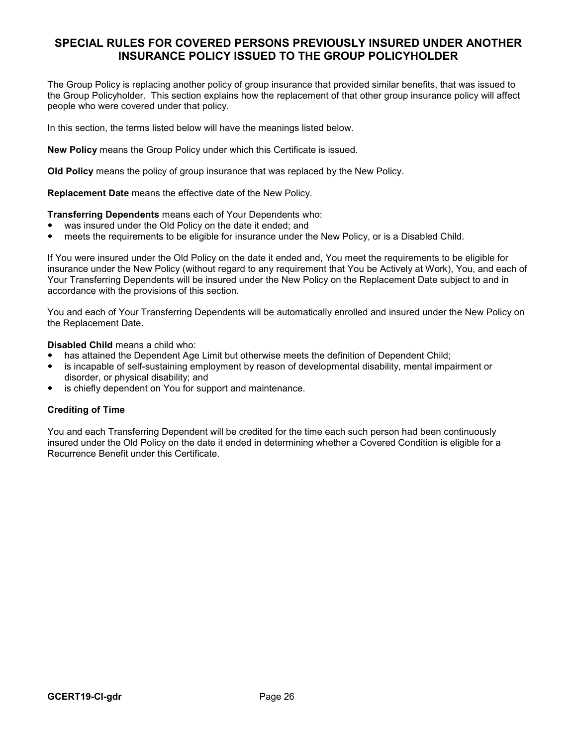## SPECIAL RULES FOR COVERED PERSONS PREVIOUSLY INSURED UNDER ANOTHER INSURANCE POLICY ISSUED TO THE GROUP POLICYHOLDER

The Group Policy is replacing another policy of group insurance that provided similar benefits, that was issued to the Group Policyholder. This section explains how the replacement of that other group insurance policy will affect people who were covered under that policy.

In this section, the terms listed below will have the meanings listed below.

**New Policy** means the Group Policy under which this Certificate is issued.

**Old Policy** means the policy of group insurance that was replaced by the New Policy.

**Replacement Date** means the effective date of the New Policy.

**Transferring Dependents** means each of Your Dependents who:

- was insured under the Old Policy on the date it ended; and
- meets the requirements to be eligible for insurance under the New Policy, or is a Disabled Child.

If You were insured under the Old Policy on the date it ended and, You meet the requirements to be eligible for insurance under the New Policy (without regard to any requirement that You be Actively at Work), You, and each of Your Transferring Dependents will be insured under the New Policy on the Replacement Date subject to and in accordance with the provisions of this section.

You and each of Your Transferring Dependents will be automatically enrolled and insured under the New Policy on the Replacement Date.

**Disabled Child** means a child who:

- has attained the Dependent Age Limit but otherwise meets the definition of Dependent Child;
- is incapable of self-sustaining employment by reason of developmental disability, mental impairment or disorder, or physical disability; and
- is chiefly dependent on You for support and maintenance.

### Crediting of Time

You and each Transferring Dependent will be credited for the time each such person had been continuously insured under the Old Policy on the date it ended in determining whether a Covered Condition is eligible for a Recurrence Benefit under this Certificate.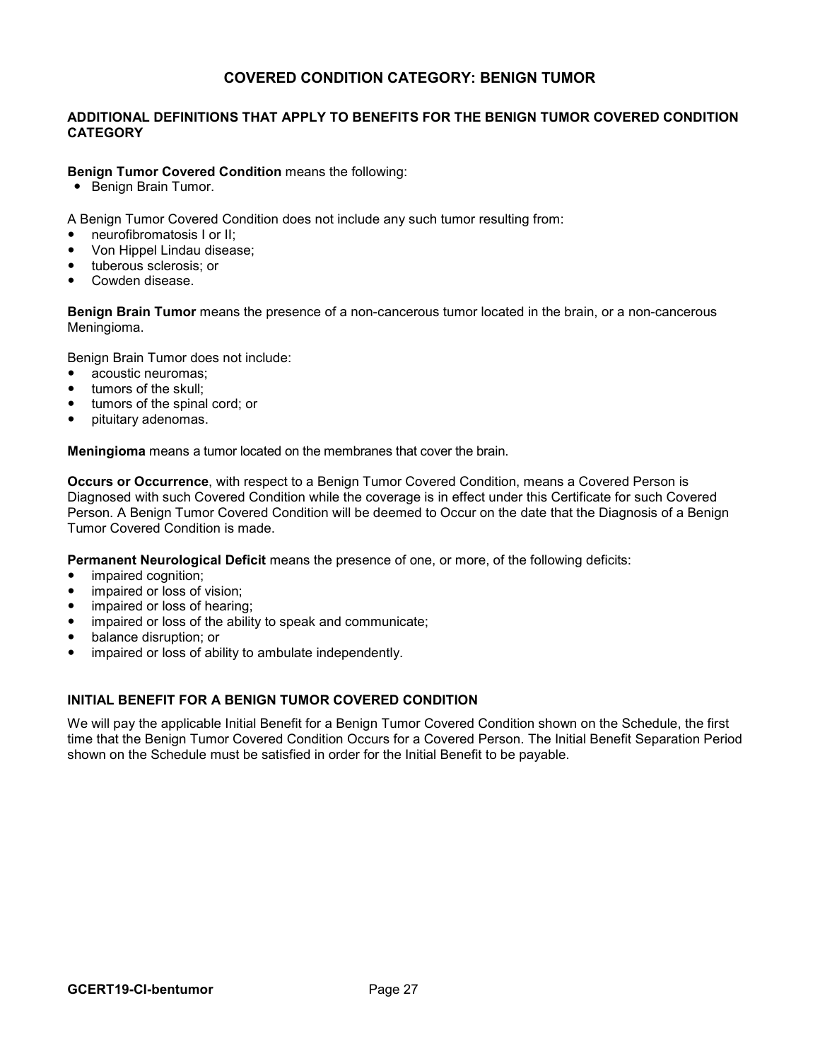# COVERED CONDITION CATEGORY: BENIGN TUMOR

## ADDITIONAL DEFINITIONS THAT APPLY TO BENEFITS FOR THE BENIGN TUMOR COVERED CONDITION CATEGORY

**Benign Tumor Covered Condition** means the following:

- Benign Brain Tumor.

A Benign Tumor Covered Condition does not include any such tumor resulting from:

- neurofibromatosis I or II;
- Von Hippel Lindau disease;
- tuberous sclerosis; or
- Cowden disease.

**Benign Brain Tumor** means the presence of a non-cancerous tumor located in the brain, or a non-cancerous Meningioma.

Benign Brain Tumor does not include:

- acoustic neuromas;
- tumors of the skull;
- tumors of the spinal cord; or
- pituitary adenomas.

**Meningioma** means a tumor located on the membranes that cover the brain.

**Occurs or Occurrence**, with respect to a Benign Tumor Covered Condition, means a Covered Person is Diagnosed with such Covered Condition while the coverage is in effect under this Certificate for such Covered Person. A Benign Tumor Covered Condition will be deemed to Occur on the date that the Diagnosis of a Benign Tumor Covered Condition is made.

**Permanent Neurological Deficit** means the presence of one, or more, of the following deficits:

- impaired cognition;
- impaired or loss of vision;
- impaired or loss of hearing;
- impaired or loss of the ability to speak and communicate;
- balance disruption; or
- impaired or loss of ability to ambulate independently.

## INITIAL BENEFIT FOR A BENIGN TUMOR COVERED CONDITION

We will pay the applicable Initial Benefit for a Benign Tumor Covered Condition shown on the Schedule, the first time that the Benign Tumor Covered Condition Occurs for a Covered Person. The Initial Benefit Separation Period shown on the Schedule must be satisfied in order for the Initial Benefit to be payable.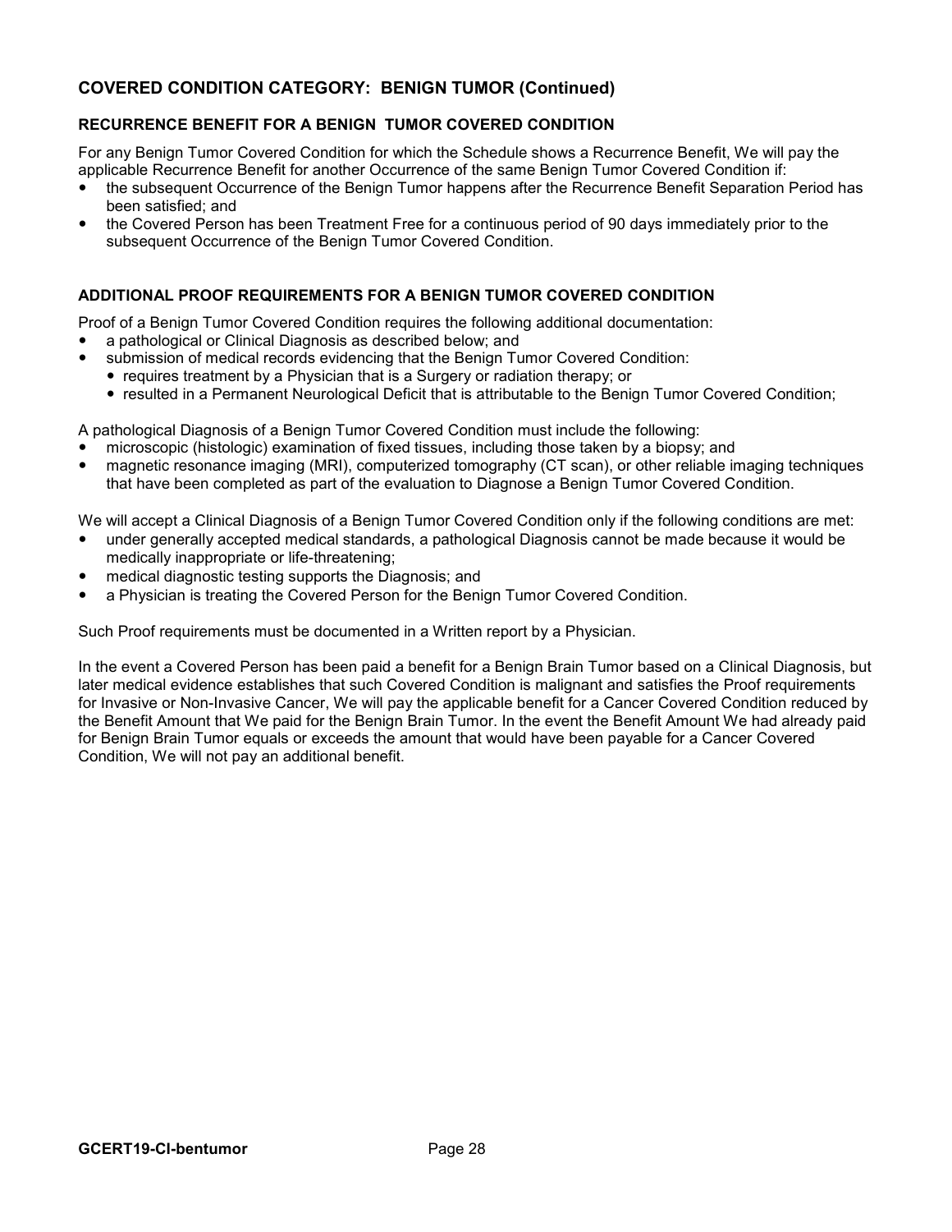## COVERED CONDITION CATEGORY: BENIGN TUMOR (Continued)

### RECURRENCE BENEFIT FOR A BENIGN TUMOR COVERED CONDITION

For any Benign Tumor Covered Condition for which the Schedule shows a Recurrence Benefit, We will pay the applicable Recurrence Benefit for another Occurrence of the same Benign Tumor Covered Condition if:

- the subsequent Occurrence of the Benign Tumor happens after the Recurrence Benefit Separation Period has been satisfied; and
- the Covered Person has been Treatment Free for a continuous period of 90 days immediately prior to the subsequent Occurrence of the Benign Tumor Covered Condition.

### ADDITIONAL PROOF REQUIREMENTS FOR A BENIGN TUMOR COVERED CONDITION

Proof of a Benign Tumor Covered Condition requires the following additional documentation:

- a pathological or Clinical Diagnosis as described below; and
- submission of medical records evidencing that the Benign Tumor Covered Condition:
  - requires treatment by a Physician that is a Surgery or radiation therapy; or
  - resulted in a Permanent Neurological Deficit that is attributable to the Benign Tumor Covered Condition;

A pathological Diagnosis of a Benign Tumor Covered Condition must include the following:

- microscopic (histologic) examination of fixed tissues, including those taken by a biopsy; and
- magnetic resonance imaging (MRI), computerized tomography (CT scan), or other reliable imaging techniques that have been completed as part of the evaluation to Diagnose a Benign Tumor Covered Condition.

We will accept a Clinical Diagnosis of a Benign Tumor Covered Condition only if the following conditions are met:

- under generally accepted medical standards, a pathological Diagnosis cannot be made because it would be medically inappropriate or life-threatening;
- medical diagnostic testing supports the Diagnosis; and
- a Physician is treating the Covered Person for the Benign Tumor Covered Condition.

Such Proof requirements must be documented in a Written report by a Physician.

In the event a Covered Person has been paid a benefit for a Benign Brain Tumor based on a Clinical Diagnosis, but later medical evidence establishes that such Covered Condition is malignant and satisfies the Proof requirements for Invasive or Non-Invasive Cancer, We will pay the applicable benefit for a Cancer Covered Condition reduced by the Benefit Amount that We paid for the Benign Brain Tumor. In the event the Benefit Amount We had already paid for Benign Brain Tumor equals or exceeds the amount that would have been payable for a Cancer Covered Condition, We will not pay an additional benefit.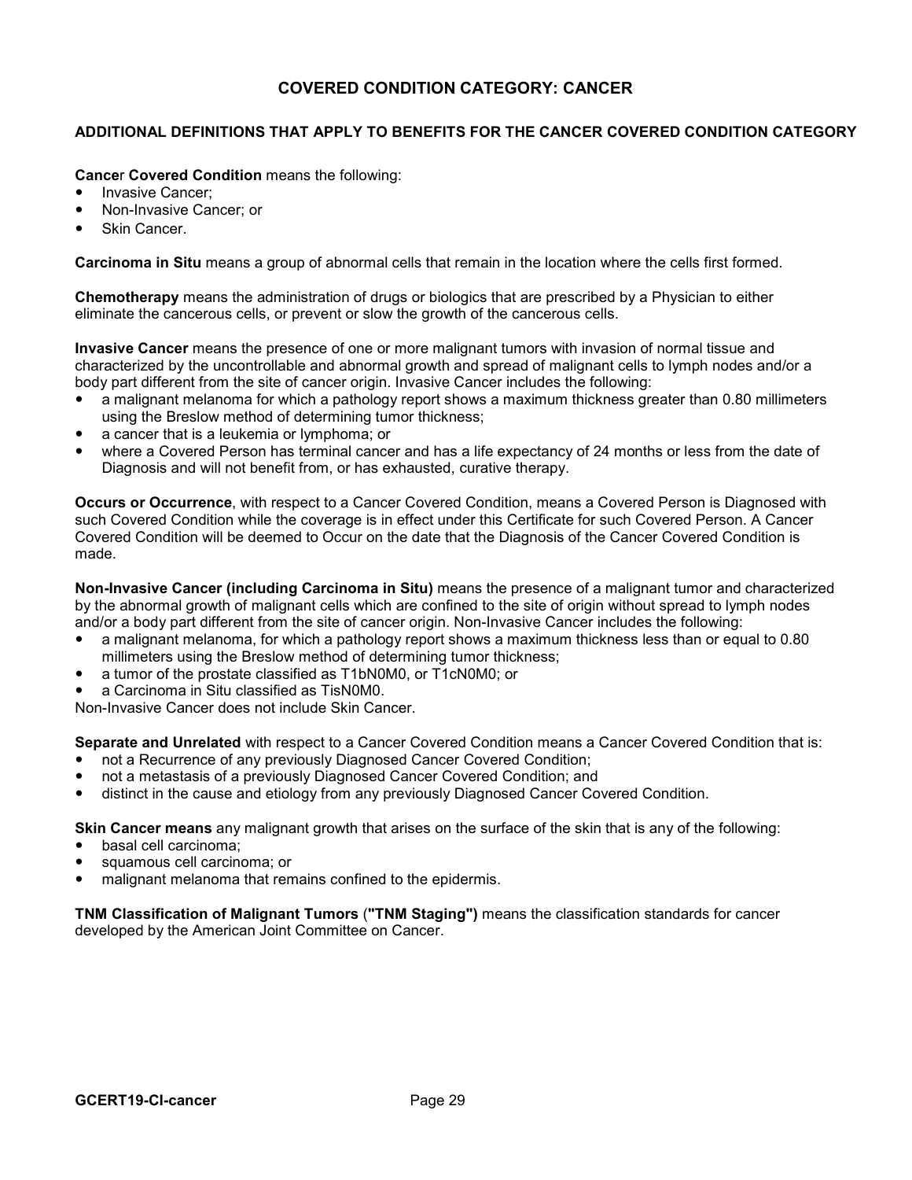## COVERED CONDITION CATEGORY: CANCER

### ADDITIONAL DEFINITIONS THAT APPLY TO BENEFITS FOR THE CANCER COVERED CONDITION CATEGORY

**Cancer Covered Condition** means the following:

- Invasive Cancer;
- Non-Invasive Cancer; or
- Skin Cancer.

**Carcinoma in Situ** means a group of abnormal cells that remain in the location where the cells first formed.

**Chemotherapy** means the administration of drugs or biologics that are prescribed by a Physician to either eliminate the cancerous cells, or prevent or slow the growth of the cancerous cells.

**Invasive Cancer** means the presence of one or more malignant tumors with invasion of normal tissue and characterized by the uncontrollable and abnormal growth and spread of malignant cells to lymph nodes and/or a body part different from the site of cancer origin. Invasive Cancer includes the following:

- a malignant melanoma for which a pathology report shows a maximum thickness greater than 0.80 millimeters using the Breslow method of determining tumor thickness;
- a cancer that is a leukemia or lymphoma; or
- where a Covered Person has terminal cancer and has a life expectancy of 24 months or less from the date of Diagnosis and will not benefit from, or has exhausted, curative therapy.

**Occurs or Occurrence**, with respect to a Cancer Covered Condition, means a Covered Person is Diagnosed with such Covered Condition while the coverage is in effect under this Certificate for such Covered Person. A Cancer Covered Condition will be deemed to Occur on the date that the Diagnosis of the Cancer Covered Condition is made.

**Non-Invasive Cancer (including Carcinoma in Situ)** means the presence of a malignant tumor and characterized by the abnormal growth of malignant cells which are confined to the site of origin without spread to lymph nodes and/or a body part different from the site of cancer origin. Non-Invasive Cancer includes the following:

- a malignant melanoma, for which a pathology report shows a maximum thickness less than or equal to 0.80 millimeters using the Breslow method of determining tumor thickness;
- a tumor of the prostate classified as T1bN0M0, or T1cN0M0; or
- a Carcinoma in Situ classified as TisN0M0.

Non-Invasive Cancer does not include Skin Cancer.

**Separate and Unrelated** with respect to a Cancer Covered Condition means a Cancer Covered Condition that is:

- not a Recurrence of any previously Diagnosed Cancer Covered Condition;
- not a metastasis of a previously Diagnosed Cancer Covered Condition; and
- distinct in the cause and etiology from any previously Diagnosed Cancer Covered Condition.

**Skin Cancer means** any malignant growth that arises on the surface of the skin that is any of the following:

- basal cell carcinoma;
- squamous cell carcinoma; or
- malignant melanoma that remains confined to the epidermis.

**TNM Classification of Malignant Tumors ("TNM Staging")** means the classification standards for cancer developed by the American Joint Committee on Cancer.

GCERT19-CI-cancer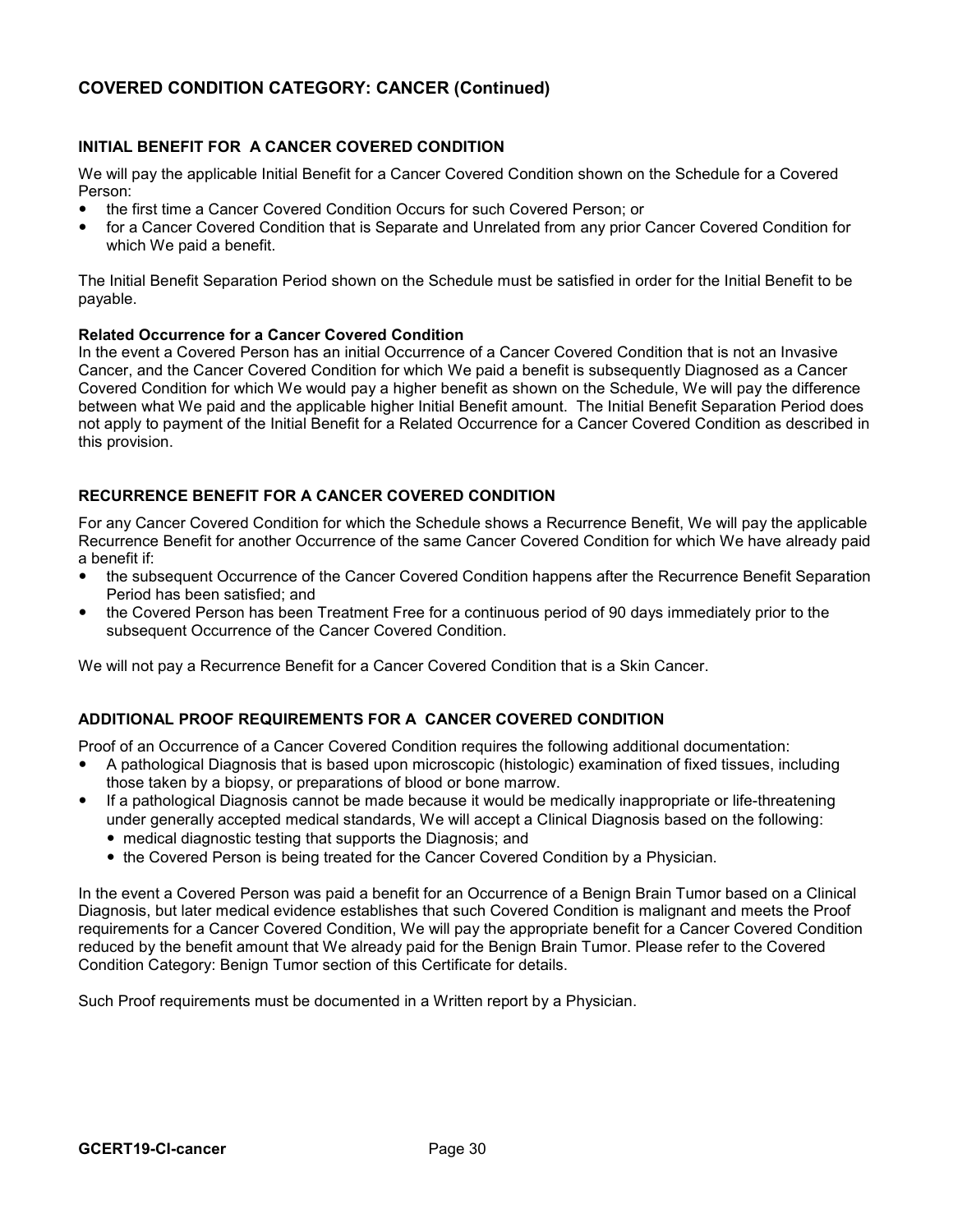## COVERED CONDITION CATEGORY: CANCER (Continued)

### INITIAL BENEFIT FOR A CANCER COVERED CONDITION

We will pay the applicable Initial Benefit for a Cancer Covered Condition shown on the Schedule for a Covered Person:

- the first time a Cancer Covered Condition Occurs for such Covered Person; or
- for a Cancer Covered Condition that is Separate and Unrelated from any prior Cancer Covered Condition for which We paid a benefit.

The Initial Benefit Separation Period shown on the Schedule must be satisfied in order for the Initial Benefit to be payable.

**Related Occurrence for a Cancer Covered Condition**

In the event a Covered Person has an initial Occurrence of a Cancer Covered Condition that is not an Invasive Cancer, and the Cancer Covered Condition for which We paid a benefit is subsequently Diagnosed as a Cancer Covered Condition for which We would pay a higher benefit as shown on the Schedule, We will pay the difference between what We paid and the applicable higher Initial Benefit amount. The Initial Benefit Separation Period does not apply to payment of the Initial Benefit for a Related Occurrence for a Cancer Covered Condition as described in this provision.

### RECURRENCE BENEFIT FOR A CANCER COVERED CONDITION

For any Cancer Covered Condition for which the Schedule shows a Recurrence Benefit, We will pay the applicable Recurrence Benefit for another Occurrence of the same Cancer Covered Condition for which We have already paid a benefit if:

- the subsequent Occurrence of the Cancer Covered Condition happens after the Recurrence Benefit Separation Period has been satisfied; and
- the Covered Person has been Treatment Free for a continuous period of 90 days immediately prior to the subsequent Occurrence of the Cancer Covered Condition.

We will not pay a Recurrence Benefit for a Cancer Covered Condition that is a Skin Cancer.

### ADDITIONAL PROOF REQUIREMENTS FOR A CANCER COVERED CONDITION

Proof of an Occurrence of a Cancer Covered Condition requires the following additional documentation:

- A pathological Diagnosis that is based upon microscopic (histologic) examination of fixed tissues, including those taken by a biopsy, or preparations of blood or bone marrow.
- If a pathological Diagnosis cannot be made because it would be medically inappropriate or life-threatening under generally accepted medical standards, We will accept a Clinical Diagnosis based on the following:
  - medical diagnostic testing that supports the Diagnosis; and
  - the Covered Person is being treated for the Cancer Covered Condition by a Physician.

In the event a Covered Person was paid a benefit for an Occurrence of a Benign Brain Tumor based on a Clinical Diagnosis, but later medical evidence establishes that such Covered Condition is malignant and meets the Proof requirements for a Cancer Covered Condition, We will pay the appropriate benefit for a Cancer Covered Condition reduced by the benefit amount that We already paid for the Benign Brain Tumor. Please refer to the Covered Condition Category: Benign Tumor section of this Certificate for details.

Such Proof requirements must be documented in a Written report by a Physician.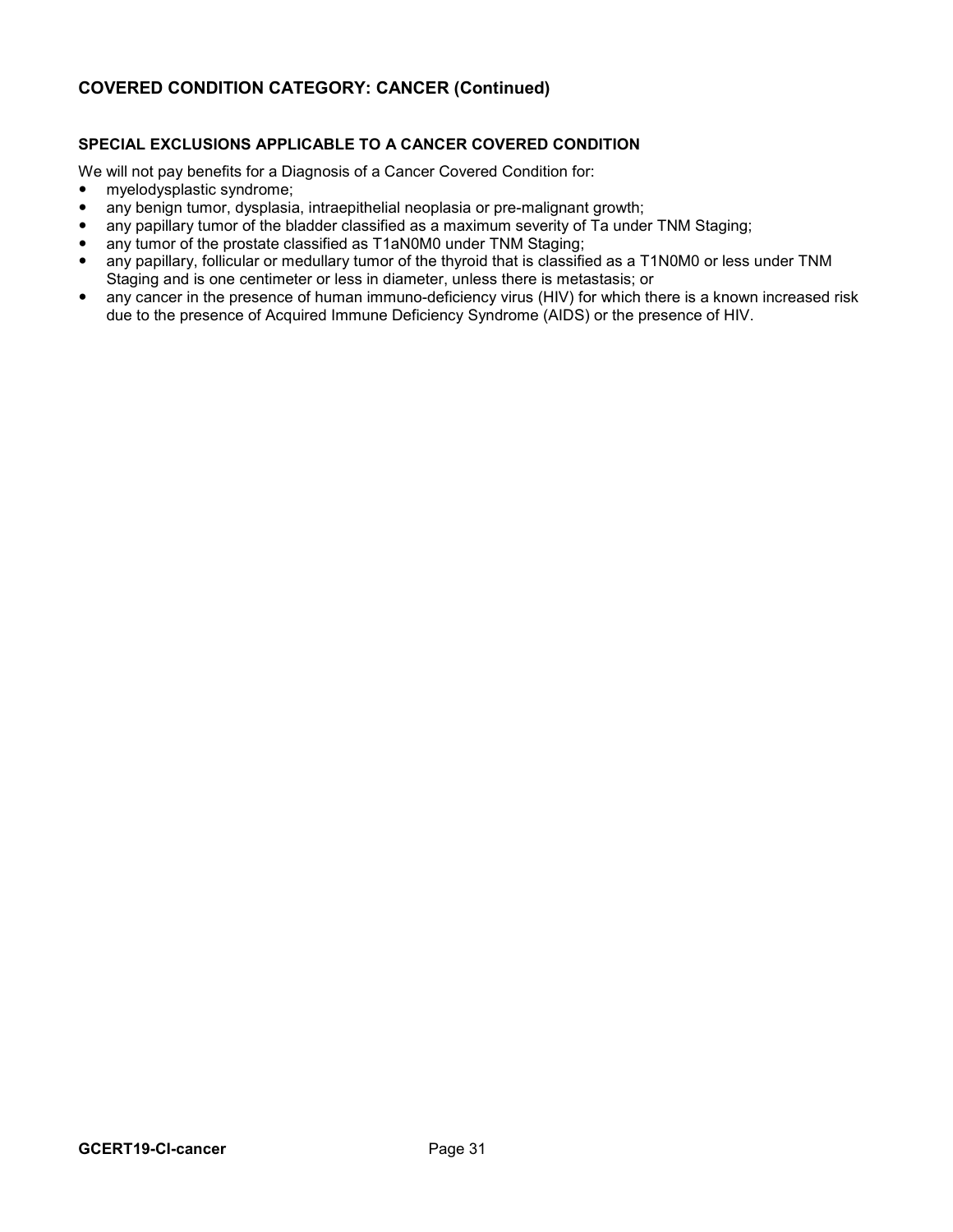## COVERED CONDITION CATEGORY: CANCER (Continued)

### SPECIAL EXCLUSIONS APPLICABLE TO A CANCER COVERED CONDITION

We will not pay benefits for a Diagnosis of a Cancer Covered Condition for:

- myelodysplastic syndrome;
- any benign tumor, dysplasia, intraepithelial neoplasia or pre-malignant growth;
- any papillary tumor of the bladder classified as a maximum severity of Ta under TNM Staging;
- any tumor of the prostate classified as T1aN0M0 under TNM Staging;
- any papillary, follicular or medullary tumor of the thyroid that is classified as a T1N0M0 or less under TNM Staging and is one centimeter or less in diameter, unless there is metastasis; or
- any cancer in the presence of human immuno-deficiency virus (HIV) for which there is a known increased risk due to the presence of Acquired Immune Deficiency Syndrome (AIDS) or the presence of HIV.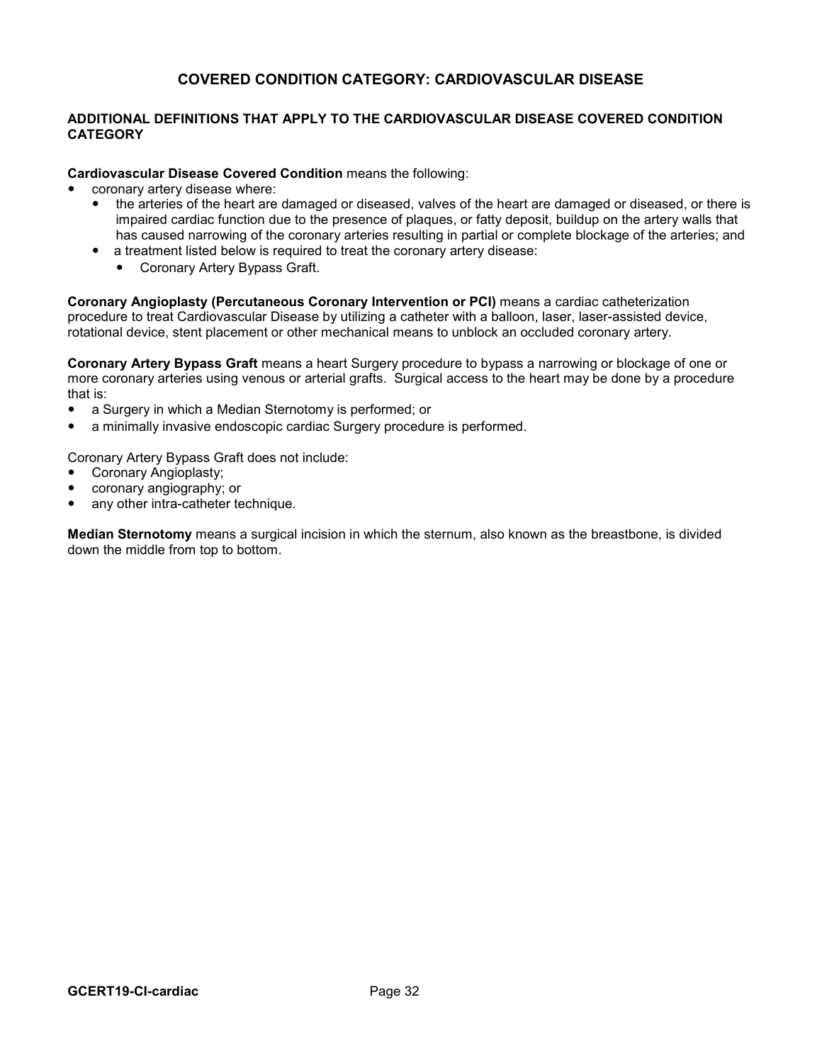## COVERED CONDITION CATEGORY: CARDIOVASCULAR DISEASE

### ADDITIONAL DEFINITIONS THAT APPLY TO THE CARDIOVASCULAR DISEASE COVERED CONDITION CATEGORY

**Cardiovascular Disease Covered Condition** means the following:

- coronary artery disease where:
  - the arteries of the heart are damaged or diseased, valves of the heart are damaged or diseased, or there is impaired cardiac function due to the presence of plaques, or fatty deposit, buildup on the artery walls that has caused narrowing of the coronary arteries resulting in partial or complete blockage of the arteries; and
  - a treatment listed below is required to treat the coronary artery disease:
    - Coronary Artery Bypass Graft.

**Coronary Angioplasty (Percutaneous Coronary Intervention or PCI)** means a cardiac catheterization procedure to treat Cardiovascular Disease by utilizing a catheter with a balloon, laser, laser-assisted device, rotational device, stent placement or other mechanical means to unblock an occluded coronary artery.

**Coronary Artery Bypass Graft** means a heart Surgery procedure to bypass a narrowing or blockage of one or more coronary arteries using venous or arterial grafts. Surgical access to the heart may be done by a procedure that is:

- a Surgery in which a Median Sternotomy is performed; or
- a minimally invasive endoscopic cardiac Surgery procedure is performed.

Coronary Artery Bypass Graft does not include:

- Coronary Angioplasty;
- coronary angiography; or
- any other intra-catheter technique.

**Median Sternotomy** means a surgical incision in which the sternum, also known as the breastbone, is divided down the middle from top to bottom.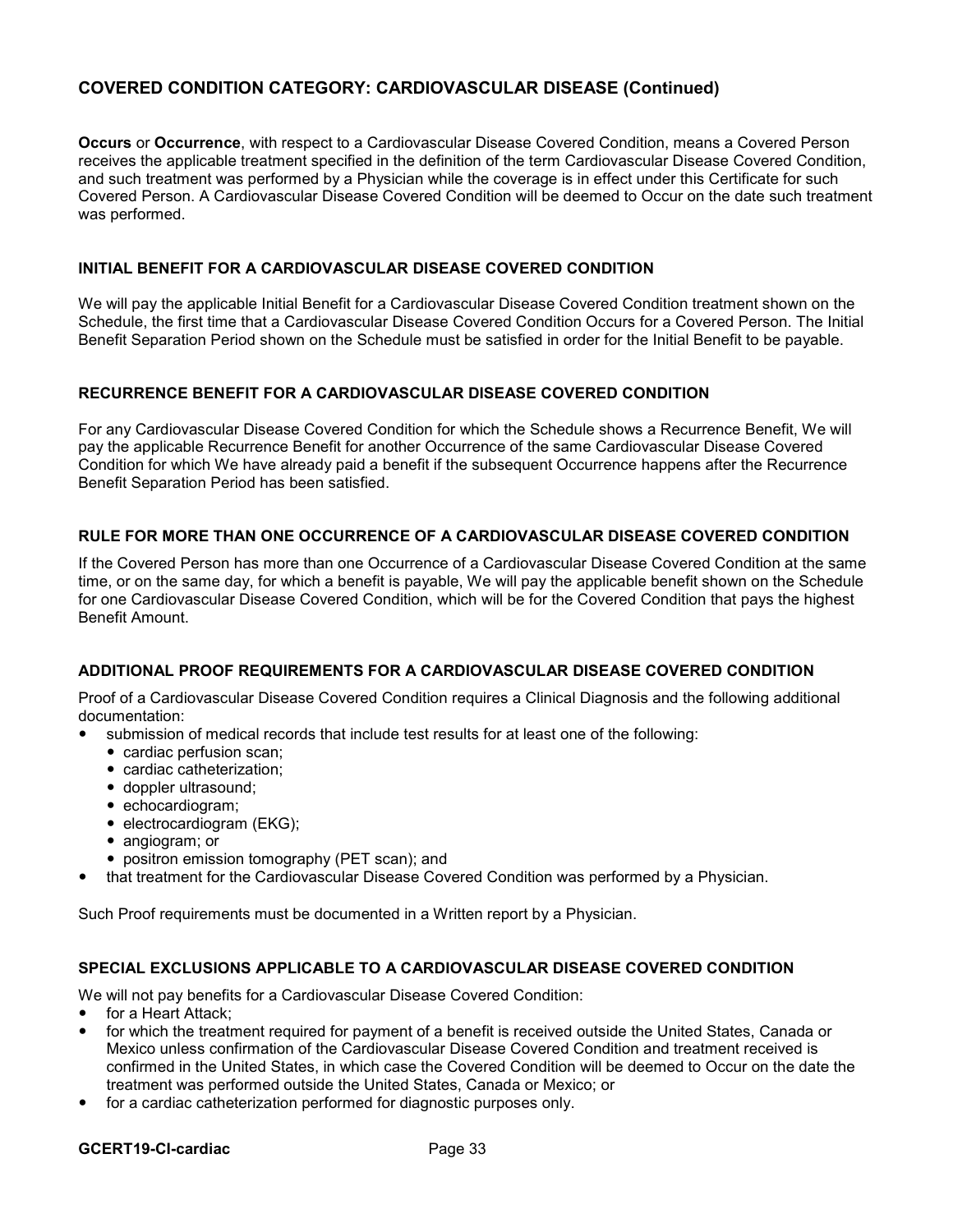## COVERED CONDITION CATEGORY: CARDIOVASCULAR DISEASE (Continued)

**Occurs** or **Occurrence**, with respect to a Cardiovascular Disease Covered Condition, means a Covered Person receives the applicable treatment specified in the definition of the term Cardiovascular Disease Covered Condition, and such treatment was performed by a Physician while the coverage is in effect under this Certificate for such Covered Person. A Cardiovascular Disease Covered Condition will be deemed to Occur on the date such treatment was performed.

### INITIAL BENEFIT FOR A CARDIOVASCULAR DISEASE COVERED CONDITION

We will pay the applicable Initial Benefit for a Cardiovascular Disease Covered Condition treatment shown on the Schedule, the first time that a Cardiovascular Disease Covered Condition Occurs for a Covered Person. The Initial Benefit Separation Period shown on the Schedule must be satisfied in order for the Initial Benefit to be payable.

### RECURRENCE BENEFIT FOR A CARDIOVASCULAR DISEASE COVERED CONDITION

For any Cardiovascular Disease Covered Condition for which the Schedule shows a Recurrence Benefit, We will pay the applicable Recurrence Benefit for another Occurrence of the same Cardiovascular Disease Covered Condition for which We have already paid a benefit if the subsequent Occurrence happens after the Recurrence Benefit Separation Period has been satisfied.

### RULE FOR MORE THAN ONE OCCURRENCE OF A CARDIOVASCULAR DISEASE COVERED CONDITION

If the Covered Person has more than one Occurrence of a Cardiovascular Disease Covered Condition at the same time, or on the same day, for which a benefit is payable, We will pay the applicable benefit shown on the Schedule for one Cardiovascular Disease Covered Condition, which will be for the Covered Condition that pays the highest Benefit Amount.

### ADDITIONAL PROOF REQUIREMENTS FOR A CARDIOVASCULAR DISEASE COVERED CONDITION

Proof of a Cardiovascular Disease Covered Condition requires a Clinical Diagnosis and the following additional documentation:

- submission of medical records that include test results for at least one of the following:
  - cardiac perfusion scan;
  - cardiac catheterization;
  - doppler ultrasound;
  - echocardiogram;
  - electrocardiogram (EKG);
  - angiogram; or
  - positron emission tomography (PET scan); and
- that treatment for the Cardiovascular Disease Covered Condition was performed by a Physician.

Such Proof requirements must be documented in a Written report by a Physician.

### SPECIAL EXCLUSIONS APPLICABLE TO A CARDIOVASCULAR DISEASE COVERED CONDITION

We will not pay benefits for a Cardiovascular Disease Covered Condition:

- for a Heart Attack;
- for which the treatment required for payment of a benefit is received outside the United States, Canada or Mexico unless confirmation of the Cardiovascular Disease Covered Condition and treatment received is confirmed in the United States, in which case the Covered Condition will be deemed to Occur on the date the treatment was performed outside the United States, Canada or Mexico; or
- for a cardiac catheterization performed for diagnostic purposes only.

GCERT19-CI-cardiac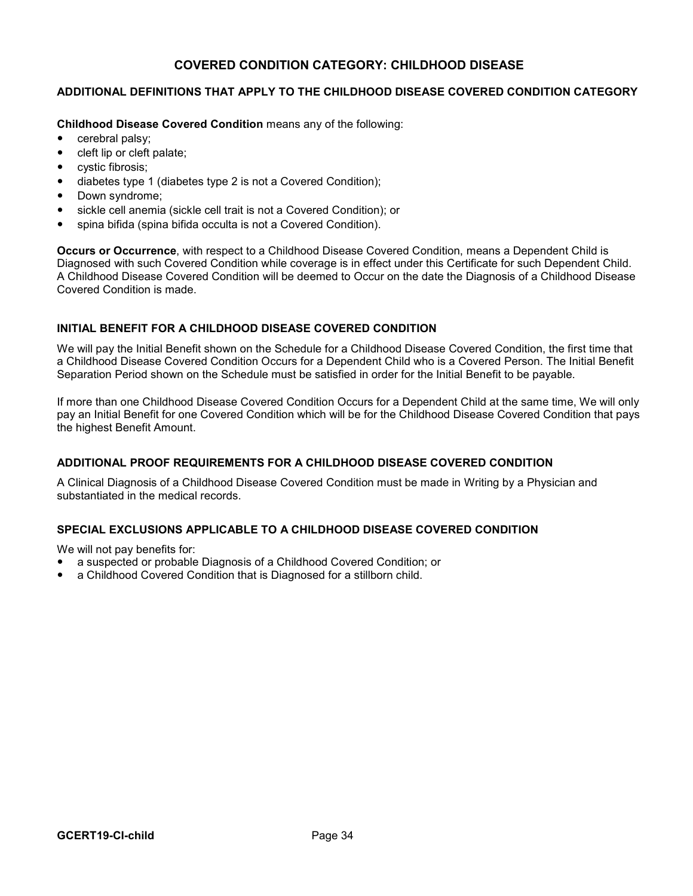# COVERED CONDITION CATEGORY: CHILDHOOD DISEASE

## ADDITIONAL DEFINITIONS THAT APPLY TO THE CHILDHOOD DISEASE COVERED CONDITION CATEGORY

**Childhood Disease Covered Condition** means any of the following:

- cerebral palsy;
- cleft lip or cleft palate;
- cystic fibrosis;
- diabetes type 1 (diabetes type 2 is not a Covered Condition);
- Down syndrome;
- sickle cell anemia (sickle cell trait is not a Covered Condition); or
- spina bifida (spina bifida occulta is not a Covered Condition).

**Occurs or Occurrence**, with respect to a Childhood Disease Covered Condition, means a Dependent Child is Diagnosed with such Covered Condition while coverage is in effect under this Certificate for such Dependent Child. A Childhood Disease Covered Condition will be deemed to Occur on the date the Diagnosis of a Childhood Disease Covered Condition is made.

## INITIAL BENEFIT FOR A CHILDHOOD DISEASE COVERED CONDITION

We will pay the Initial Benefit shown on the Schedule for a Childhood Disease Covered Condition, the first time that a Childhood Disease Covered Condition Occurs for a Dependent Child who is a Covered Person. The Initial Benefit Separation Period shown on the Schedule must be satisfied in order for the Initial Benefit to be payable.

If more than one Childhood Disease Covered Condition Occurs for a Dependent Child at the same time, We will only pay an Initial Benefit for one Covered Condition which will be for the Childhood Disease Covered Condition that pays the highest Benefit Amount.

## ADDITIONAL PROOF REQUIREMENTS FOR A CHILDHOOD DISEASE COVERED CONDITION

A Clinical Diagnosis of a Childhood Disease Covered Condition must be made in Writing by a Physician and substantiated in the medical records.

## SPECIAL EXCLUSIONS APPLICABLE TO A CHILDHOOD DISEASE COVERED CONDITION

We will not pay benefits for:

- a suspected or probable Diagnosis of a Childhood Covered Condition; or
- a Childhood Covered Condition that is Diagnosed for a stillborn child.

GCERT19-CI-child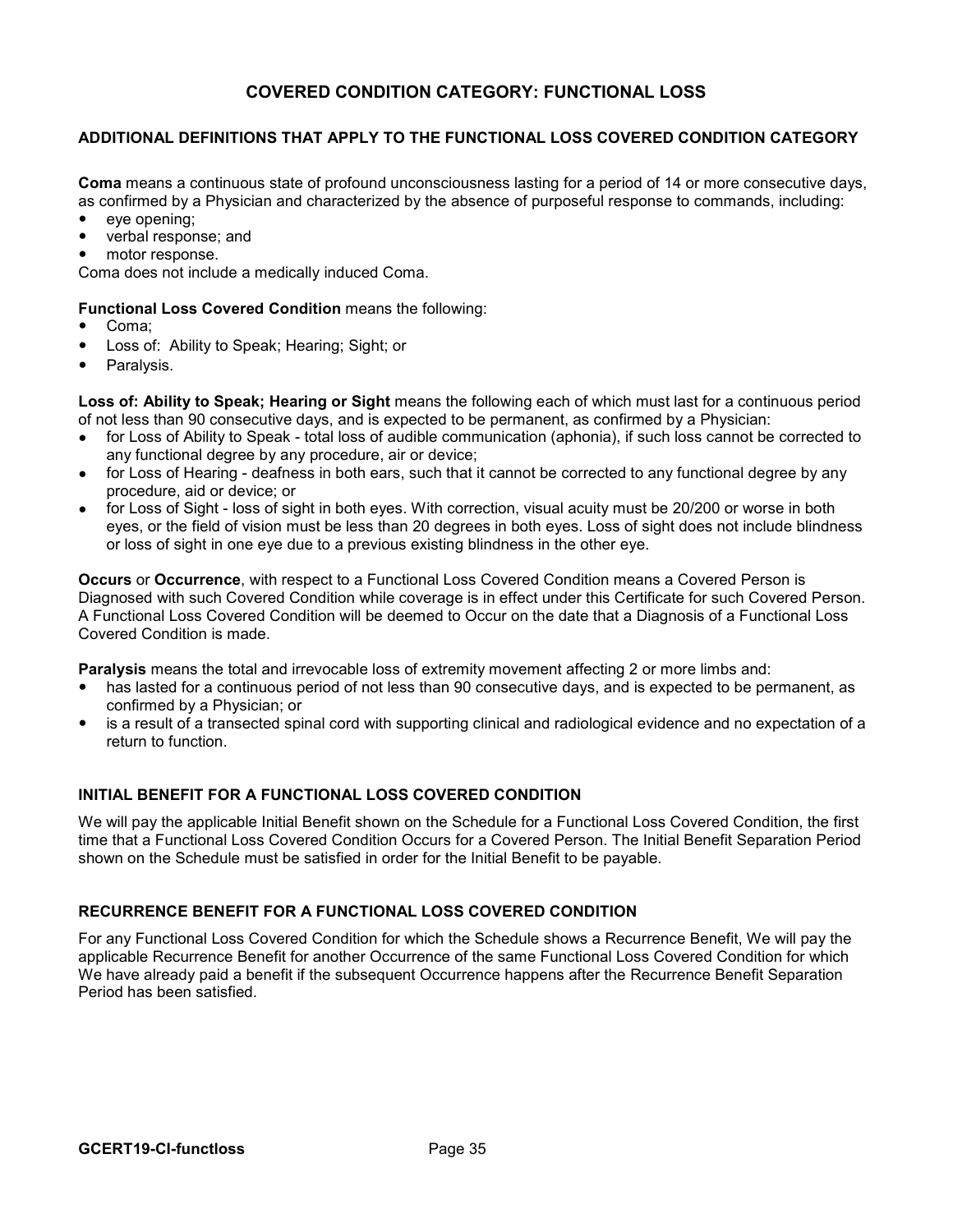## COVERED CONDITION CATEGORY: FUNCTIONAL LOSS

### ADDITIONAL DEFINITIONS THAT APPLY TO THE FUNCTIONAL LOSS COVERED CONDITION CATEGORY

**Coma** means a continuous state of profound unconsciousness lasting for a period of 14 or more consecutive days, as confirmed by a Physician and characterized by the absence of purposeful response to commands, including:

- eye opening;
- verbal response; and
- motor response.

Coma does not include a medically induced Coma.

**Functional Loss Covered Condition** means the following:

- Coma;
- Loss of: Ability to Speak; Hearing; Sight; or
- Paralysis.

**Loss of: Ability to Speak; Hearing or Sight** means the following each of which must last for a continuous period of not less than 90 consecutive days, and is expected to be permanent, as confirmed by a Physician:

- for Loss of Ability to Speak - total loss of audible communication (aphonia), if such loss cannot be corrected to any functional degree by any procedure, air or device;
- for Loss of Hearing - deafness in both ears, such that it cannot be corrected to any functional degree by any procedure, aid or device; or
- for Loss of Sight - loss of sight in both eyes. With correction, visual acuity must be 20/200 or worse in both eyes, or the field of vision must be less than 20 degrees in both eyes. Loss of sight does not include blindness or loss of sight in one eye due to a previous existing blindness in the other eye.

**Occurs** or **Occurrence**, with respect to a Functional Loss Covered Condition means a Covered Person is Diagnosed with such Covered Condition while coverage is in effect under this Certificate for such Covered Person. A Functional Loss Covered Condition will be deemed to Occur on the date that a Diagnosis of a Functional Loss Covered Condition is made.

**Paralysis** means the total and irrevocable loss of extremity movement affecting 2 or more limbs and:

- has lasted for a continuous period of not less than 90 consecutive days, and is expected to be permanent, as confirmed by a Physician; or
- is a result of a transected spinal cord with supporting clinical and radiological evidence and no expectation of a return to function.

### INITIAL BENEFIT FOR A FUNCTIONAL LOSS COVERED CONDITION

We will pay the applicable Initial Benefit shown on the Schedule for a Functional Loss Covered Condition, the first time that a Functional Loss Covered Condition Occurs for a Covered Person. The Initial Benefit Separation Period shown on the Schedule must be satisfied in order for the Initial Benefit to be payable.

### RECURRENCE BENEFIT FOR A FUNCTIONAL LOSS COVERED CONDITION

For any Functional Loss Covered Condition for which the Schedule shows a Recurrence Benefit, We will pay the applicable Recurrence Benefit for another Occurrence of the same Functional Loss Covered Condition for which We have already paid a benefit if the subsequent Occurrence happens after the Recurrence Benefit Separation Period has been satisfied.

GCERT19-CI-functloss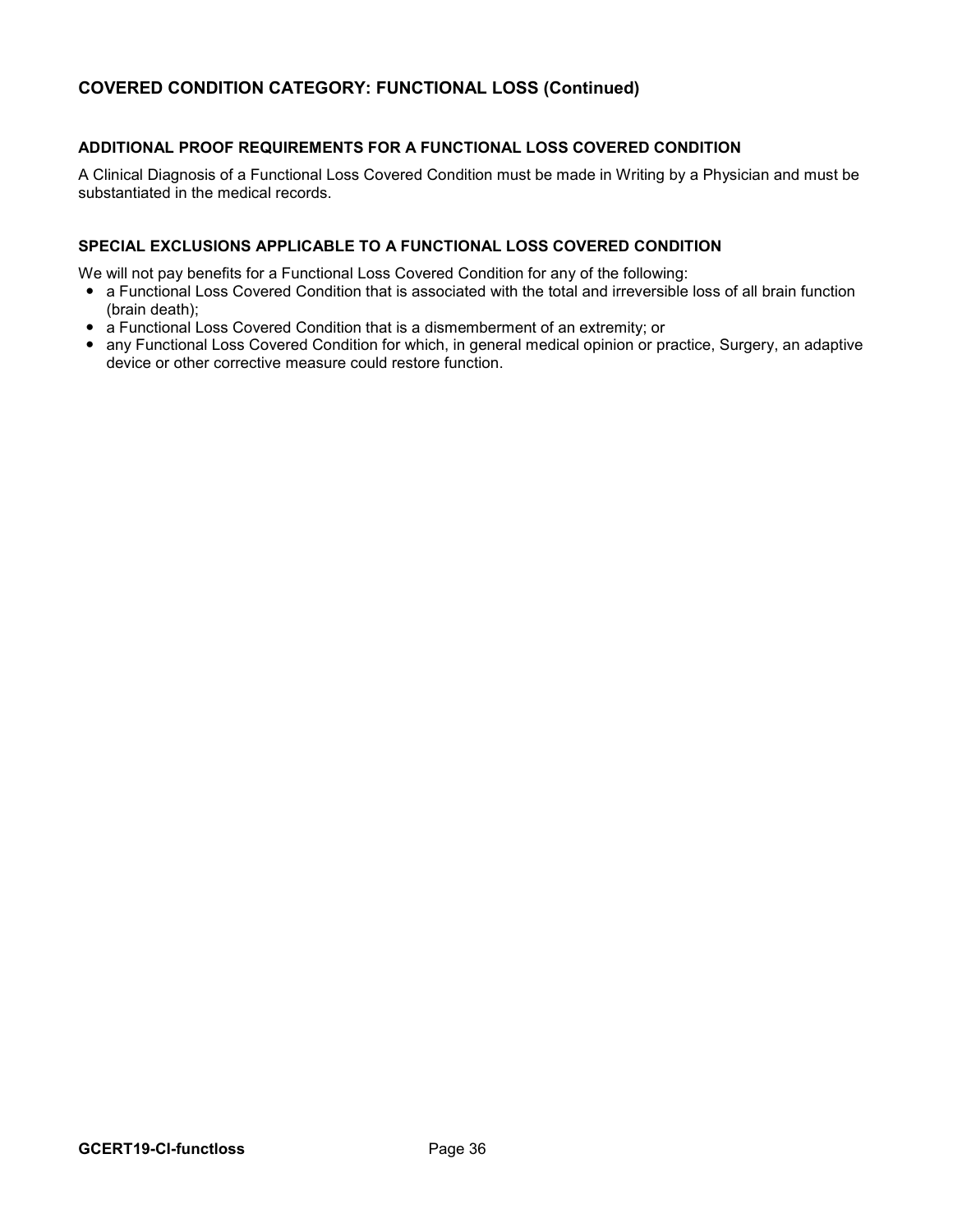## COVERED CONDITION CATEGORY: FUNCTIONAL LOSS (Continued)

### ADDITIONAL PROOF REQUIREMENTS FOR A FUNCTIONAL LOSS COVERED CONDITION

A Clinical Diagnosis of a Functional Loss Covered Condition must be made in Writing by a Physician and must be substantiated in the medical records.

### SPECIAL EXCLUSIONS APPLICABLE TO A FUNCTIONAL LOSS COVERED CONDITION

We will not pay benefits for a Functional Loss Covered Condition for any of the following:

- a Functional Loss Covered Condition that is associated with the total and irreversible loss of all brain function (brain death);
- a Functional Loss Covered Condition that is a dismemberment of an extremity; or
- any Functional Loss Covered Condition for which, in general medical opinion or practice, Surgery, an adaptive device or other corrective measure could restore function.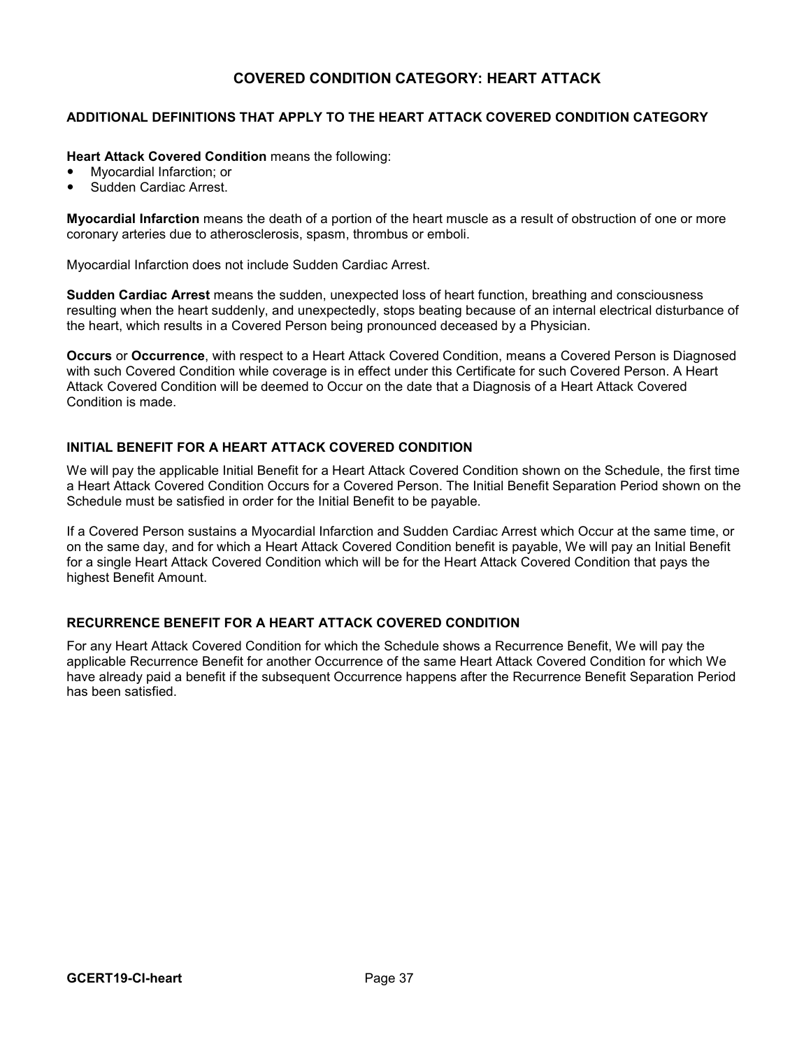## COVERED CONDITION CATEGORY: HEART ATTACK

### ADDITIONAL DEFINITIONS THAT APPLY TO THE HEART ATTACK COVERED CONDITION CATEGORY

**Heart Attack Covered Condition** means the following:

- Myocardial Infarction; or
- Sudden Cardiac Arrest.

**Myocardial Infarction** means the death of a portion of the heart muscle as a result of obstruction of one or more coronary arteries due to atherosclerosis, spasm, thrombus or emboli.

Myocardial Infarction does not include Sudden Cardiac Arrest.

**Sudden Cardiac Arrest** means the sudden, unexpected loss of heart function, breathing and consciousness resulting when the heart suddenly, and unexpectedly, stops beating because of an internal electrical disturbance of the heart, which results in a Covered Person being pronounced deceased by a Physician.

**Occurs** or **Occurrence**, with respect to a Heart Attack Covered Condition, means a Covered Person is Diagnosed with such Covered Condition while coverage is in effect under this Certificate for such Covered Person. A Heart Attack Covered Condition will be deemed to Occur on the date that a Diagnosis of a Heart Attack Covered Condition is made.

### INITIAL BENEFIT FOR A HEART ATTACK COVERED CONDITION

We will pay the applicable Initial Benefit for a Heart Attack Covered Condition shown on the Schedule, the first time a Heart Attack Covered Condition Occurs for a Covered Person. The Initial Benefit Separation Period shown on the Schedule must be satisfied in order for the Initial Benefit to be payable.

If a Covered Person sustains a Myocardial Infarction and Sudden Cardiac Arrest which Occur at the same time, or on the same day, and for which a Heart Attack Covered Condition benefit is payable, We will pay an Initial Benefit for a single Heart Attack Covered Condition which will be for the Heart Attack Covered Condition that pays the highest Benefit Amount.

### RECURRENCE BENEFIT FOR A HEART ATTACK COVERED CONDITION

For any Heart Attack Covered Condition for which the Schedule shows a Recurrence Benefit, We will pay the applicable Recurrence Benefit for another Occurrence of the same Heart Attack Covered Condition for which We have already paid a benefit if the subsequent Occurrence happens after the Recurrence Benefit Separation Period has been satisfied.

GCERT19-CI-heart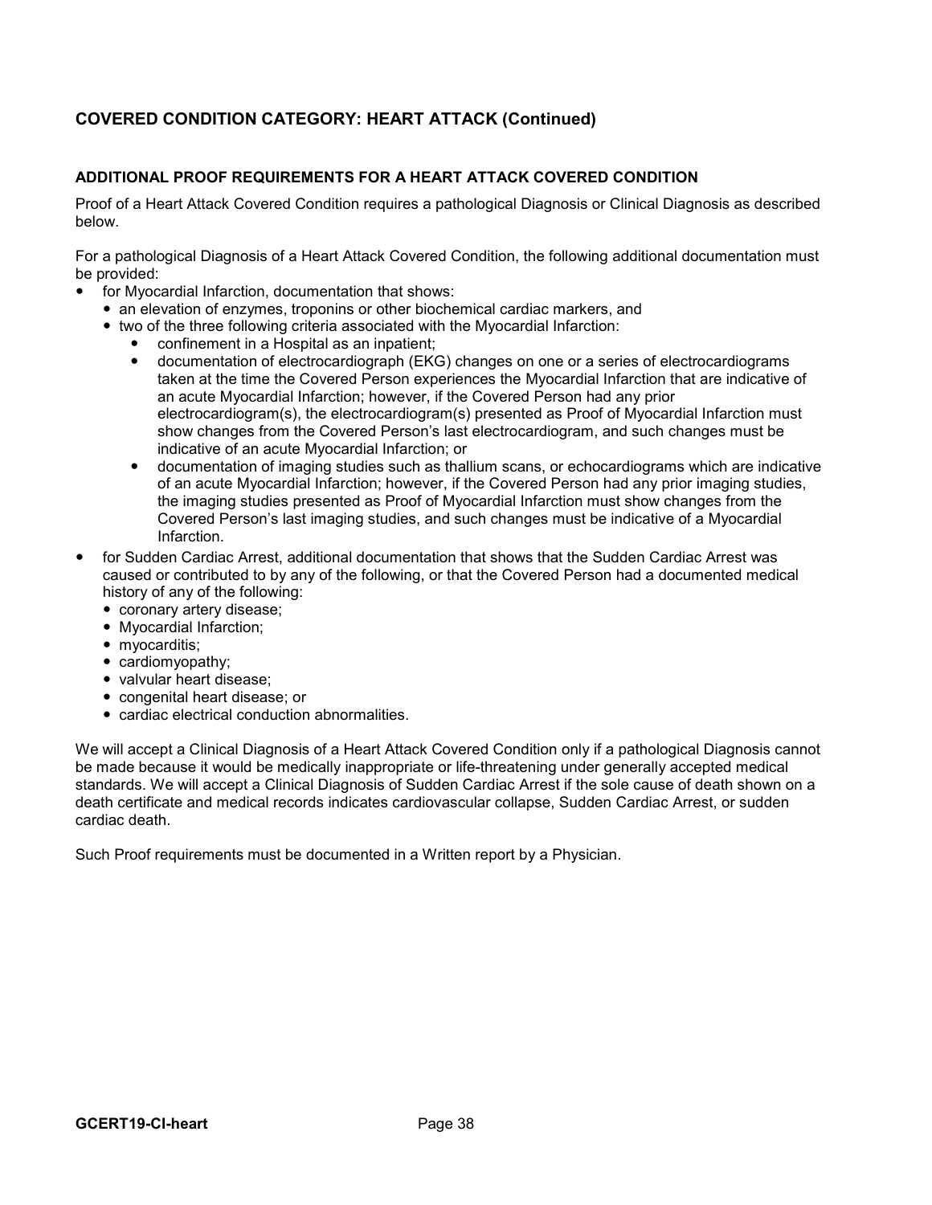## COVERED CONDITION CATEGORY: HEART ATTACK (Continued)

### ADDITIONAL PROOF REQUIREMENTS FOR A HEART ATTACK COVERED CONDITION

Proof of a Heart Attack Covered Condition requires a pathological Diagnosis or Clinical Diagnosis as described below.

For a pathological Diagnosis of a Heart Attack Covered Condition, the following additional documentation must be provided:

- for Myocardial Infarction, documentation that shows:
  - an elevation of enzymes, troponins or other biochemical cardiac markers, and
  - two of the three following criteria associated with the Myocardial Infarction:
    - confinement in a Hospital as an inpatient;
    - documentation of electrocardiograph (EKG) changes on one or a series of electrocardiograms taken at the time the Covered Person experiences the Myocardial Infarction that are indicative of an acute Myocardial Infarction; however, if the Covered Person had any prior electrocardiogram(s), the electrocardiogram(s) presented as Proof of Myocardial Infarction must show changes from the Covered Person's last electrocardiogram, and such changes must be indicative of an acute Myocardial Infarction; or
    - documentation of imaging studies such as thallium scans, or echocardiograms which are indicative of an acute Myocardial Infarction; however, if the Covered Person had any prior imaging studies, the imaging studies presented as Proof of Myocardial Infarction must show changes from the Covered Person's last imaging studies, and such changes must be indicative of a Myocardial Infarction.
- for Sudden Cardiac Arrest, additional documentation that shows that the Sudden Cardiac Arrest was caused or contributed to by any of the following, or that the Covered Person had a documented medical history of any of the following:
  - coronary artery disease;
  - Myocardial Infarction;
  - myocarditis;
  - cardiomyopathy;
  - valvular heart disease;
  - congenital heart disease; or
  - cardiac electrical conduction abnormalities.

We will accept a Clinical Diagnosis of a Heart Attack Covered Condition only if a pathological Diagnosis cannot be made because it would be medically inappropriate or life-threatening under generally accepted medical standards. We will accept a Clinical Diagnosis of Sudden Cardiac Arrest if the sole cause of death shown on a death certificate and medical records indicates cardiovascular collapse, Sudden Cardiac Arrest, or sudden cardiac death.

Such Proof requirements must be documented in a Written report by a Physician.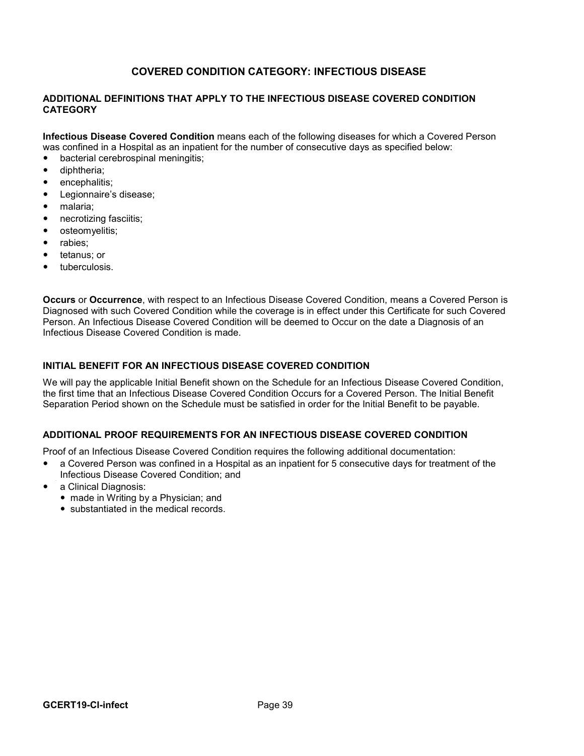## COVERED CONDITION CATEGORY: INFECTIOUS DISEASE

### ADDITIONAL DEFINITIONS THAT APPLY TO THE INFECTIOUS DISEASE COVERED CONDITION CATEGORY

**Infectious Disease Covered Condition** means each of the following diseases for which a Covered Person was confined in a Hospital as an inpatient for the number of consecutive days as specified below:

- bacterial cerebrospinal meningitis;
- diphtheria;
- encephalitis;
- Legionnaire's disease;
- malaria;
- necrotizing fasciitis;
- osteomyelitis;
- rabies;
- tetanus; or
- tuberculosis.

**Occurs** or **Occurrence**, with respect to an Infectious Disease Covered Condition, means a Covered Person is Diagnosed with such Covered Condition while the coverage is in effect under this Certificate for such Covered Person. An Infectious Disease Covered Condition will be deemed to Occur on the date a Diagnosis of an Infectious Disease Covered Condition is made.

### INITIAL BENEFIT FOR AN INFECTIOUS DISEASE COVERED CONDITION

We will pay the applicable Initial Benefit shown on the Schedule for an Infectious Disease Covered Condition, the first time that an Infectious Disease Covered Condition Occurs for a Covered Person. The Initial Benefit Separation Period shown on the Schedule must be satisfied in order for the Initial Benefit to be payable.

### ADDITIONAL PROOF REQUIREMENTS FOR AN INFECTIOUS DISEASE COVERED CONDITION

Proof of an Infectious Disease Covered Condition requires the following additional documentation:

- a Covered Person was confined in a Hospital as an inpatient for 5 consecutive days for treatment of the Infectious Disease Covered Condition; and
- a Clinical Diagnosis:
  - made in Writing by a Physician; and
  - substantiated in the medical records.

GCERT19-CI-infect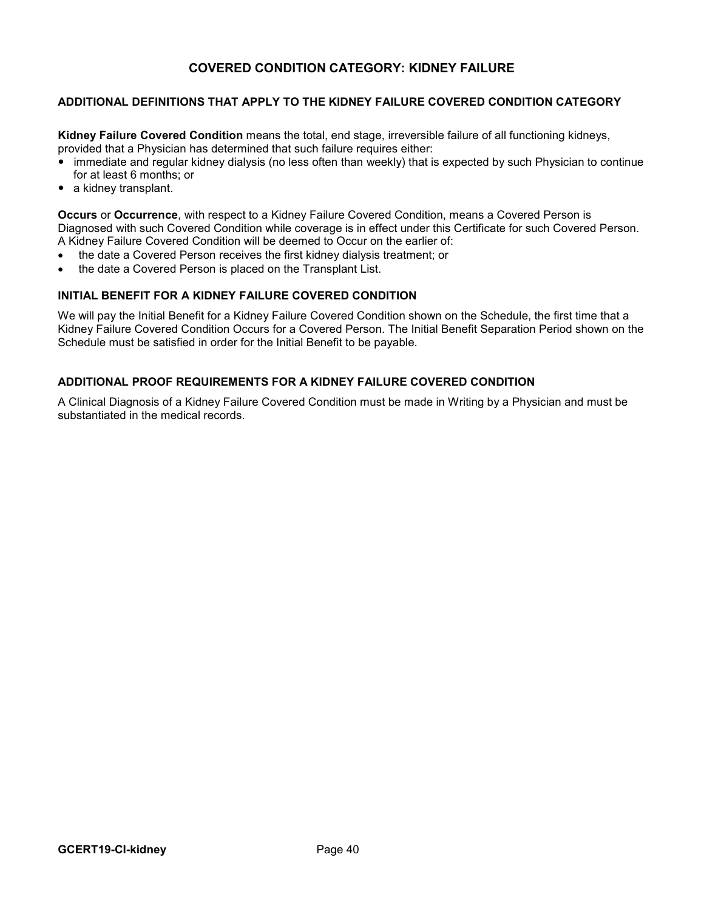# COVERED CONDITION CATEGORY: KIDNEY FAILURE

## ADDITIONAL DEFINITIONS THAT APPLY TO THE KIDNEY FAILURE COVERED CONDITION CATEGORY

**Kidney Failure Covered Condition** means the total, end stage, irreversible failure of all functioning kidneys, provided that a Physician has determined that such failure requires either:

- immediate and regular kidney dialysis (no less often than weekly) that is expected by such Physician to continue for at least 6 months; or
- a kidney transplant.

**Occurs** or **Occurrence**, with respect to a Kidney Failure Covered Condition, means a Covered Person is Diagnosed with such Covered Condition while coverage is in effect under this Certificate for such Covered Person. A Kidney Failure Covered Condition will be deemed to Occur on the earlier of:

- the date a Covered Person receives the first kidney dialysis treatment; or
- the date a Covered Person is placed on the Transplant List.

## INITIAL BENEFIT FOR A KIDNEY FAILURE COVERED CONDITION

We will pay the Initial Benefit for a Kidney Failure Covered Condition shown on the Schedule, the first time that a Kidney Failure Covered Condition Occurs for a Covered Person. The Initial Benefit Separation Period shown on the Schedule must be satisfied in order for the Initial Benefit to be payable.

## ADDITIONAL PROOF REQUIREMENTS FOR A KIDNEY FAILURE COVERED CONDITION

A Clinical Diagnosis of a Kidney Failure Covered Condition must be made in Writing by a Physician and must be substantiated in the medical records.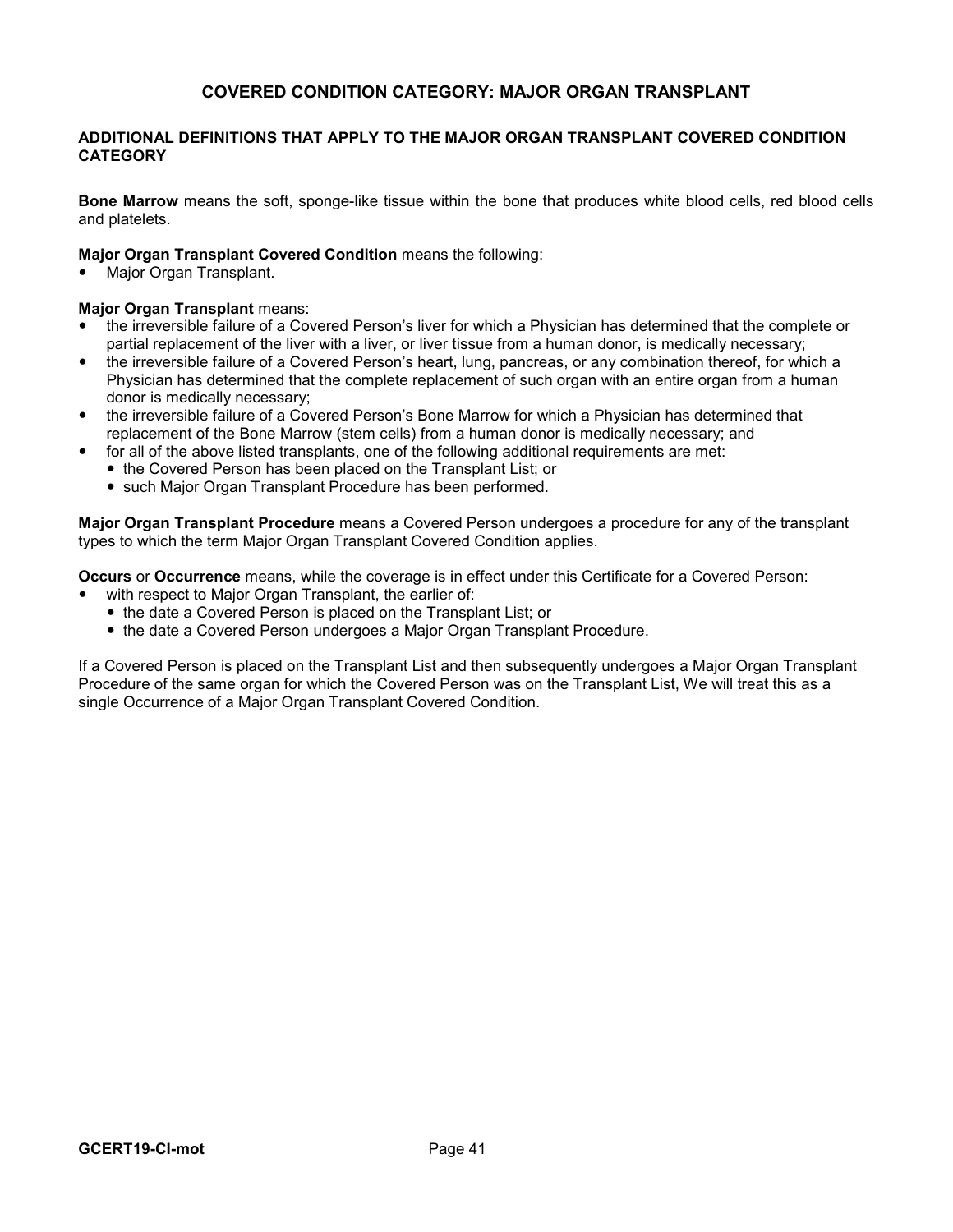# COVERED CONDITION CATEGORY: MAJOR ORGAN TRANSPLANT

## ADDITIONAL DEFINITIONS THAT APPLY TO THE MAJOR ORGAN TRANSPLANT COVERED CONDITION CATEGORY

**Bone Marrow** means the soft, sponge-like tissue within the bone that produces white blood cells, red blood cells and platelets.

**Major Organ Transplant Covered Condition** means the following:

- Major Organ Transplant.

**Major Organ Transplant** means:

- the irreversible failure of a Covered Person's liver for which a Physician has determined that the complete or partial replacement of the liver with a liver, or liver tissue from a human donor, is medically necessary;
- the irreversible failure of a Covered Person's heart, lung, pancreas, or any combination thereof, for which a Physician has determined that the complete replacement of such organ with an entire organ from a human donor is medically necessary;
- the irreversible failure of a Covered Person's Bone Marrow for which a Physician has determined that replacement of the Bone Marrow (stem cells) from a human donor is medically necessary; and
- for all of the above listed transplants, one of the following additional requirements are met:
  - the Covered Person has been placed on the Transplant List; or
  - such Major Organ Transplant Procedure has been performed.

**Major Organ Transplant Procedure** means a Covered Person undergoes a procedure for any of the transplant types to which the term Major Organ Transplant Covered Condition applies.

**Occurs** or **Occurrence** means, while the coverage is in effect under this Certificate for a Covered Person:

- with respect to Major Organ Transplant, the earlier of:
  - the date a Covered Person is placed on the Transplant List; or
  - the date a Covered Person undergoes a Major Organ Transplant Procedure.

If a Covered Person is placed on the Transplant List and then subsequently undergoes a Major Organ Transplant Procedure of the same organ for which the Covered Person was on the Transplant List, We will treat this as a single Occurrence of a Major Organ Transplant Covered Condition.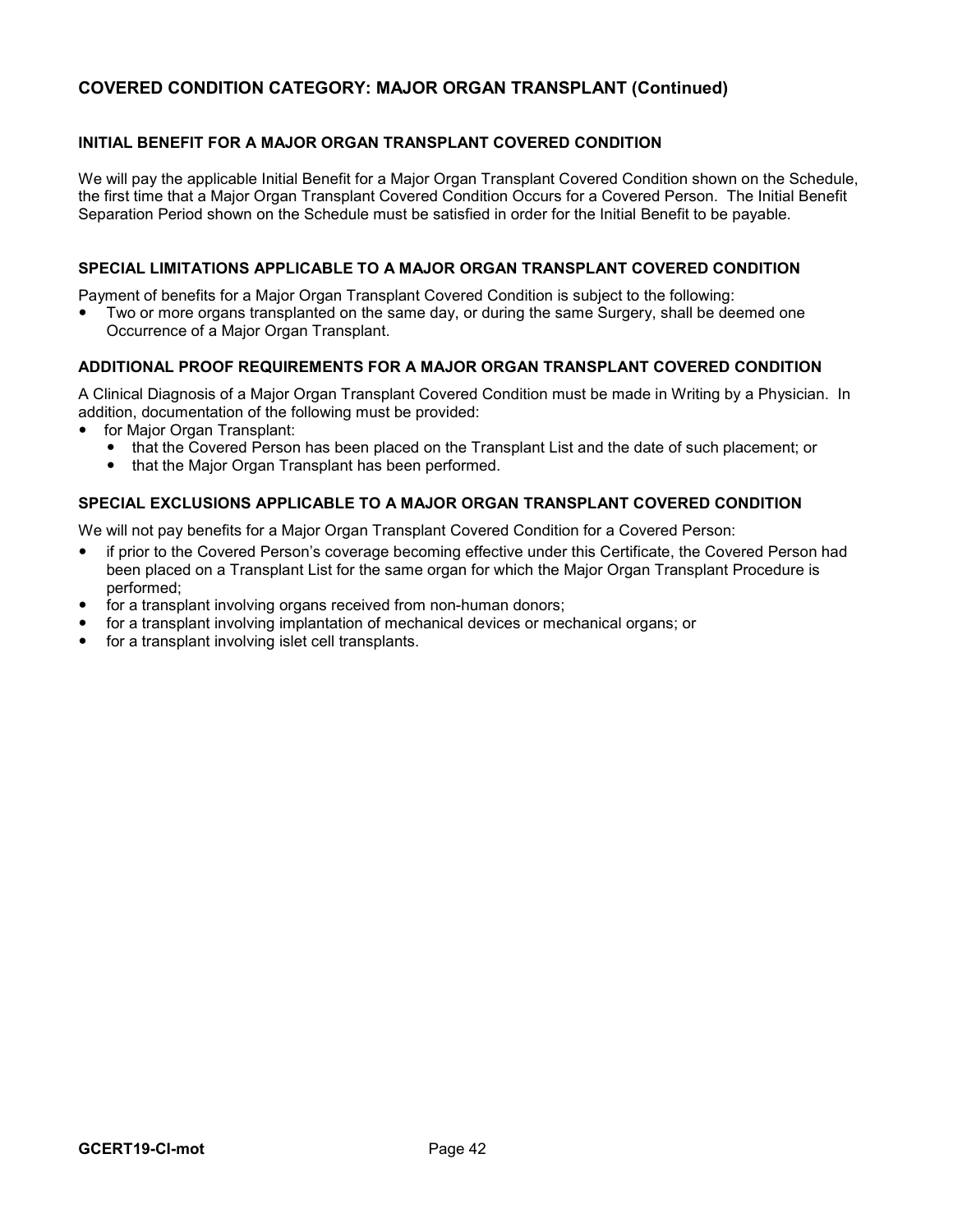## COVERED CONDITION CATEGORY: MAJOR ORGAN TRANSPLANT (Continued)

### INITIAL BENEFIT FOR A MAJOR ORGAN TRANSPLANT COVERED CONDITION

We will pay the applicable Initial Benefit for a Major Organ Transplant Covered Condition shown on the Schedule, the first time that a Major Organ Transplant Covered Condition Occurs for a Covered Person. The Initial Benefit Separation Period shown on the Schedule must be satisfied in order for the Initial Benefit to be payable.

### SPECIAL LIMITATIONS APPLICABLE TO A MAJOR ORGAN TRANSPLANT COVERED CONDITION

Payment of benefits for a Major Organ Transplant Covered Condition is subject to the following:

- Two or more organs transplanted on the same day, or during the same Surgery, shall be deemed one Occurrence of a Major Organ Transplant.

### ADDITIONAL PROOF REQUIREMENTS FOR A MAJOR ORGAN TRANSPLANT COVERED CONDITION

A Clinical Diagnosis of a Major Organ Transplant Covered Condition must be made in Writing by a Physician. In addition, documentation of the following must be provided:

- for Major Organ Transplant:
  - that the Covered Person has been placed on the Transplant List and the date of such placement; or
  - that the Major Organ Transplant has been performed.

### SPECIAL EXCLUSIONS APPLICABLE TO A MAJOR ORGAN TRANSPLANT COVERED CONDITION

We will not pay benefits for a Major Organ Transplant Covered Condition for a Covered Person:

- if prior to the Covered Person's coverage becoming effective under this Certificate, the Covered Person had been placed on a Transplant List for the same organ for which the Major Organ Transplant Procedure is performed;
- for a transplant involving organs received from non-human donors;
- for a transplant involving implantation of mechanical devices or mechanical organs; or
- for a transplant involving islet cell transplants.

GCERT19-CI-mot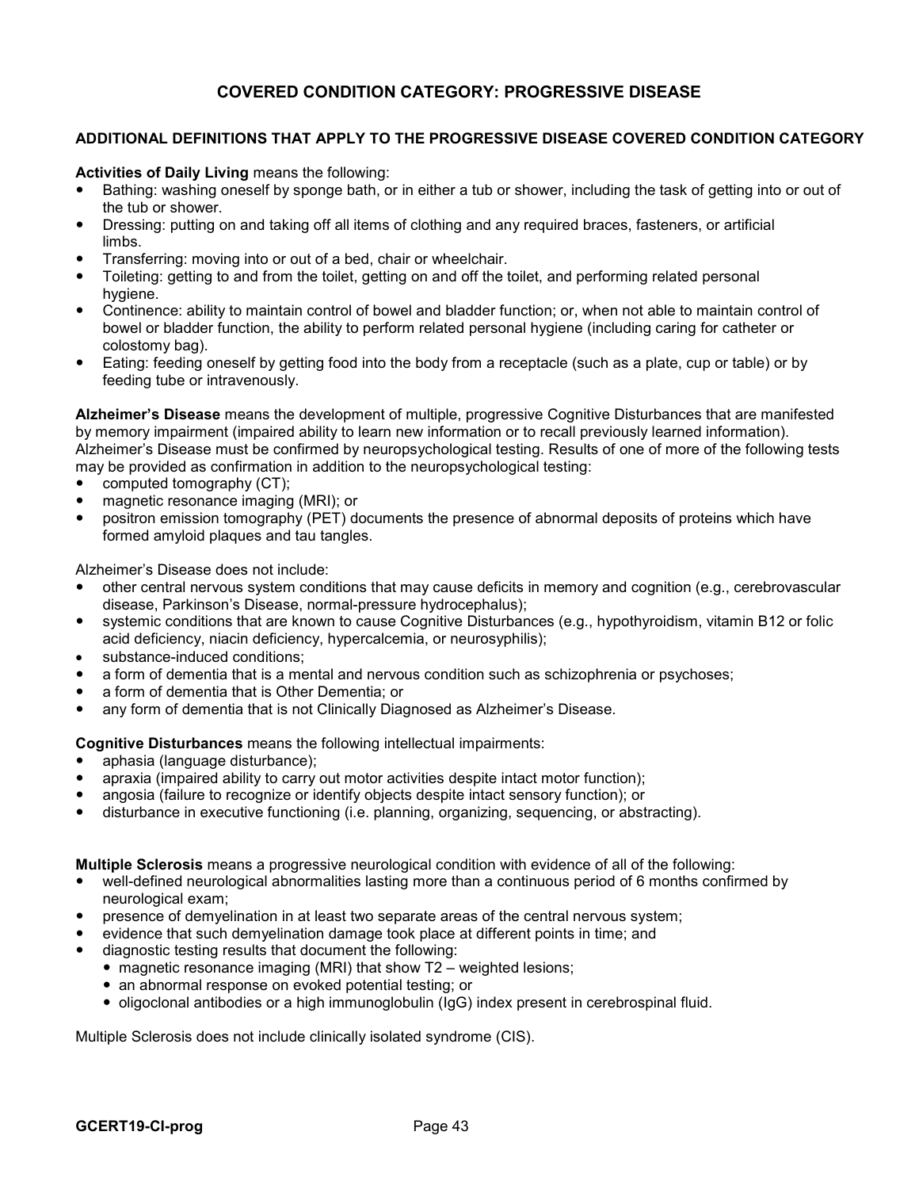## COVERED CONDITION CATEGORY: PROGRESSIVE DISEASE

### ADDITIONAL DEFINITIONS THAT APPLY TO THE PROGRESSIVE DISEASE COVERED CONDITION CATEGORY

**Activities of Daily Living** means the following:

- Bathing: washing oneself by sponge bath, or in either a tub or shower, including the task of getting into or out of the tub or shower.
- Dressing: putting on and taking off all items of clothing and any required braces, fasteners, or artificial limbs.
- Transferring: moving into or out of a bed, chair or wheelchair.
- Toileting: getting to and from the toilet, getting on and off the toilet, and performing related personal hygiene.
- Continence: ability to maintain control of bowel and bladder function; or, when not able to maintain control of bowel or bladder function, the ability to perform related personal hygiene (including caring for catheter or colostomy bag).
- Eating: feeding oneself by getting food into the body from a receptacle (such as a plate, cup or table) or by feeding tube or intravenously.

**Alzheimer's Disease** means the development of multiple, progressive Cognitive Disturbances that are manifested by memory impairment (impaired ability to learn new information or to recall previously learned information). Alzheimer's Disease must be confirmed by neuropsychological testing. Results of one of more of the following tests may be provided as confirmation in addition to the neuropsychological testing:

- computed tomography (CT);
- magnetic resonance imaging (MRI); or
- positron emission tomography (PET) documents the presence of abnormal deposits of proteins which have formed amyloid plaques and tau tangles.

Alzheimer's Disease does not include:

- other central nervous system conditions that may cause deficits in memory and cognition (e.g., cerebrovascular disease, Parkinson's Disease, normal-pressure hydrocephalus);
- systemic conditions that are known to cause Cognitive Disturbances (e.g., hypothyroidism, vitamin B12 or folic acid deficiency, niacin deficiency, hypercalcemia, or neurosyphilis);
- substance-induced conditions;
- a form of dementia that is a mental and nervous condition such as schizophrenia or psychoses;
- a form of dementia that is Other Dementia; or
- any form of dementia that is not Clinically Diagnosed as Alzheimer's Disease.

**Cognitive Disturbances** means the following intellectual impairments:

- aphasia (language disturbance);
- apraxia (impaired ability to carry out motor activities despite intact motor function);
- angosia (failure to recognize or identify objects despite intact sensory function); or
- disturbance in executive functioning (i.e. planning, organizing, sequencing, or abstracting).

**Multiple Sclerosis** means a progressive neurological condition with evidence of all of the following:

- well-defined neurological abnormalities lasting more than a continuous period of 6 months confirmed by neurological exam;
- presence of demyelination in at least two separate areas of the central nervous system;
- evidence that such demyelination damage took place at different points in time; and
- diagnostic testing results that document the following:
  - magnetic resonance imaging (MRI) that show T2 – weighted lesions;
  - an abnormal response on evoked potential testing; or
  - oligoclonal antibodies or a high immunoglobulin (IgG) index present in cerebrospinal fluid.

Multiple Sclerosis does not include clinically isolated syndrome (CIS).

**GCERT19-CI-prog**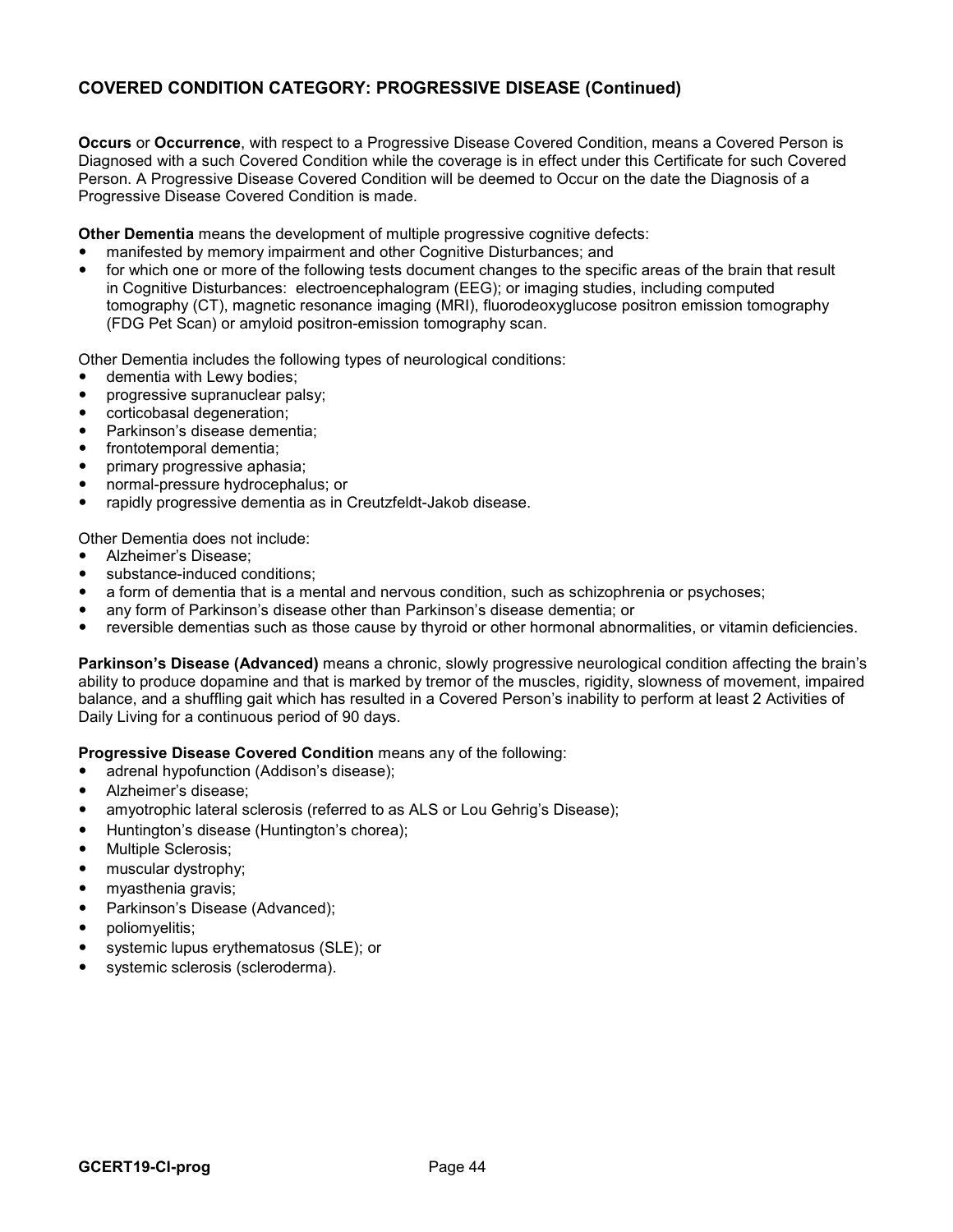**COVERED CONDITION CATEGORY: PROGRESSIVE DISEASE (Continued)**

**Occurs** or **Occurrence**, with respect to a Progressive Disease Covered Condition, means a Covered Person is Diagnosed with a such Covered Condition while the coverage is in effect under this Certificate for such Covered Person. A Progressive Disease Covered Condition will be deemed to Occur on the date the Diagnosis of a Progressive Disease Covered Condition is made.

**Other Dementia** means the development of multiple progressive cognitive defects:

- manifested by memory impairment and other Cognitive Disturbances; and
- for which one or more of the following tests document changes to the specific areas of the brain that result in Cognitive Disturbances: electroencephalogram (EEG); or imaging studies, including computed tomography (CT), magnetic resonance imaging (MRI), fluorodeoxyglucose positron emission tomography (FDG Pet Scan) or amyloid positron-emission tomography scan.

Other Dementia includes the following types of neurological conditions:

- dementia with Lewy bodies;
- progressive supranuclear palsy;
- corticobasal degeneration;
- Parkinson's disease dementia;
- frontotemporal dementia;
- primary progressive aphasia;
- normal-pressure hydrocephalus; or
- rapidly progressive dementia as in Creutzfeldt-Jakob disease.

Other Dementia does not include:

- Alzheimer's Disease;
- substance-induced conditions;
- a form of dementia that is a mental and nervous condition, such as schizophrenia or psychoses;
- any form of Parkinson's disease other than Parkinson's disease dementia; or
- reversible dementias such as those cause by thyroid or other hormonal abnormalities, or vitamin deficiencies.

**Parkinson's Disease (Advanced)** means a chronic, slowly progressive neurological condition affecting the brain's ability to produce dopamine and that is marked by tremor of the muscles, rigidity, slowness of movement, impaired balance, and a shuffling gait which has resulted in a Covered Person's inability to perform at least 2 Activities of Daily Living for a continuous period of 90 days.

**Progressive Disease Covered Condition** means any of the following:

- adrenal hypofunction (Addison's disease);
- Alzheimer's disease;
- amyotrophic lateral sclerosis (referred to as ALS or Lou Gehrig's Disease);
- Huntington's disease (Huntington's chorea);
- Multiple Sclerosis;
- muscular dystrophy;
- myasthenia gravis;
- Parkinson's Disease (Advanced);
- poliomyelitis;
- systemic lupus erythematosus (SLE); or
- systemic sclerosis (scleroderma).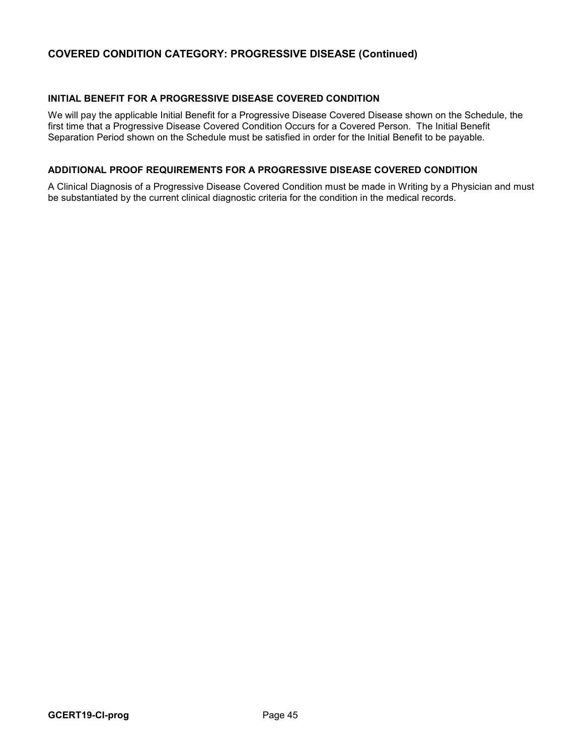## COVERED CONDITION CATEGORY: PROGRESSIVE DISEASE (Continued)

### INITIAL BENEFIT FOR A PROGRESSIVE DISEASE COVERED CONDITION

We will pay the applicable Initial Benefit for a Progressive Disease Covered Disease shown on the Schedule, the first time that a Progressive Disease Covered Condition Occurs for a Covered Person. The Initial Benefit Separation Period shown on the Schedule must be satisfied in order for the Initial Benefit to be payable.

### ADDITIONAL PROOF REQUIREMENTS FOR A PROGRESSIVE DISEASE COVERED CONDITION

A Clinical Diagnosis of a Progressive Disease Covered Condition must be made in Writing by a Physician and must be substantiated by the current clinical diagnostic criteria for the condition in the medical records.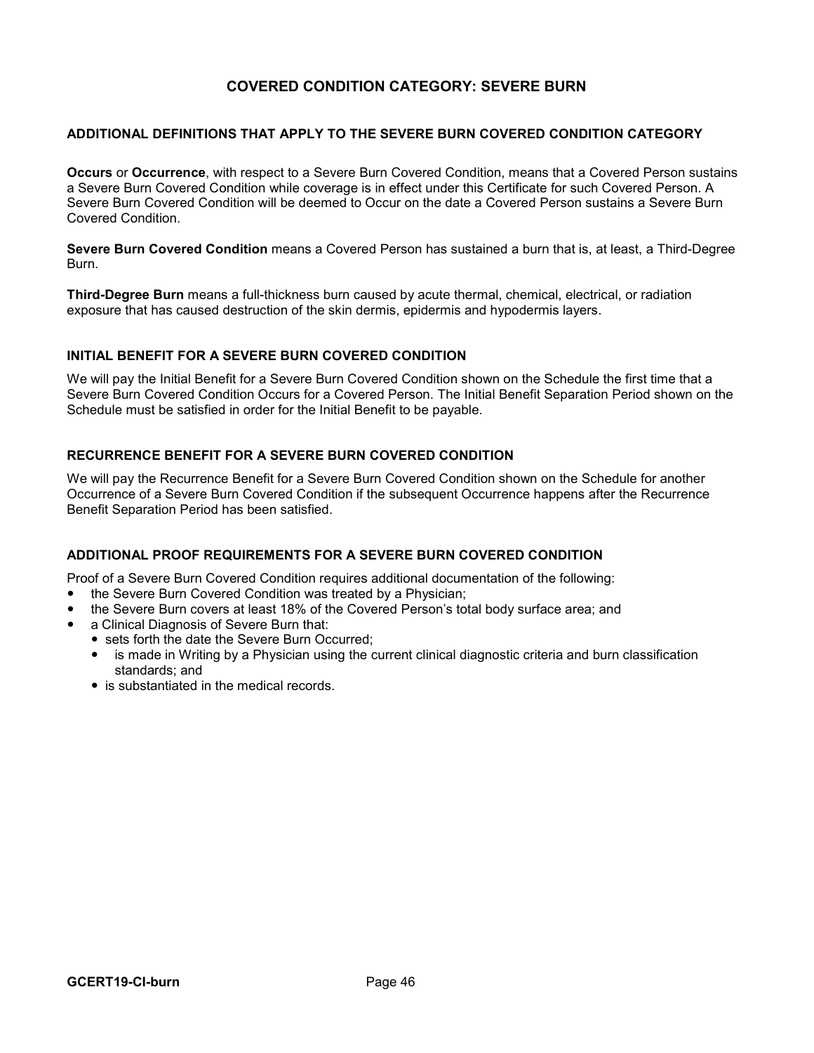# COVERED CONDITION CATEGORY: SEVERE BURN

## ADDITIONAL DEFINITIONS THAT APPLY TO THE SEVERE BURN COVERED CONDITION CATEGORY

**Occurs** or **Occurrence**, with respect to a Severe Burn Covered Condition, means that a Covered Person sustains a Severe Burn Covered Condition while coverage is in effect under this Certificate for such Covered Person. A Severe Burn Covered Condition will be deemed to Occur on the date a Covered Person sustains a Severe Burn Covered Condition.

**Severe Burn Covered Condition** means a Covered Person has sustained a burn that is, at least, a Third-Degree Burn.

**Third-Degree Burn** means a full-thickness burn caused by acute thermal, chemical, electrical, or radiation exposure that has caused destruction of the skin dermis, epidermis and hypodermis layers.

## INITIAL BENEFIT FOR A SEVERE BURN COVERED CONDITION

We will pay the Initial Benefit for a Severe Burn Covered Condition shown on the Schedule the first time that a Severe Burn Covered Condition Occurs for a Covered Person. The Initial Benefit Separation Period shown on the Schedule must be satisfied in order for the Initial Benefit to be payable.

## RECURRENCE BENEFIT FOR A SEVERE BURN COVERED CONDITION

We will pay the Recurrence Benefit for a Severe Burn Covered Condition shown on the Schedule for another Occurrence of a Severe Burn Covered Condition if the subsequent Occurrence happens after the Recurrence Benefit Separation Period has been satisfied.

## ADDITIONAL PROOF REQUIREMENTS FOR A SEVERE BURN COVERED CONDITION

Proof of a Severe Burn Covered Condition requires additional documentation of the following:

- the Severe Burn Covered Condition was treated by a Physician;
- the Severe Burn covers at least 18% of the Covered Person's total body surface area; and
- a Clinical Diagnosis of Severe Burn that:
  - sets forth the date the Severe Burn Occurred;
  - is made in Writing by a Physician using the current clinical diagnostic criteria and burn classification standards; and
  - is substantiated in the medical records.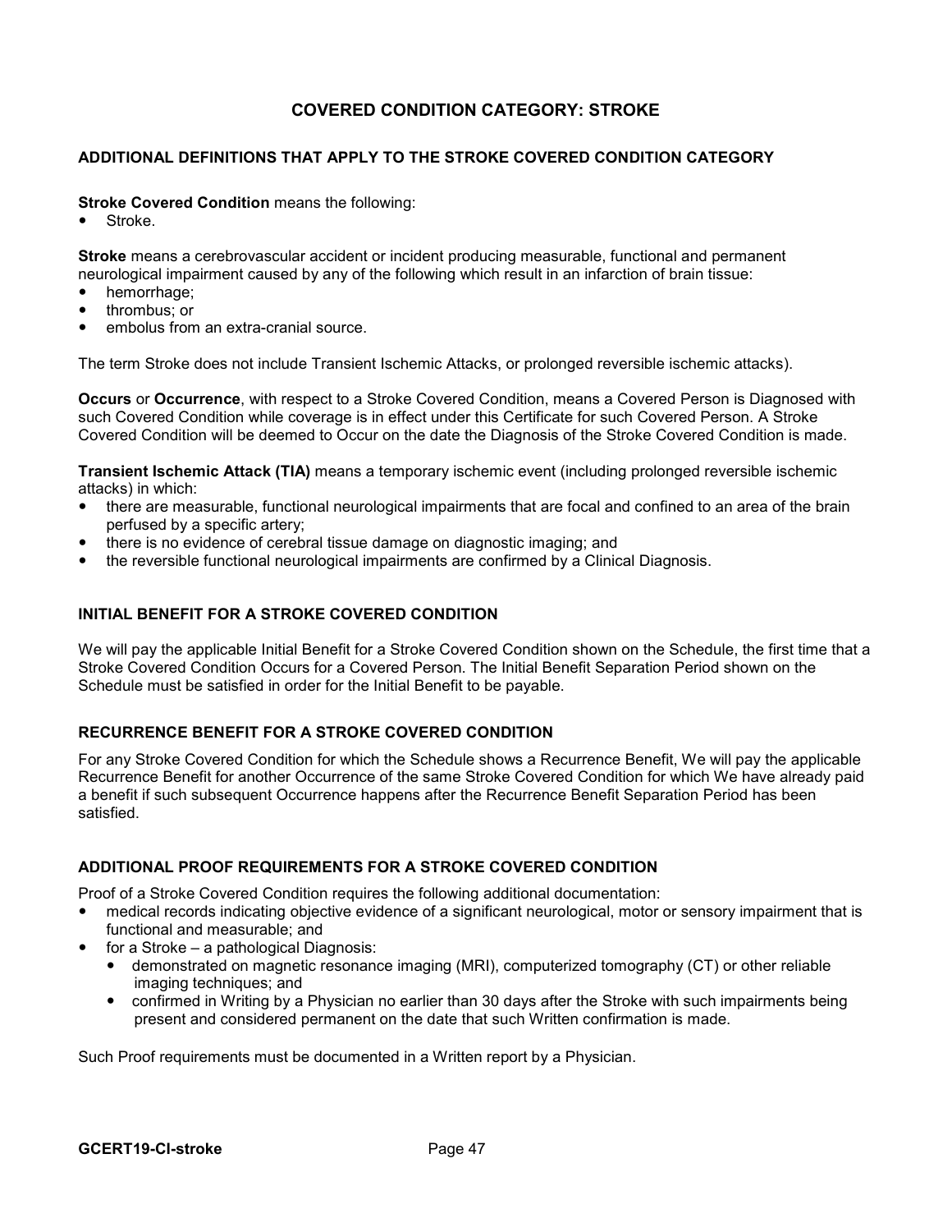# COVERED CONDITION CATEGORY: STROKE

## ADDITIONAL DEFINITIONS THAT APPLY TO THE STROKE COVERED CONDITION CATEGORY

**Stroke Covered Condition** means the following:

- Stroke.

**Stroke** means a cerebrovascular accident or incident producing measurable, functional and permanent neurological impairment caused by any of the following which result in an infarction of brain tissue:

- hemorrhage;
- thrombus; or
- embolus from an extra-cranial source.

The term Stroke does not include Transient Ischemic Attacks, or prolonged reversible ischemic attacks).

**Occurs** or **Occurrence**, with respect to a Stroke Covered Condition, means a Covered Person is Diagnosed with such Covered Condition while coverage is in effect under this Certificate for such Covered Person. A Stroke Covered Condition will be deemed to Occur on the date the Diagnosis of the Stroke Covered Condition is made.

**Transient Ischemic Attack (TIA)** means a temporary ischemic event (including prolonged reversible ischemic attacks) in which:

- there are measurable, functional neurological impairments that are focal and confined to an area of the brain perfused by a specific artery;
- there is no evidence of cerebral tissue damage on diagnostic imaging; and
- the reversible functional neurological impairments are confirmed by a Clinical Diagnosis.

## INITIAL BENEFIT FOR A STROKE COVERED CONDITION

We will pay the applicable Initial Benefit for a Stroke Covered Condition shown on the Schedule, the first time that a Stroke Covered Condition Occurs for a Covered Person. The Initial Benefit Separation Period shown on the Schedule must be satisfied in order for the Initial Benefit to be payable.

## RECURRENCE BENEFIT FOR A STROKE COVERED CONDITION

For any Stroke Covered Condition for which the Schedule shows a Recurrence Benefit, We will pay the applicable Recurrence Benefit for another Occurrence of the same Stroke Covered Condition for which We have already paid a benefit if such subsequent Occurrence happens after the Recurrence Benefit Separation Period has been satisfied.

## ADDITIONAL PROOF REQUIREMENTS FOR A STROKE COVERED CONDITION

Proof of a Stroke Covered Condition requires the following additional documentation:

- medical records indicating objective evidence of a significant neurological, motor or sensory impairment that is functional and measurable; and
- for a Stroke – a pathological Diagnosis:
  - demonstrated on magnetic resonance imaging (MRI), computerized tomography (CT) or other reliable imaging techniques; and
  - confirmed in Writing by a Physician no earlier than 30 days after the Stroke with such impairments being present and considered permanent on the date that such Written confirmation is made.

Such Proof requirements must be documented in a Written report by a Physician.

GCERT19-CI-stroke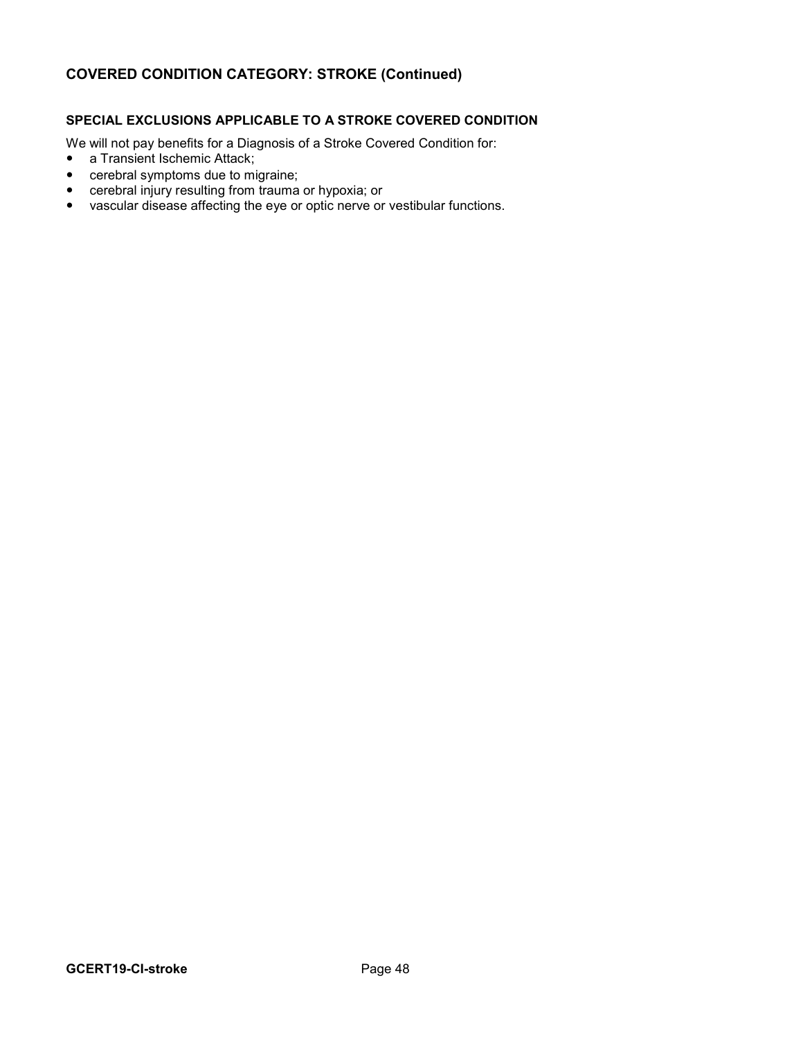## COVERED CONDITION CATEGORY: STROKE (Continued)

### SPECIAL EXCLUSIONS APPLICABLE TO A STROKE COVERED CONDITION

We will not pay benefits for a Diagnosis of a Stroke Covered Condition for:

- a Transient Ischemic Attack;
- cerebral symptoms due to migraine;
- cerebral injury resulting from trauma or hypoxia; or
- vascular disease affecting the eye or optic nerve or vestibular functions.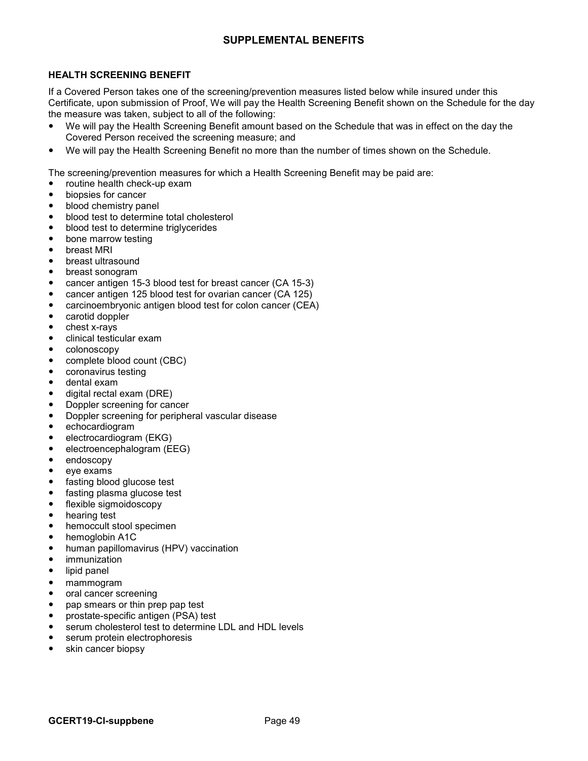## SUPPLEMENTAL BENEFITS

### HEALTH SCREENING BENEFIT

If a Covered Person takes one of the screening/prevention measures listed below while insured under this Certificate, upon submission of Proof, We will pay the Health Screening Benefit shown on the Schedule for the day the measure was taken, subject to all of the following:

- We will pay the Health Screening Benefit amount based on the Schedule that was in effect on the day the Covered Person received the screening measure; and
- We will pay the Health Screening Benefit no more than the number of times shown on the Schedule.

The screening/prevention measures for which a Health Screening Benefit may be paid are:

- routine health check-up exam
- biopsies for cancer
- blood chemistry panel
- blood test to determine total cholesterol
- blood test to determine triglycerides
- bone marrow testing
- breast MRI
- breast ultrasound
- breast sonogram
- cancer antigen 15-3 blood test for breast cancer (CA 15-3)
- cancer antigen 125 blood test for ovarian cancer (CA 125)
- carcinoembryonic antigen blood test for colon cancer (CEA)
- carotid doppler
- chest x-rays
- clinical testicular exam
- colonoscopy
- complete blood count (CBC)
- coronavirus testing
- dental exam
- digital rectal exam (DRE)
- Doppler screening for cancer
- Doppler screening for peripheral vascular disease
- echocardiogram
- electrocardiogram (EKG)
- electroencephalogram (EEG)
- endoscopy
- eye exams
- fasting blood glucose test
- fasting plasma glucose test
- flexible sigmoidoscopy
- hearing test
- hemoccult stool specimen
- hemoglobin A1C
- human papillomavirus (HPV) vaccination
- immunization
- lipid panel
- mammogram
- oral cancer screening
- pap smears or thin prep pap test
- prostate-specific antigen (PSA) test
- serum cholesterol test to determine LDL and HDL levels
- serum protein electrophoresis
- skin cancer biopsy

GCERT19-CI-suppbene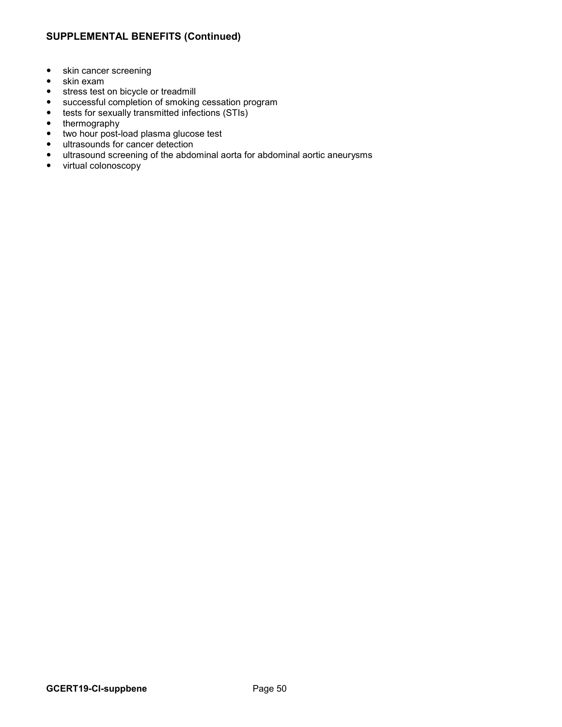**SUPPLEMENTAL BENEFITS (Continued)**

- skin cancer screening
- skin exam
- stress test on bicycle or treadmill
- successful completion of smoking cessation program
- tests for sexually transmitted infections (STIs)
- thermography
- two hour post-load plasma glucose test
- ultrasounds for cancer detection
- ultrasound screening of the abdominal aorta for abdominal aortic aneurysms
- virtual colonoscopy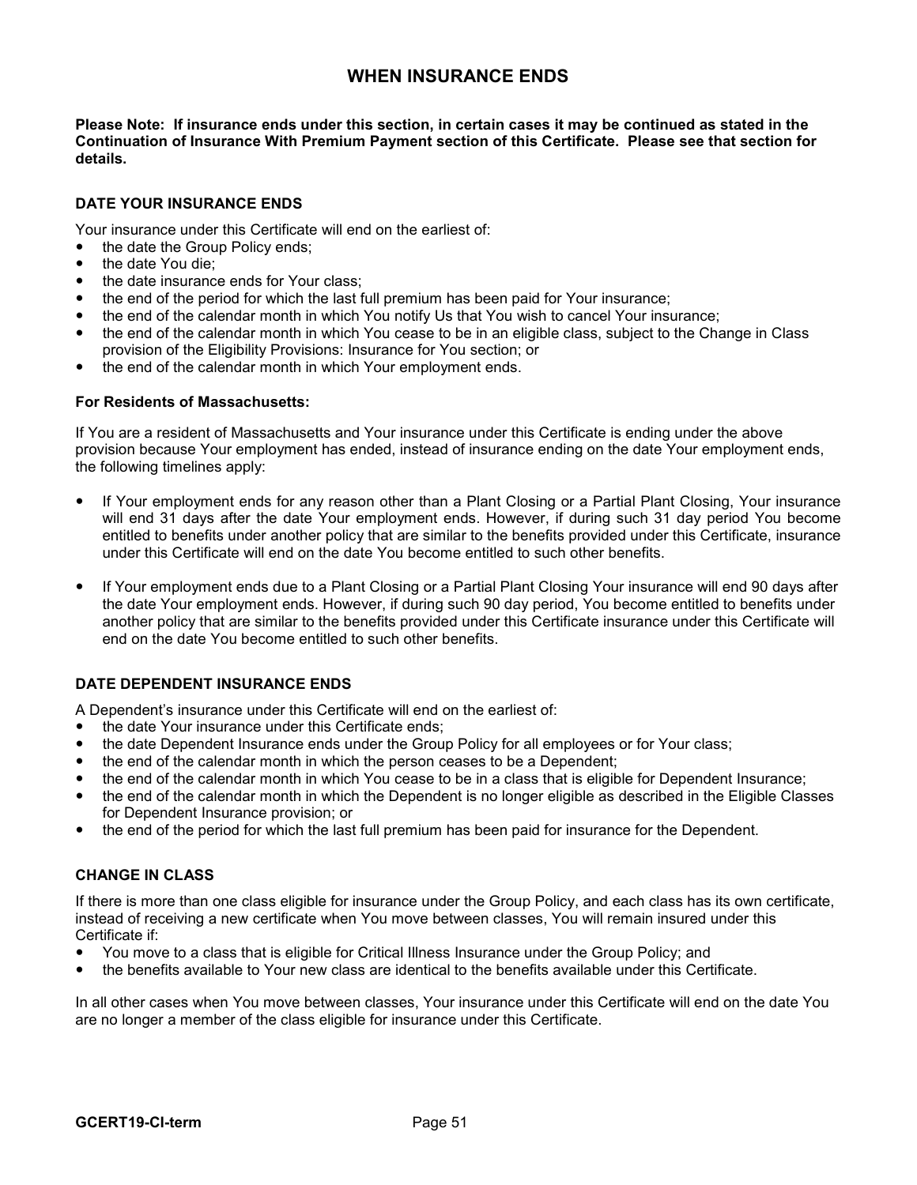# WHEN INSURANCE ENDS

**Please Note: If insurance ends under this section, in certain cases it may be continued as stated in the Continuation of Insurance With Premium Payment section of this Certificate. Please see that section for details.**

## DATE YOUR INSURANCE ENDS

Your insurance under this Certificate will end on the earliest of:

- the date the Group Policy ends;
- the date You die;
- the date insurance ends for Your class;
- the end of the period for which the last full premium has been paid for Your insurance;
- the end of the calendar month in which You notify Us that You wish to cancel Your insurance;
- the end of the calendar month in which You cease to be in an eligible class, subject to the Change in Class provision of the Eligibility Provisions: Insurance for You section; or
- the end of the calendar month in which Your employment ends.

### For Residents of Massachusetts:

If You are a resident of Massachusetts and Your insurance under this Certificate is ending under the above provision because Your employment has ended, instead of insurance ending on the date Your employment ends, the following timelines apply:

- If Your employment ends for any reason other than a Plant Closing or a Partial Plant Closing, Your insurance will end 31 days after the date Your employment ends. However, if during such 31 day period You become entitled to benefits under another policy that are similar to the benefits provided under this Certificate, insurance under this Certificate will end on the date You become entitled to such other benefits.
- If Your employment ends due to a Plant Closing or a Partial Plant Closing Your insurance will end 90 days after the date Your employment ends. However, if during such 90 day period, You become entitled to benefits under another policy that are similar to the benefits provided under this Certificate insurance under this Certificate will end on the date You become entitled to such other benefits.

## DATE DEPENDENT INSURANCE ENDS

A Dependent's insurance under this Certificate will end on the earliest of:

- the date Your insurance under this Certificate ends;
- the date Dependent Insurance ends under the Group Policy for all employees or for Your class;
- the end of the calendar month in which the person ceases to be a Dependent;
- the end of the calendar month in which You cease to be in a class that is eligible for Dependent Insurance;
- the end of the calendar month in which the Dependent is no longer eligible as described in the Eligible Classes for Dependent Insurance provision; or
- the end of the period for which the last full premium has been paid for insurance for the Dependent.

## CHANGE IN CLASS

If there is more than one class eligible for insurance under the Group Policy, and each class has its own certificate, instead of receiving a new certificate when You move between classes, You will remain insured under this Certificate if:

- You move to a class that is eligible for Critical Illness Insurance under the Group Policy; and
- the benefits available to Your new class are identical to the benefits available under this Certificate.

In all other cases when You move between classes, Your insurance under this Certificate will end on the date You are no longer a member of the class eligible for insurance under this Certificate.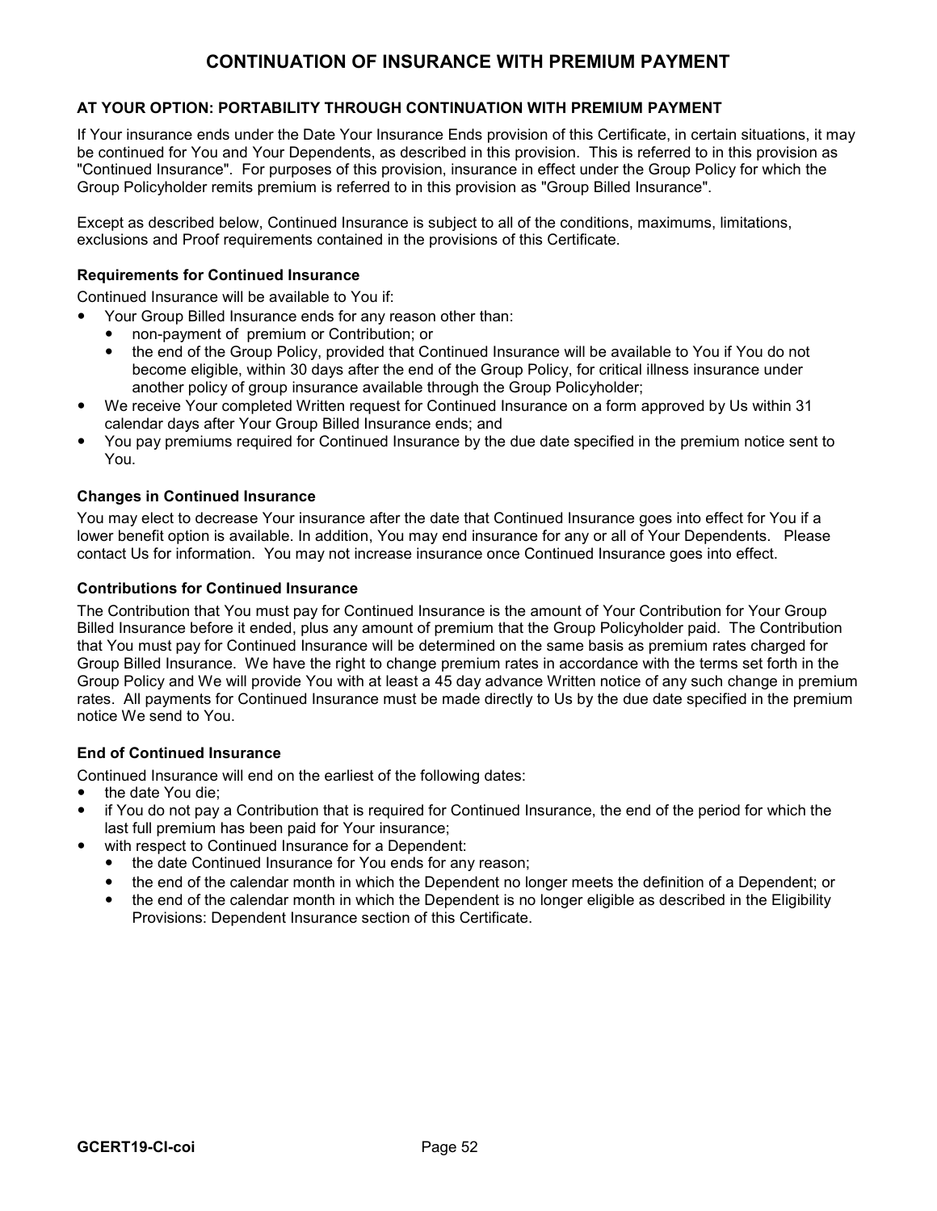# CONTINUATION OF INSURANCE WITH PREMIUM PAYMENT

## AT YOUR OPTION: PORTABILITY THROUGH CONTINUATION WITH PREMIUM PAYMENT

If Your insurance ends under the Date Your Insurance Ends provision of this Certificate, in certain situations, it may be continued for You and Your Dependents, as described in this provision. This is referred to in this provision as "Continued Insurance". For purposes of this provision, insurance in effect under the Group Policy for which the Group Policyholder remits premium is referred to in this provision as "Group Billed Insurance".

Except as described below, Continued Insurance is subject to all of the conditions, maximums, limitations, exclusions and Proof requirements contained in the provisions of this Certificate.

### Requirements for Continued Insurance

Continued Insurance will be available to You if:

- Your Group Billed Insurance ends for any reason other than:
  - non-payment of premium or Contribution; or
  - the end of the Group Policy, provided that Continued Insurance will be available to You if You do not become eligible, within 30 days after the end of the Group Policy, for critical illness insurance under another policy of group insurance available through the Group Policyholder;
- We receive Your completed Written request for Continued Insurance on a form approved by Us within 31 calendar days after Your Group Billed Insurance ends; and
- You pay premiums required for Continued Insurance by the due date specified in the premium notice sent to You.

### Changes in Continued Insurance

You may elect to decrease Your insurance after the date that Continued Insurance goes into effect for You if a lower benefit option is available. In addition, You may end insurance for any or all of Your Dependents. Please contact Us for information. You may not increase insurance once Continued Insurance goes into effect.

### Contributions for Continued Insurance

The Contribution that You must pay for Continued Insurance is the amount of Your Contribution for Your Group Billed Insurance before it ended, plus any amount of premium that the Group Policyholder paid. The Contribution that You must pay for Continued Insurance will be determined on the same basis as premium rates charged for Group Billed Insurance. We have the right to change premium rates in accordance with the terms set forth in the Group Policy and We will provide You with at least a 45 day advance Written notice of any such change in premium rates. All payments for Continued Insurance must be made directly to Us by the due date specified in the premium notice We send to You.

### End of Continued Insurance

Continued Insurance will end on the earliest of the following dates:

- the date You die;
- if You do not pay a Contribution that is required for Continued Insurance, the end of the period for which the last full premium has been paid for Your insurance;
- with respect to Continued Insurance for a Dependent:
  - the date Continued Insurance for You ends for any reason;
  - the end of the calendar month in which the Dependent no longer meets the definition of a Dependent; or
  - the end of the calendar month in which the Dependent is no longer eligible as described in the Eligibility Provisions: Dependent Insurance section of this Certificate.

GCERT19-CI-coi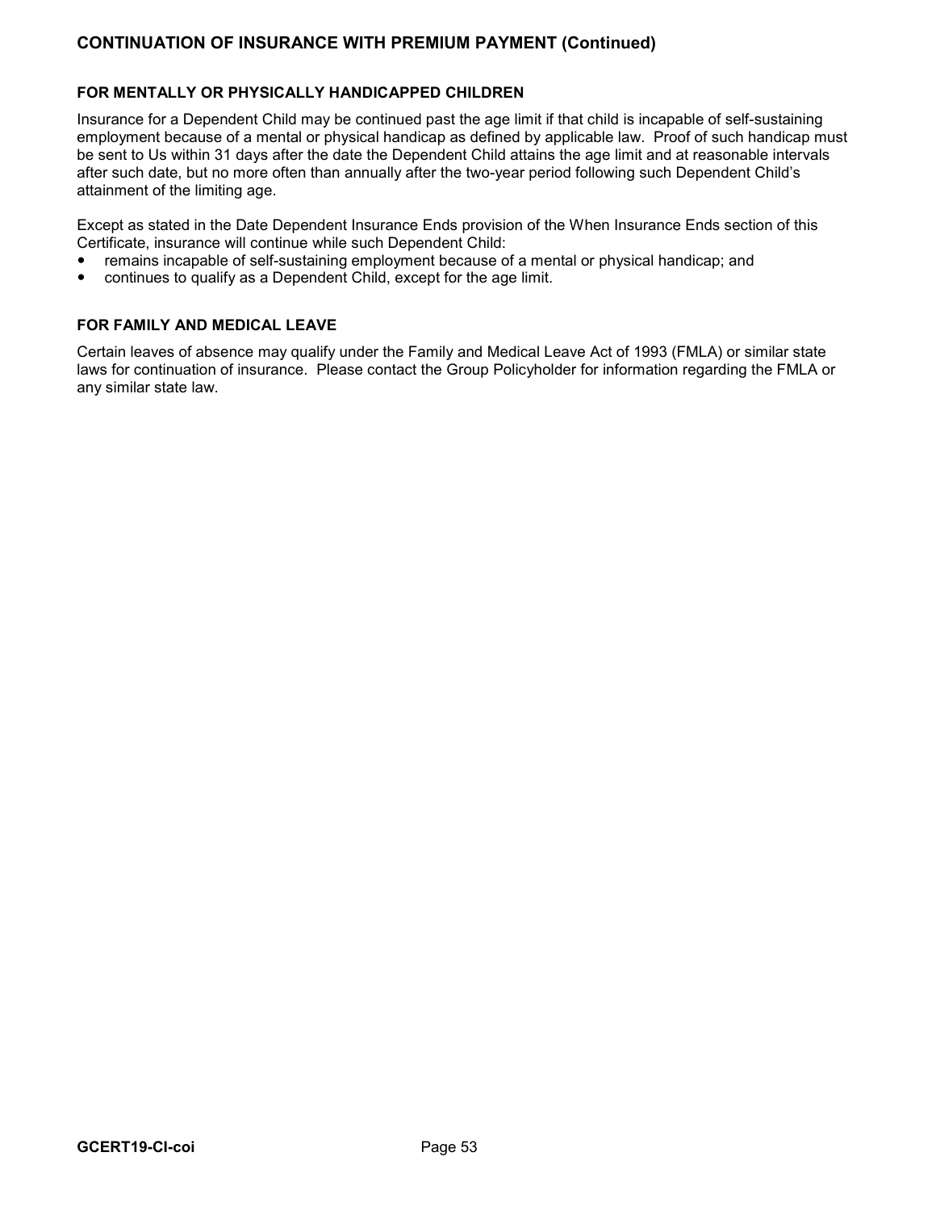## CONTINUATION OF INSURANCE WITH PREMIUM PAYMENT (Continued)

### FOR MENTALLY OR PHYSICALLY HANDICAPPED CHILDREN

Insurance for a Dependent Child may be continued past the age limit if that child is incapable of self-sustaining employment because of a mental or physical handicap as defined by applicable law. Proof of such handicap must be sent to Us within 31 days after the date the Dependent Child attains the age limit and at reasonable intervals after such date, but no more often than annually after the two-year period following such Dependent Child's attainment of the limiting age.

Except as stated in the Date Dependent Insurance Ends provision of the When Insurance Ends section of this Certificate, insurance will continue while such Dependent Child:

- remains incapable of self-sustaining employment because of a mental or physical handicap; and
- continues to qualify as a Dependent Child, except for the age limit.

### FOR FAMILY AND MEDICAL LEAVE

Certain leaves of absence may qualify under the Family and Medical Leave Act of 1993 (FMLA) or similar state laws for continuation of insurance. Please contact the Group Policyholder for information regarding the FMLA or any similar state law.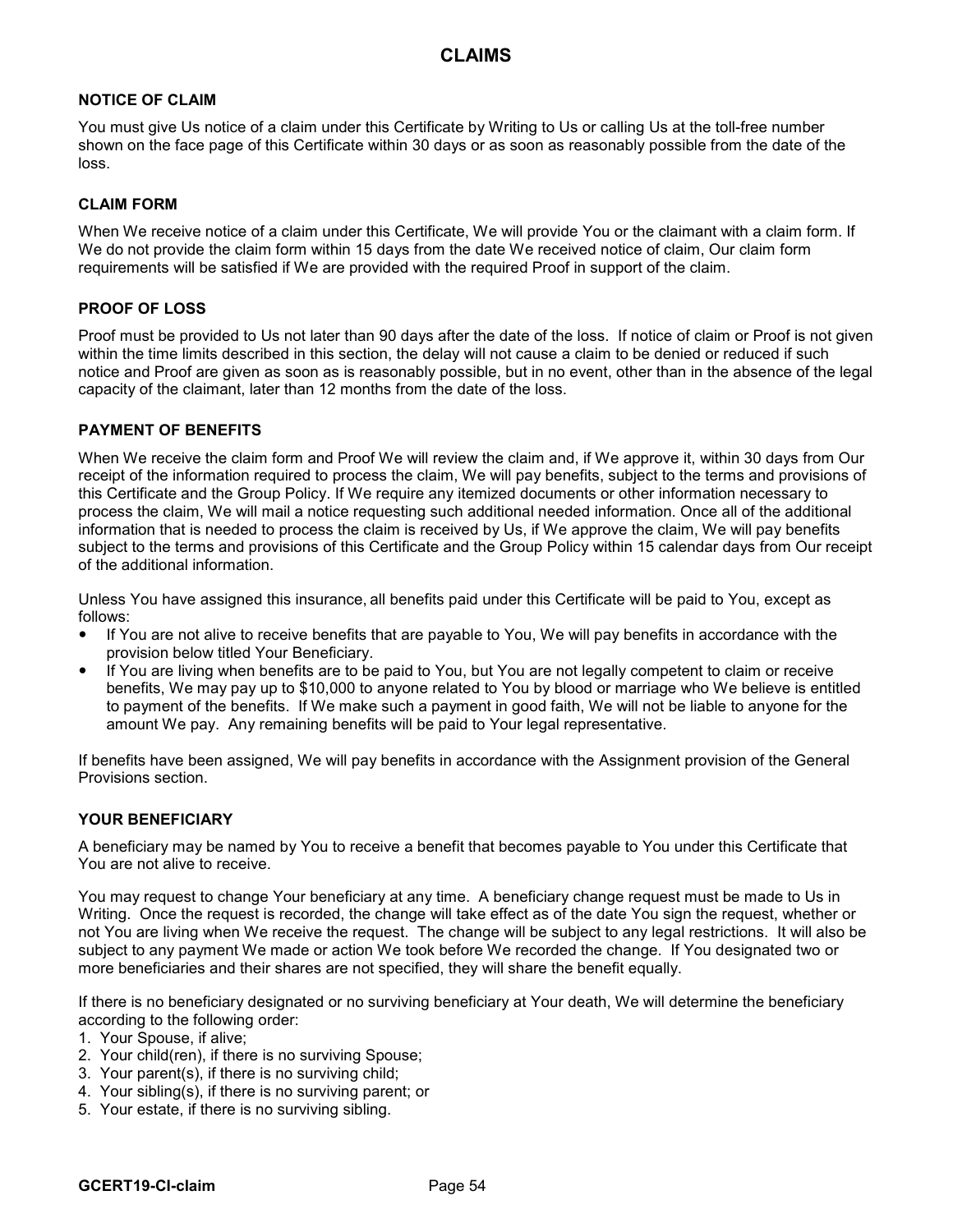# CLAIMS

### NOTICE OF CLAIM

You must give Us notice of a claim under this Certificate by Writing to Us or calling Us at the toll-free number shown on the face page of this Certificate within 30 days or as soon as reasonably possible from the date of the loss.

### CLAIM FORM

When We receive notice of a claim under this Certificate, We will provide You or the claimant with a claim form. If We do not provide the claim form within 15 days from the date We received notice of claim, Our claim form requirements will be satisfied if We are provided with the required Proof in support of the claim.

### PROOF OF LOSS

Proof must be provided to Us not later than 90 days after the date of the loss. If notice of claim or Proof is not given within the time limits described in this section, the delay will not cause a claim to be denied or reduced if such notice and Proof are given as soon as is reasonably possible, but in no event, other than in the absence of the legal capacity of the claimant, later than 12 months from the date of the loss.

### PAYMENT OF BENEFITS

When We receive the claim form and Proof We will review the claim and, if We approve it, within 30 days from Our receipt of the information required to process the claim, We will pay benefits, subject to the terms and provisions of this Certificate and the Group Policy. If We require any itemized documents or other information necessary to process the claim, We will mail a notice requesting such additional needed information. Once all of the additional information that is needed to process the claim is received by Us, if We approve the claim, We will pay benefits subject to the terms and provisions of this Certificate and the Group Policy within 15 calendar days from Our receipt of the additional information.

Unless You have assigned this insurance, all benefits paid under this Certificate will be paid to You, except as follows:

- If You are not alive to receive benefits that are payable to You, We will pay benefits in accordance with the provision below titled Your Beneficiary.
- If You are living when benefits are to be paid to You, but You are not legally competent to claim or receive benefits, We may pay up to $10,000 to anyone related to You by blood or marriage who We believe is entitled to payment of the benefits. If We make such a payment in good faith, We will not be liable to anyone for the amount We pay. Any remaining benefits will be paid to Your legal representative.

If benefits have been assigned, We will pay benefits in accordance with the Assignment provision of the General Provisions section.

### YOUR BENEFICIARY

A beneficiary may be named by You to receive a benefit that becomes payable to You under this Certificate that You are not alive to receive.

You may request to change Your beneficiary at any time. A beneficiary change request must be made to Us in Writing. Once the request is recorded, the change will take effect as of the date You sign the request, whether or not You are living when We receive the request. The change will be subject to any legal restrictions. It will also be subject to any payment We made or action We took before We recorded the change. If You designated two or more beneficiaries and their shares are not specified, they will share the benefit equally.

If there is no beneficiary designated or no surviving beneficiary at Your death, We will determine the beneficiary according to the following order:

1. Your Spouse, if alive;
2. Your child(ren), if there is no surviving Spouse;
3. Your parent(s), if there is no surviving child;
4. Your sibling(s), if there is no surviving parent; or
5. Your estate, if there is no surviving sibling.

GCERT19-CI-claim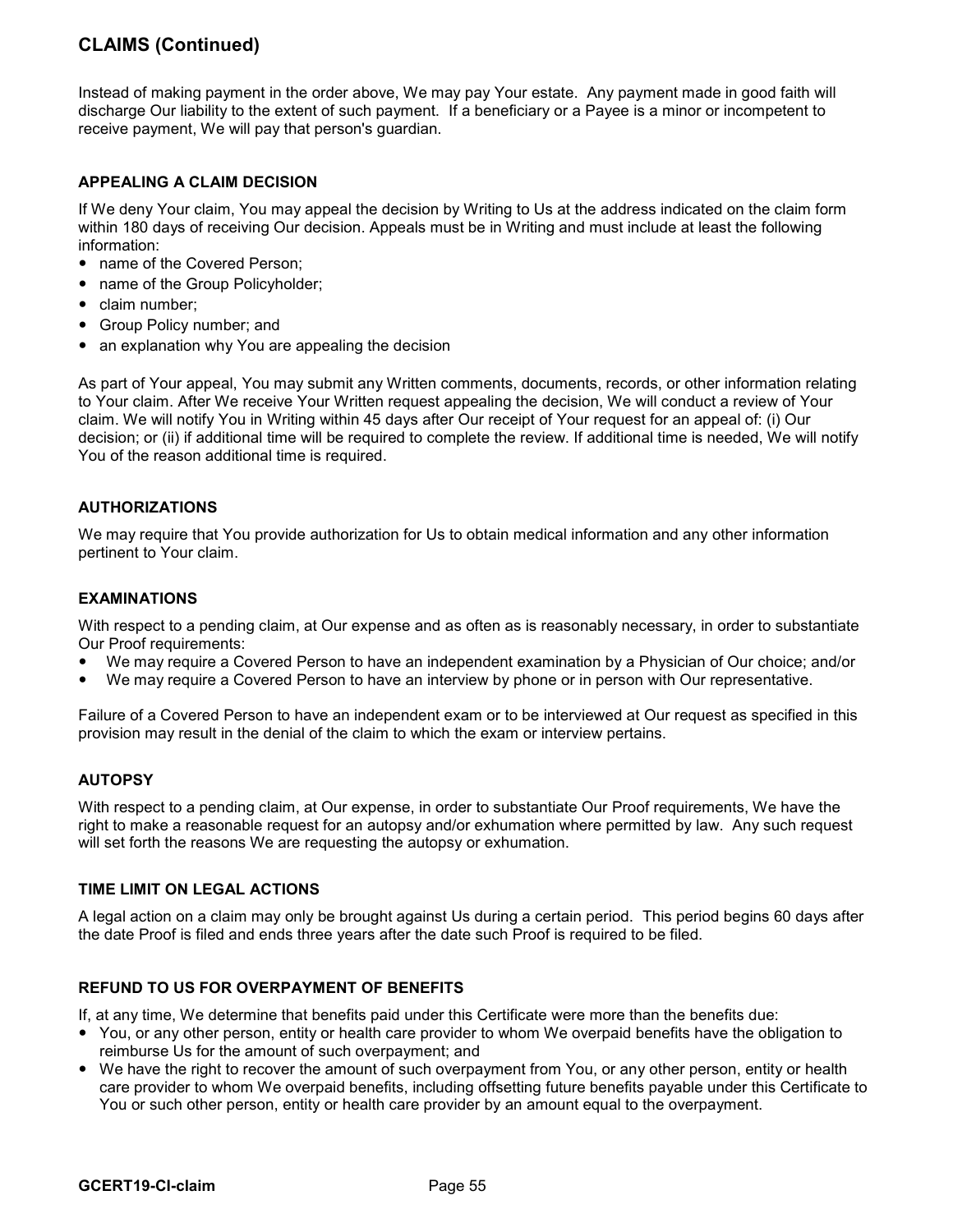## CLAIMS (Continued)

Instead of making payment in the order above, We may pay Your estate. Any payment made in good faith will discharge Our liability to the extent of such payment. If a beneficiary or a Payee is a minor or incompetent to receive payment, We will pay that person's guardian.

### APPEALING A CLAIM DECISION

If We deny Your claim, You may appeal the decision by Writing to Us at the address indicated on the claim form within 180 days of receiving Our decision. Appeals must be in Writing and must include at least the following information:

- name of the Covered Person;
- name of the Group Policyholder;
- claim number;
- Group Policy number; and
- an explanation why You are appealing the decision

As part of Your appeal, You may submit any Written comments, documents, records, or other information relating to Your claim. After We receive Your Written request appealing the decision, We will conduct a review of Your claim. We will notify You in Writing within 45 days after Our receipt of Your request for an appeal of: (i) Our decision; or (ii) if additional time will be required to complete the review. If additional time is needed, We will notify You of the reason additional time is required.

### AUTHORIZATIONS

We may require that You provide authorization for Us to obtain medical information and any other information pertinent to Your claim.

### EXAMINATIONS

With respect to a pending claim, at Our expense and as often as is reasonably necessary, in order to substantiate Our Proof requirements:

- We may require a Covered Person to have an independent examination by a Physician of Our choice; and/or
- We may require a Covered Person to have an interview by phone or in person with Our representative.

Failure of a Covered Person to have an independent exam or to be interviewed at Our request as specified in this provision may result in the denial of the claim to which the exam or interview pertains.

### AUTOPSY

With respect to a pending claim, at Our expense, in order to substantiate Our Proof requirements, We have the right to make a reasonable request for an autopsy and/or exhumation where permitted by law. Any such request will set forth the reasons We are requesting the autopsy or exhumation.

### TIME LIMIT ON LEGAL ACTIONS

A legal action on a claim may only be brought against Us during a certain period. This period begins 60 days after the date Proof is filed and ends three years after the date such Proof is required to be filed.

### REFUND TO US FOR OVERPAYMENT OF BENEFITS

If, at any time, We determine that benefits paid under this Certificate were more than the benefits due:

- You, or any other person, entity or health care provider to whom We overpaid benefits have the obligation to reimburse Us for the amount of such overpayment; and
- We have the right to recover the amount of such overpayment from You, or any other person, entity or health care provider to whom We overpaid benefits, including offsetting future benefits payable under this Certificate to You or such other person, entity or health care provider by an amount equal to the overpayment.

GCERT19-CI-claim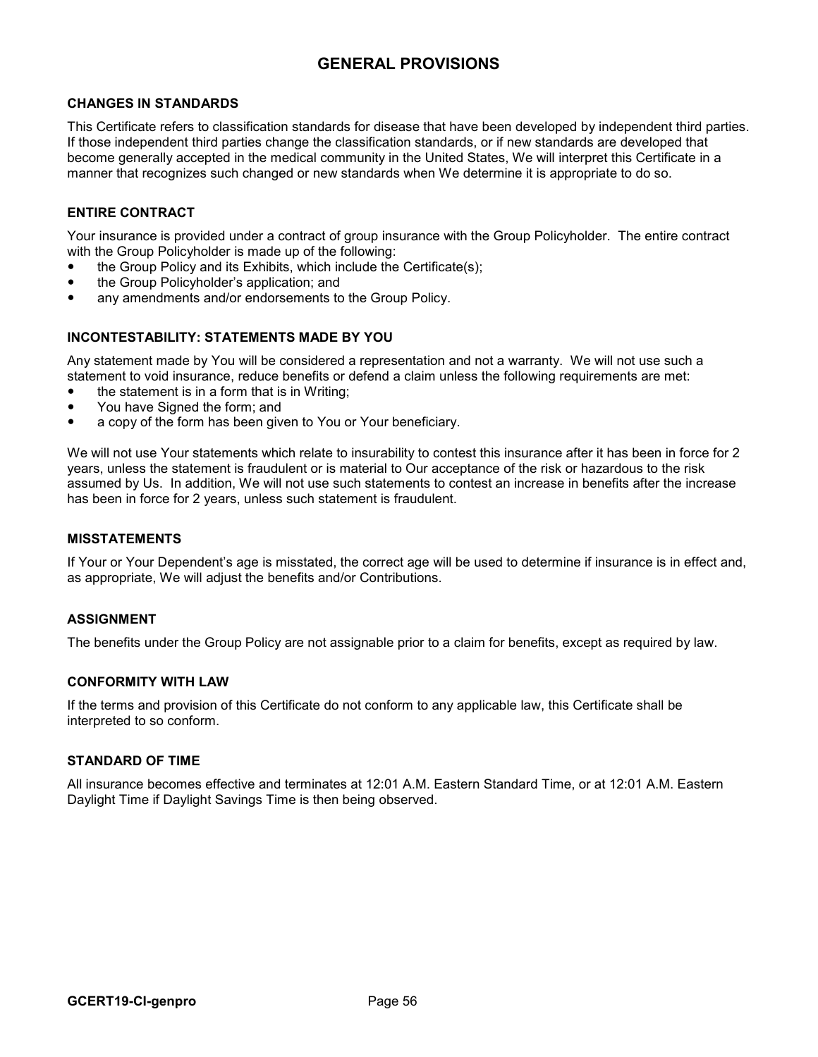# GENERAL PROVISIONS

## CHANGES IN STANDARDS

This Certificate refers to classification standards for disease that have been developed by independent third parties. If those independent third parties change the classification standards, or if new standards are developed that become generally accepted in the medical community in the United States, We will interpret this Certificate in a manner that recognizes such changed or new standards when We determine it is appropriate to do so.

## ENTIRE CONTRACT

Your insurance is provided under a contract of group insurance with the Group Policyholder. The entire contract with the Group Policyholder is made up of the following:

- the Group Policy and its Exhibits, which include the Certificate(s);
- the Group Policyholder's application; and
- any amendments and/or endorsements to the Group Policy.

## INCONTESTABILITY: STATEMENTS MADE BY YOU

Any statement made by You will be considered a representation and not a warranty. We will not use such a statement to void insurance, reduce benefits or defend a claim unless the following requirements are met:

- the statement is in a form that is in Writing;
- You have Signed the form; and
- a copy of the form has been given to You or Your beneficiary.

We will not use Your statements which relate to insurability to contest this insurance after it has been in force for 2 years, unless the statement is fraudulent or is material to Our acceptance of the risk or hazardous to the risk assumed by Us. In addition, We will not use such statements to contest an increase in benefits after the increase has been in force for 2 years, unless such statement is fraudulent.

## MISSTATEMENTS

If Your or Your Dependent's age is misstated, the correct age will be used to determine if insurance is in effect and, as appropriate, We will adjust the benefits and/or Contributions.

## ASSIGNMENT

The benefits under the Group Policy are not assignable prior to a claim for benefits, except as required by law.

## CONFORMITY WITH LAW

If the terms and provision of this Certificate do not conform to any applicable law, this Certificate shall be interpreted to so conform.

## STANDARD OF TIME

All insurance becomes effective and terminates at 12:01 A.M. Eastern Standard Time, or at 12:01 A.M. Eastern Daylight Time if Daylight Savings Time is then being observed.

GCERT19-CI-genpro